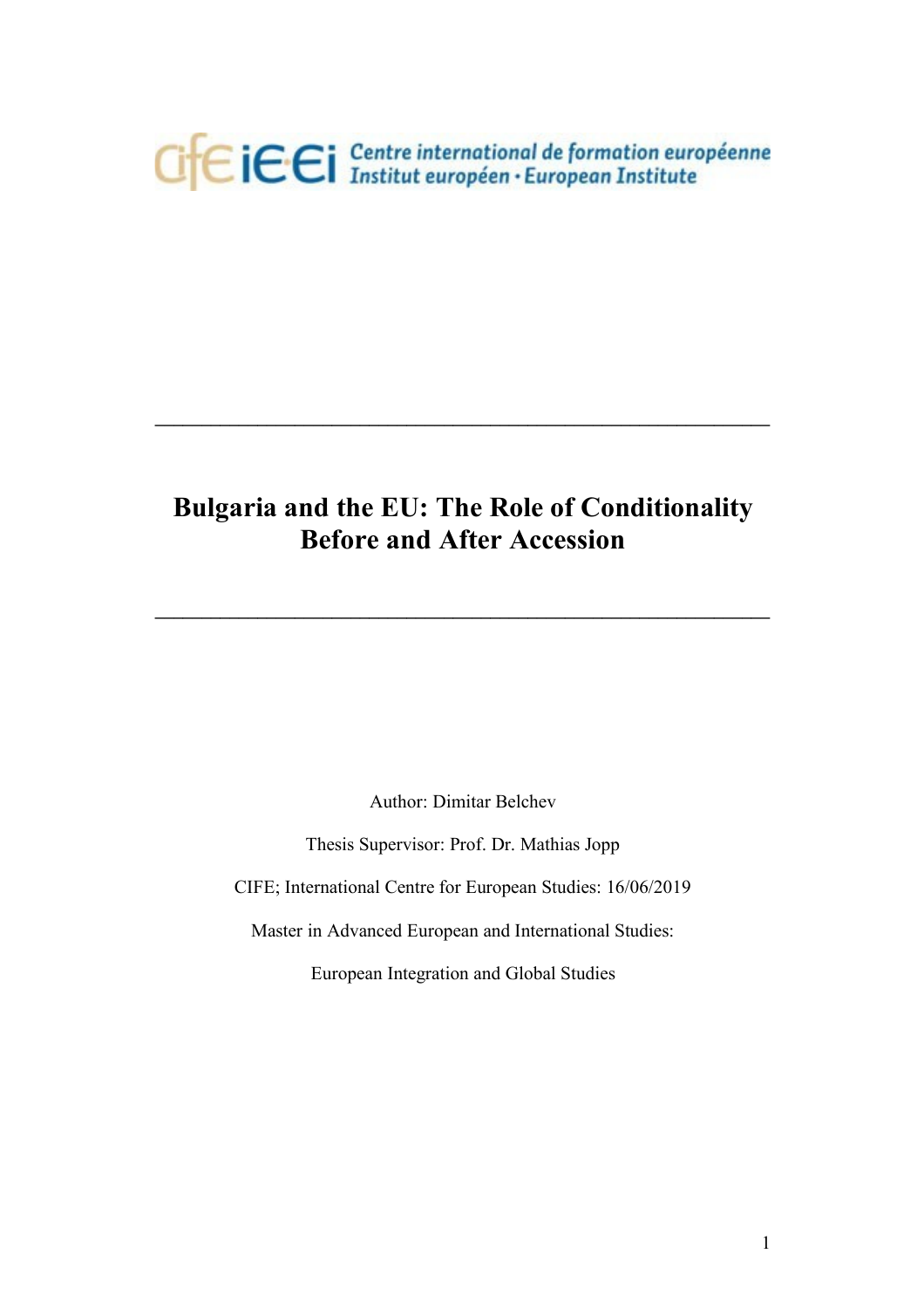Centre international de formation européenne
Institut européen · European Institute

---

# Bulgaria and the EU: The Role of Conditionality Before and After Accession

---

Author: Dimitar Belchev

Thesis Supervisor: Prof. Dr. Mathias Jopp

CIFE; International Centre for European Studies: 16/06/2019

Master in Advanced European and International Studies:

European Integration and Global Studies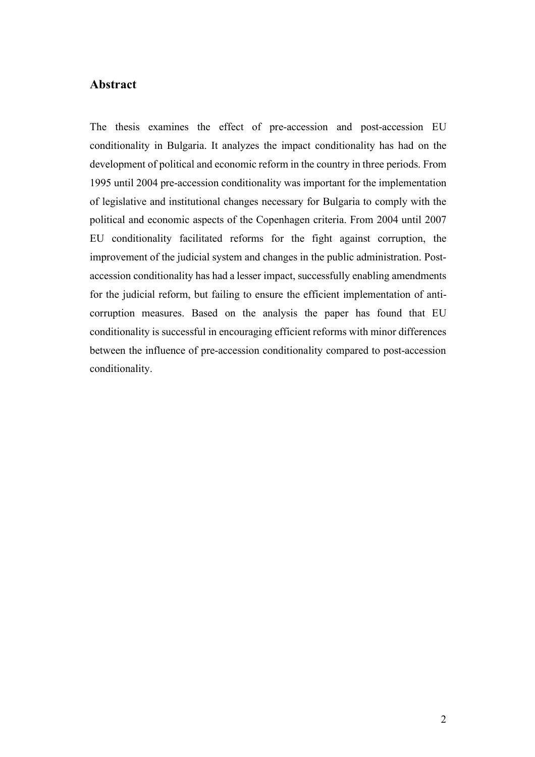## Abstract

The thesis examines the effect of pre-accession and post-accession EU conditionality in Bulgaria. It analyzes the impact conditionality has had on the development of political and economic reform in the country in three periods. From 1995 until 2004 pre-accession conditionality was important for the implementation of legislative and institutional changes necessary for Bulgaria to comply with the political and economic aspects of the Copenhagen criteria. From 2004 until 2007 EU conditionality facilitated reforms for the fight against corruption, the improvement of the judicial system and changes in the public administration. Post-accession conditionality has had a lesser impact, successfully enabling amendments for the judicial reform, but failing to ensure the efficient implementation of anti-corruption measures. Based on the analysis the paper has found that EU conditionality is successful in encouraging efficient reforms with minor differences between the influence of pre-accession conditionality compared to post-accession conditionality.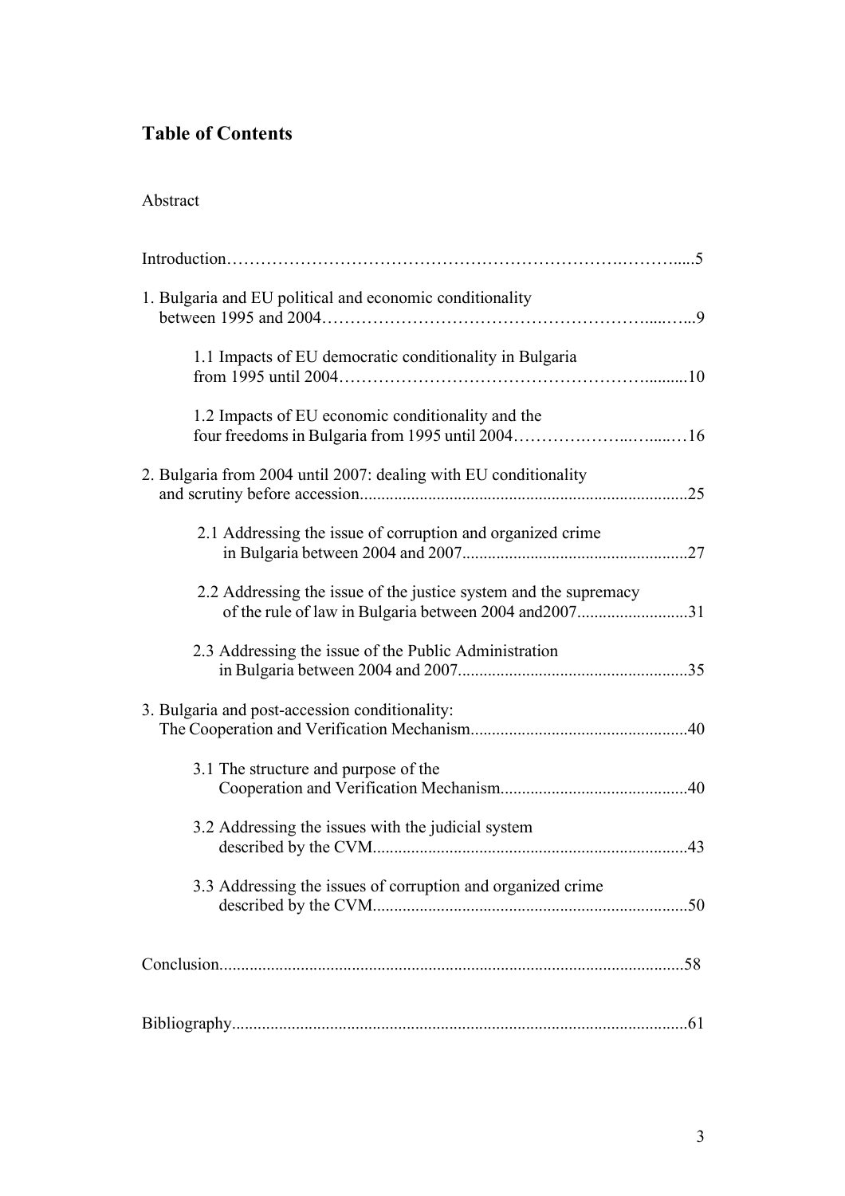# Table of Contents

Abstract

Introduction……………………………………………………………….……….....5

1. Bulgaria and EU political and economic conditionality between 1995 and 2004…………………………………………………....…...9

    1.1 Impacts of EU democratic conditionality in Bulgaria from 1995 until 2004…………………………………………………..........10

    1.2 Impacts of EU economic conditionality and the four freedoms in Bulgaria from 1995 until 2004……………….…..…....…16

2. Bulgaria from 2004 until 2007: dealing with EU conditionality and scrutiny before accession...........................................................................25

    2.1 Addressing the issue of corruption and organized crime in Bulgaria between 2004 and 2007....................................................27

    2.2 Addressing the issue of the justice system and the supremacy of the rule of law in Bulgaria between 2004 and2007.........................31

    2.3 Addressing the issue of the Public Administration in Bulgaria between 2004 and 2007.....................................................35

3. Bulgaria and post-accession conditionality: The Cooperation and Verification Mechanism..................................................40

    3.1 The structure and purpose of the Cooperation and Verification Mechanism...........................................40

    3.2 Addressing the issues with the judicial system described by the CVM.........................................................................43

    3.3 Addressing the issues of corruption and organized crime described by the CVM.........................................................................50

Conclusion............................................................................................................58

Bibliography..........................................................................................................61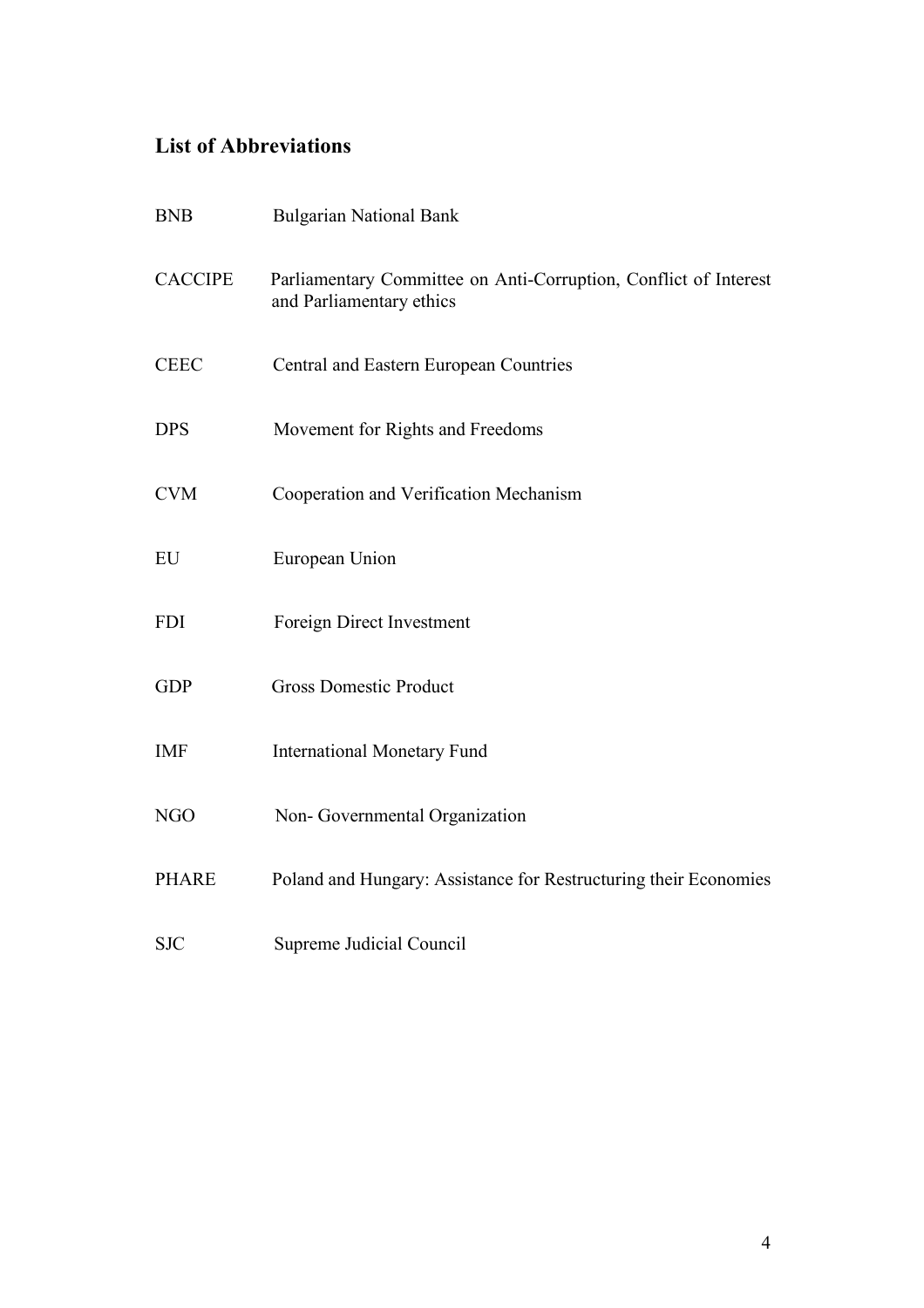## List of Abbreviations

| | |
|---|---|
| BNB | Bulgarian National Bank |
| CACCIPE | Parliamentary Committee on Anti-Corruption, Conflict of Interest and Parliamentary ethics |
| CEEC | Central and Eastern European Countries |
| DPS | Movement for Rights and Freedoms |
| CVM | Cooperation and Verification Mechanism |
| EU | European Union |
| FDI | Foreign Direct Investment |
| GDP | Gross Domestic Product |
| IMF | International Monetary Fund |
| NGO | Non- Governmental Organization |
| PHARE | Poland and Hungary: Assistance for Restructuring their Economies |
| SJC | Supreme Judicial Council |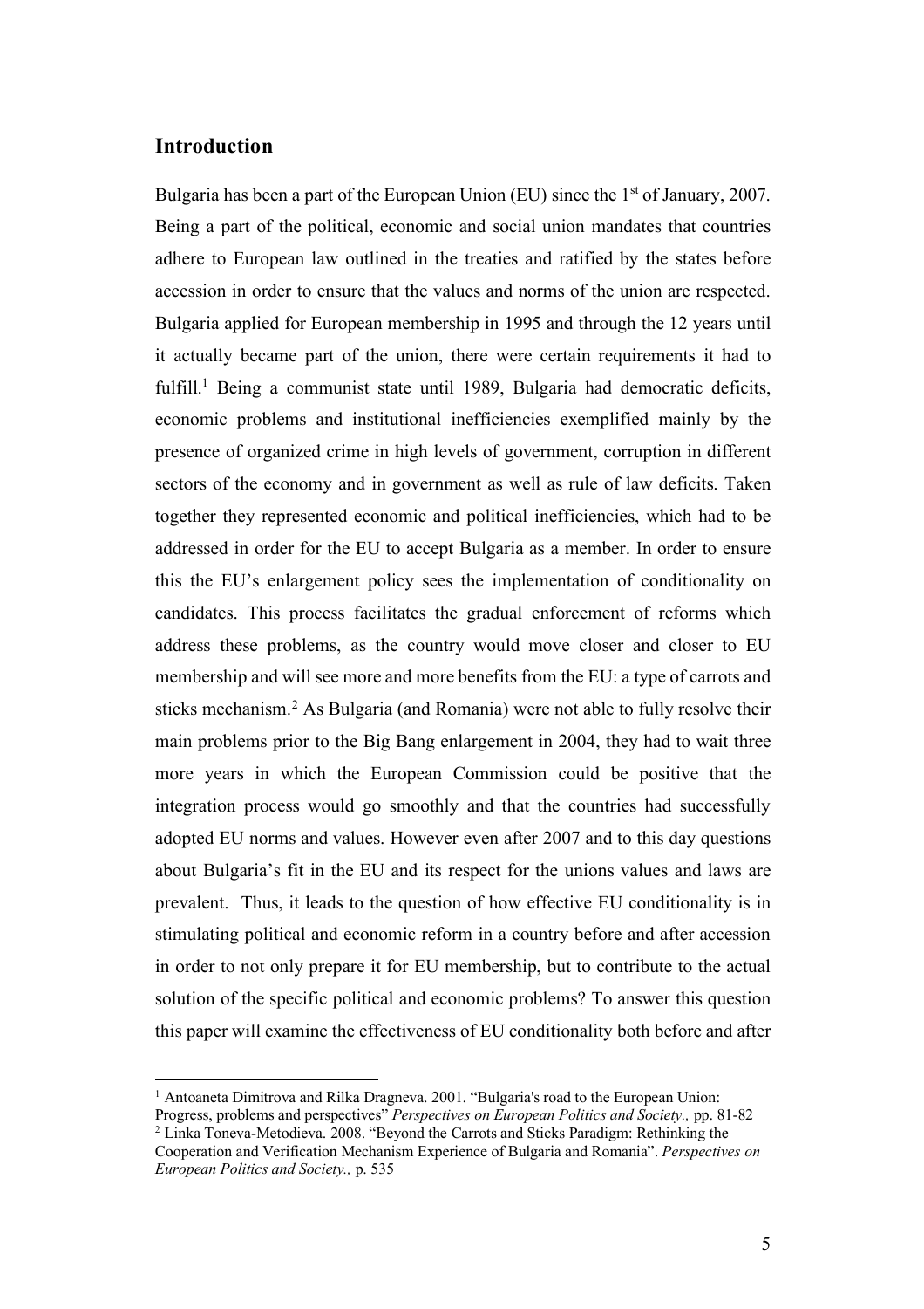## Introduction

Bulgaria has been a part of the European Union (EU) since the 1st of January, 2007. Being a part of the political, economic and social union mandates that countries adhere to European law outlined in the treaties and ratified by the states before accession in order to ensure that the values and norms of the union are respected. Bulgaria applied for European membership in 1995 and through the 12 years until it actually became part of the union, there were certain requirements it had to fulfill.[1] Being a communist state until 1989, Bulgaria had democratic deficits, economic problems and institutional inefficiencies exemplified mainly by the presence of organized crime in high levels of government, corruption in different sectors of the economy and in government as well as rule of law deficits. Taken together they represented economic and political inefficiencies, which had to be addressed in order for the EU to accept Bulgaria as a member. In order to ensure this the EU's enlargement policy sees the implementation of conditionality on candidates. This process facilitates the gradual enforcement of reforms which address these problems, as the country would move closer and closer to EU membership and will see more and more benefits from the EU: a type of carrots and sticks mechanism.[2] As Bulgaria (and Romania) were not able to fully resolve their main problems prior to the Big Bang enlargement in 2004, they had to wait three more years in which the European Commission could be positive that the integration process would go smoothly and that the countries had successfully adopted EU norms and values. However even after 2007 and to this day questions about Bulgaria's fit in the EU and its respect for the unions values and laws are prevalent. Thus, it leads to the question of how effective EU conditionality is in stimulating political and economic reform in a country before and after accession in order to not only prepare it for EU membership, but to contribute to the actual solution of the specific political and economic problems? To answer this question this paper will examine the effectiveness of EU conditionality both before and after

[1] Antoaneta Dimitrova and Rilka Dragneva. 2001. "Bulgaria's road to the European Union: Progress, problems and perspectives" *Perspectives on European Politics and Society.,* pp. 81-82

[2] Linka Toneva-Metodieva. 2008. "Beyond the Carrots and Sticks Paradigm: Rethinking the Cooperation and Verification Mechanism Experience of Bulgaria and Romania". *Perspectives on European Politics and Society.,* p. 535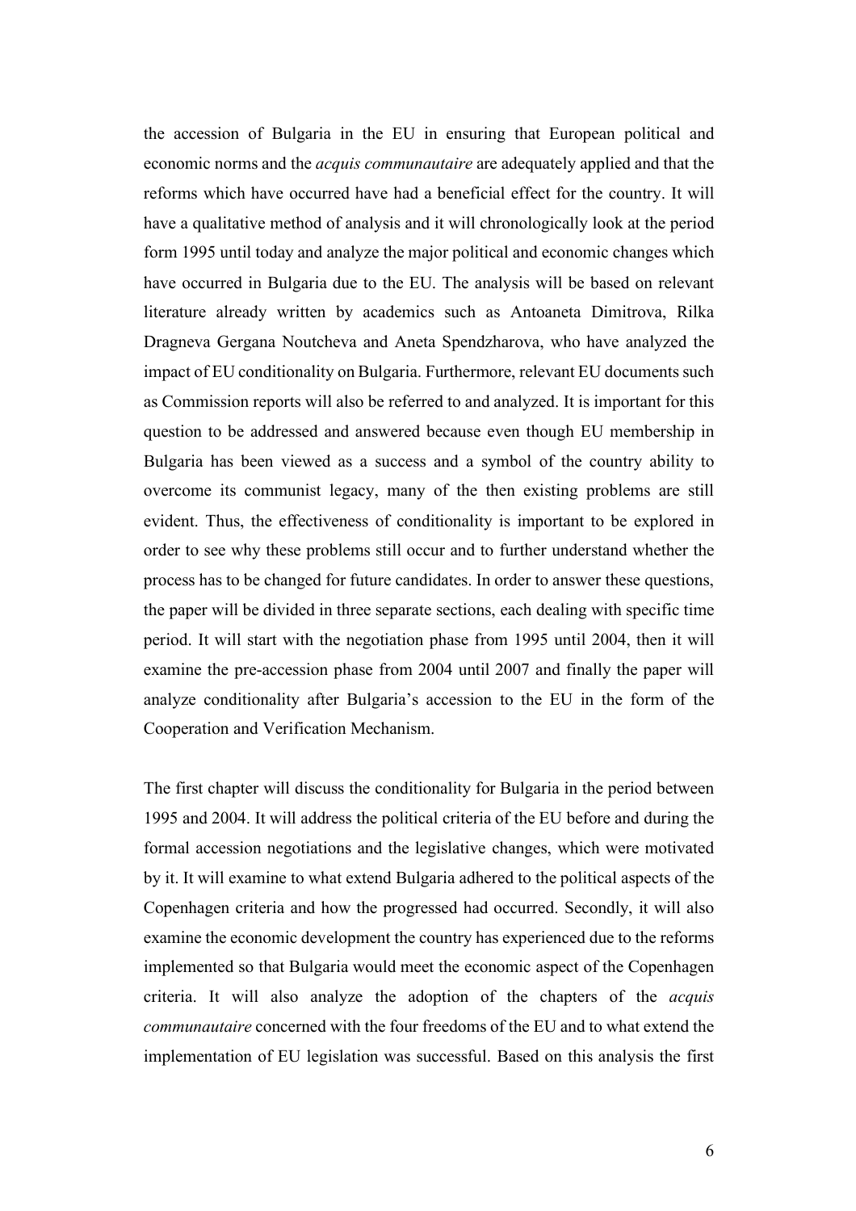the accession of Bulgaria in the EU in ensuring that European political and economic norms and the *acquis communautaire* are adequately applied and that the reforms which have occurred have had a beneficial effect for the country. It will have a qualitative method of analysis and it will chronologically look at the period form 1995 until today and analyze the major political and economic changes which have occurred in Bulgaria due to the EU. The analysis will be based on relevant literature already written by academics such as Antoaneta Dimitrova, Rilka Dragneva Gergana Noutcheva and Aneta Spendzharova, who have analyzed the impact of EU conditionality on Bulgaria. Furthermore, relevant EU documents such as Commission reports will also be referred to and analyzed. It is important for this question to be addressed and answered because even though EU membership in Bulgaria has been viewed as a success and a symbol of the country ability to overcome its communist legacy, many of the then existing problems are still evident. Thus, the effectiveness of conditionality is important to be explored in order to see why these problems still occur and to further understand whether the process has to be changed for future candidates. In order to answer these questions, the paper will be divided in three separate sections, each dealing with specific time period. It will start with the negotiation phase from 1995 until 2004, then it will examine the pre-accession phase from 2004 until 2007 and finally the paper will analyze conditionality after Bulgaria's accession to the EU in the form of the Cooperation and Verification Mechanism.

The first chapter will discuss the conditionality for Bulgaria in the period between 1995 and 2004. It will address the political criteria of the EU before and during the formal accession negotiations and the legislative changes, which were motivated by it. It will examine to what extend Bulgaria adhered to the political aspects of the Copenhagen criteria and how the progressed had occurred. Secondly, it will also examine the economic development the country has experienced due to the reforms implemented so that Bulgaria would meet the economic aspect of the Copenhagen criteria. It will also analyze the adoption of the chapters of the *acquis communautaire* concerned with the four freedoms of the EU and to what extend the implementation of EU legislation was successful. Based on this analysis the first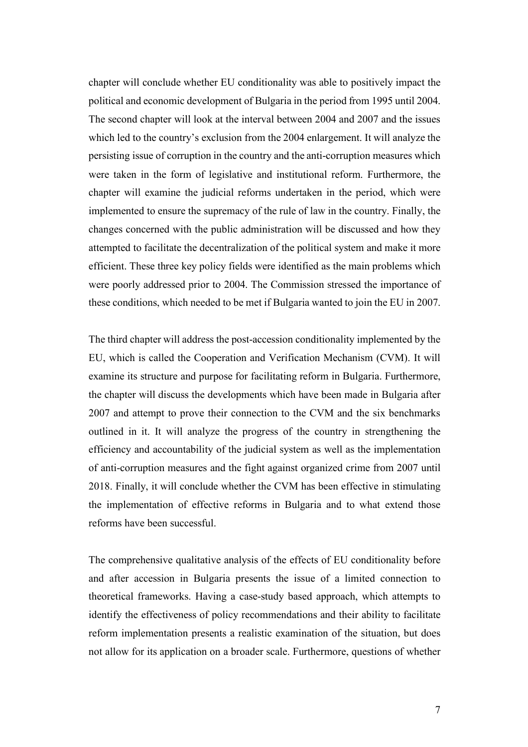chapter will conclude whether EU conditionality was able to positively impact the political and economic development of Bulgaria in the period from 1995 until 2004. The second chapter will look at the interval between 2004 and 2007 and the issues which led to the country's exclusion from the 2004 enlargement. It will analyze the persisting issue of corruption in the country and the anti-corruption measures which were taken in the form of legislative and institutional reform. Furthermore, the chapter will examine the judicial reforms undertaken in the period, which were implemented to ensure the supremacy of the rule of law in the country. Finally, the changes concerned with the public administration will be discussed and how they attempted to facilitate the decentralization of the political system and make it more efficient. These three key policy fields were identified as the main problems which were poorly addressed prior to 2004. The Commission stressed the importance of these conditions, which needed to be met if Bulgaria wanted to join the EU in 2007.

The third chapter will address the post-accession conditionality implemented by the EU, which is called the Cooperation and Verification Mechanism (CVM). It will examine its structure and purpose for facilitating reform in Bulgaria. Furthermore, the chapter will discuss the developments which have been made in Bulgaria after 2007 and attempt to prove their connection to the CVM and the six benchmarks outlined in it. It will analyze the progress of the country in strengthening the efficiency and accountability of the judicial system as well as the implementation of anti-corruption measures and the fight against organized crime from 2007 until 2018. Finally, it will conclude whether the CVM has been effective in stimulating the implementation of effective reforms in Bulgaria and to what extend those reforms have been successful.

The comprehensive qualitative analysis of the effects of EU conditionality before and after accession in Bulgaria presents the issue of a limited connection to theoretical frameworks. Having a case-study based approach, which attempts to identify the effectiveness of policy recommendations and their ability to facilitate reform implementation presents a realistic examination of the situation, but does not allow for its application on a broader scale. Furthermore, questions of whether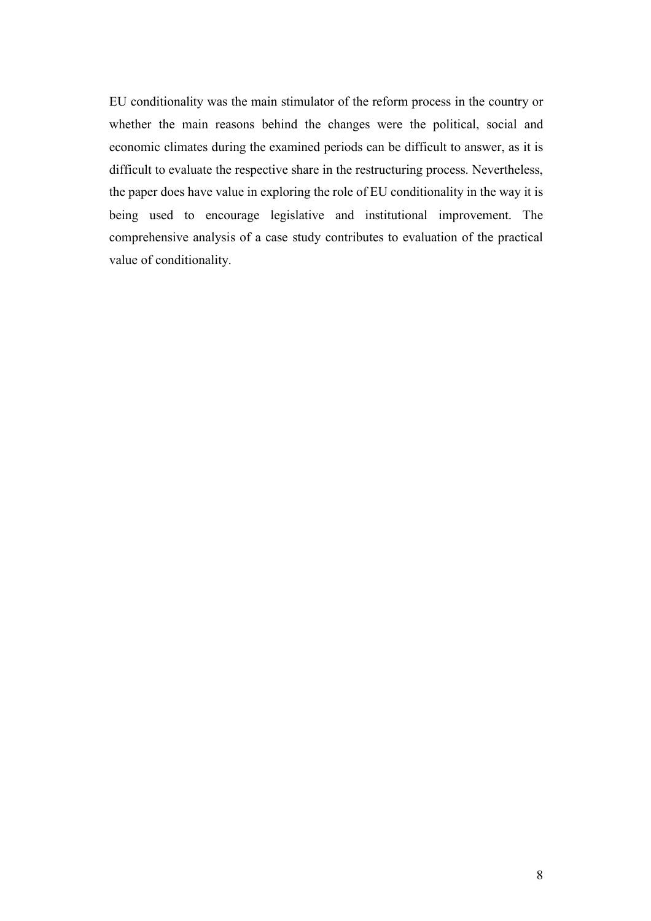EU conditionality was the main stimulator of the reform process in the country or whether the main reasons behind the changes were the political, social and economic climates during the examined periods can be difficult to answer, as it is difficult to evaluate the respective share in the restructuring process. Nevertheless, the paper does have value in exploring the role of EU conditionality in the way it is being used to encourage legislative and institutional improvement. The comprehensive analysis of a case study contributes to evaluation of the practical value of conditionality.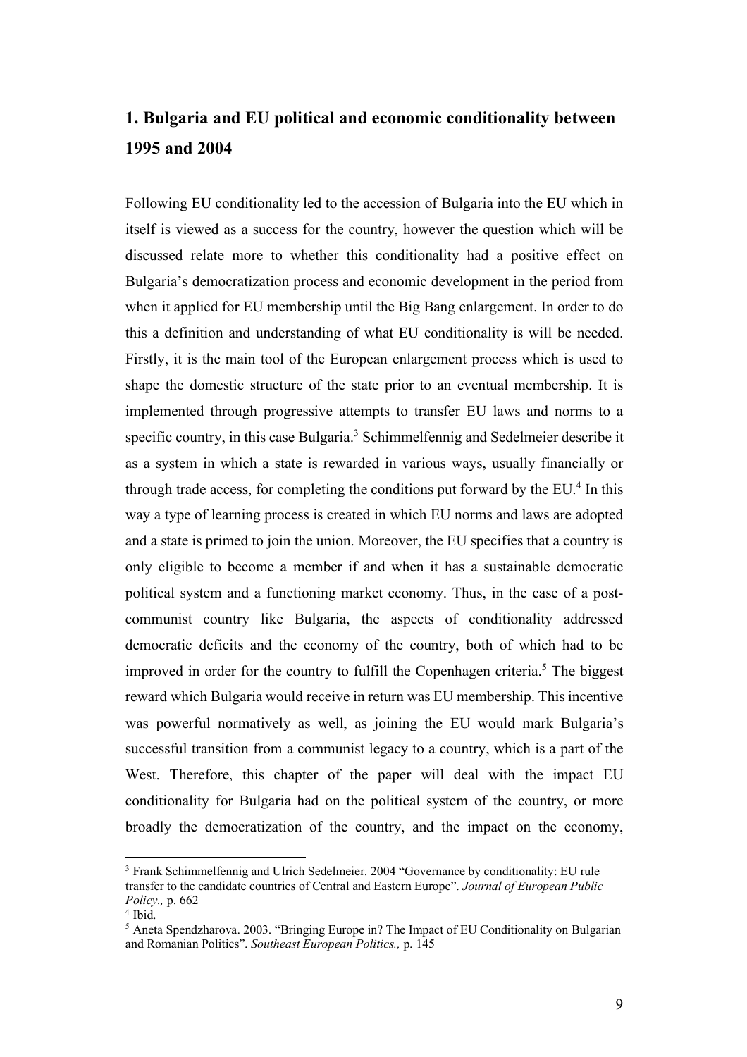## 1. Bulgaria and EU political and economic conditionality between 1995 and 2004

Following EU conditionality led to the accession of Bulgaria into the EU which in itself is viewed as a success for the country, however the question which will be discussed relate more to whether this conditionality had a positive effect on Bulgaria's democratization process and economic development in the period from when it applied for EU membership until the Big Bang enlargement. In order to do this a definition and understanding of what EU conditionality is will be needed. Firstly, it is the main tool of the European enlargement process which is used to shape the domestic structure of the state prior to an eventual membership. It is implemented through progressive attempts to transfer EU laws and norms to a specific country, in this case Bulgaria.[3] Schimmelfennig and Sedelmeier describe it as a system in which a state is rewarded in various ways, usually financially or through trade access, for completing the conditions put forward by the EU.[4] In this way a type of learning process is created in which EU norms and laws are adopted and a state is primed to join the union. Moreover, the EU specifies that a country is only eligible to become a member if and when it has a sustainable democratic political system and a functioning market economy. Thus, in the case of a post-communist country like Bulgaria, the aspects of conditionality addressed democratic deficits and the economy of the country, both of which had to be improved in order for the country to fulfill the Copenhagen criteria.[5] The biggest reward which Bulgaria would receive in return was EU membership. This incentive was powerful normatively as well, as joining the EU would mark Bulgaria's successful transition from a communist legacy to a country, which is a part of the West. Therefore, this chapter of the paper will deal with the impact EU conditionality for Bulgaria had on the political system of the country, or more broadly the democratization of the country, and the impact on the economy,

---

[3] Frank Schimmelfennig and Ulrich Sedelmeier. 2004 "Governance by conditionality: EU rule transfer to the candidate countries of Central and Eastern Europe". *Journal of European Public Policy.,* p. 662

[4] Ibid.

[5] Aneta Spendzharova. 2003. "Bringing Europe in? The Impact of EU Conditionality on Bulgarian and Romanian Politics". *Southeast European Politics.,* p. 145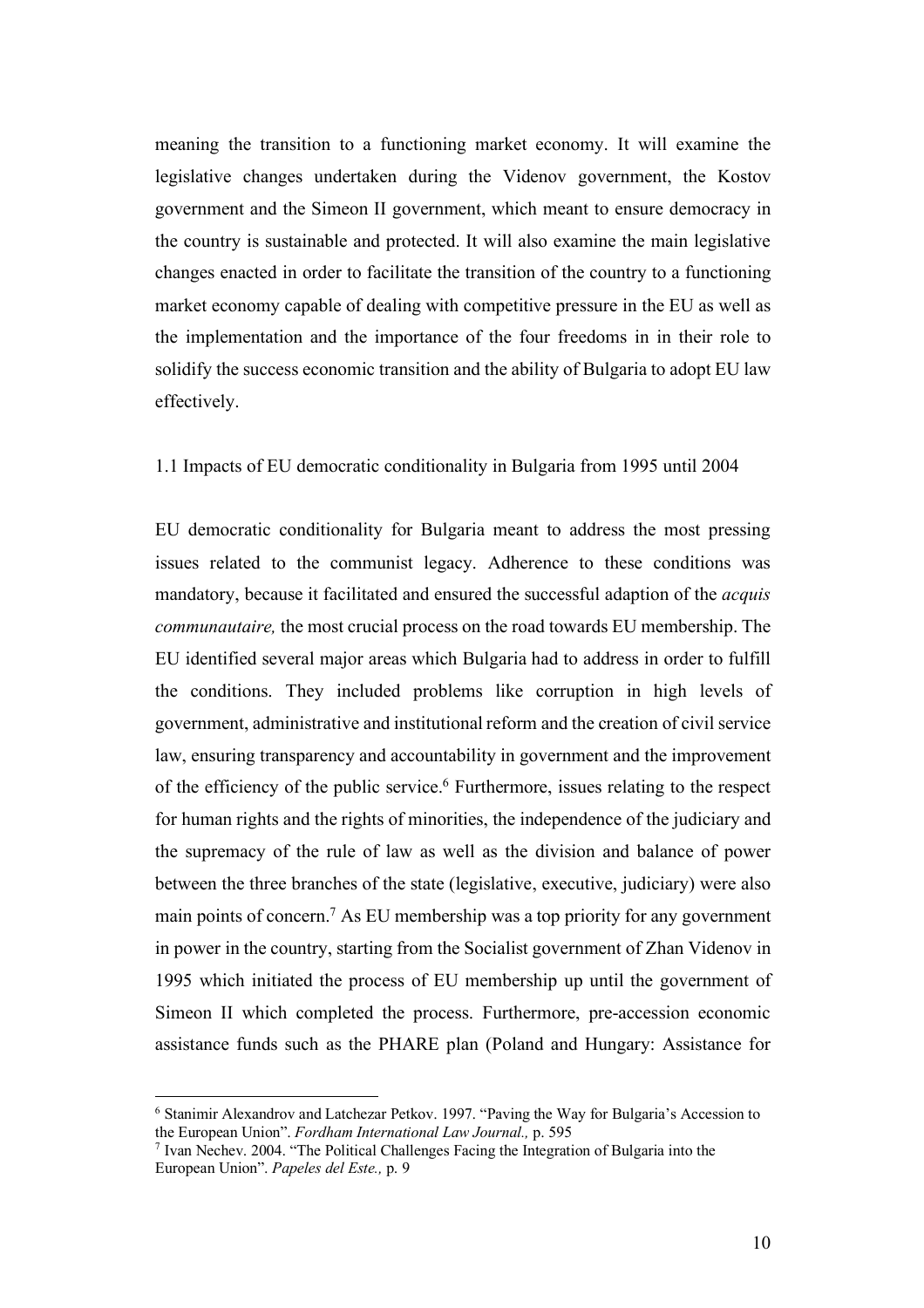meaning the transition to a functioning market economy. It will examine the legislative changes undertaken during the Videnov government, the Kostov government and the Simeon II government, which meant to ensure democracy in the country is sustainable and protected. It will also examine the main legislative changes enacted in order to facilitate the transition of the country to a functioning market economy capable of dealing with competitive pressure in the EU as well as the implementation and the importance of the four freedoms in in their role to solidify the success economic transition and the ability of Bulgaria to adopt EU law effectively.

## 1.1 Impacts of EU democratic conditionality in Bulgaria from 1995 until 2004

EU democratic conditionality for Bulgaria meant to address the most pressing issues related to the communist legacy. Adherence to these conditions was mandatory, because it facilitated and ensured the successful adaption of the *acquis communautaire,* the most crucial process on the road towards EU membership. The EU identified several major areas which Bulgaria had to address in order to fulfill the conditions. They included problems like corruption in high levels of government, administrative and institutional reform and the creation of civil service law, ensuring transparency and accountability in government and the improvement of the efficiency of the public service.[6] Furthermore, issues relating to the respect for human rights and the rights of minorities, the independence of the judiciary and the supremacy of the rule of law as well as the division and balance of power between the three branches of the state (legislative, executive, judiciary) were also main points of concern.[7] As EU membership was a top priority for any government in power in the country, starting from the Socialist government of Zhan Videnov in 1995 which initiated the process of EU membership up until the government of Simeon II which completed the process. Furthermore, pre-accession economic assistance funds such as the PHARE plan (Poland and Hungary: Assistance for

---

[6] Stanimir Alexandrov and Latchezar Petkov. 1997. "Paving the Way for Bulgaria's Accession to the European Union". *Fordham International Law Journal.,* p. 595

[7] Ivan Nechev. 2004. "The Political Challenges Facing the Integration of Bulgaria into the European Union". *Papeles del Este.,* p. 9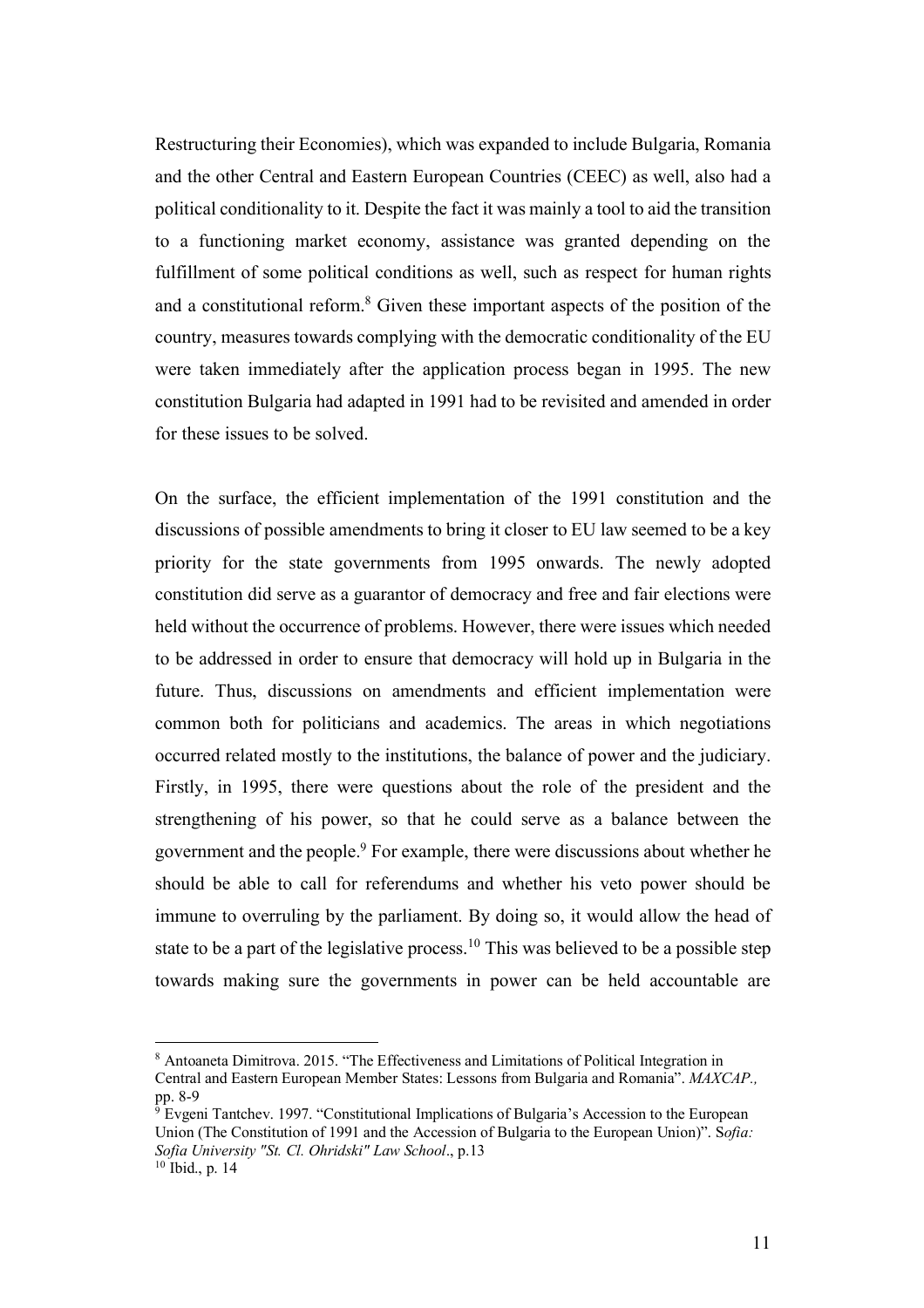Restructuring their Economies), which was expanded to include Bulgaria, Romania and the other Central and Eastern European Countries (CEEC) as well, also had a political conditionality to it. Despite the fact it was mainly a tool to aid the transition to a functioning market economy, assistance was granted depending on the fulfillment of some political conditions as well, such as respect for human rights and a constitutional reform.[8] Given these important aspects of the position of the country, measures towards complying with the democratic conditionality of the EU were taken immediately after the application process began in 1995. The new constitution Bulgaria had adapted in 1991 had to be revisited and amended in order for these issues to be solved.

On the surface, the efficient implementation of the 1991 constitution and the discussions of possible amendments to bring it closer to EU law seemed to be a key priority for the state governments from 1995 onwards. The newly adopted constitution did serve as a guarantor of democracy and free and fair elections were held without the occurrence of problems. However, there were issues which needed to be addressed in order to ensure that democracy will hold up in Bulgaria in the future. Thus, discussions on amendments and efficient implementation were common both for politicians and academics. The areas in which negotiations occurred related mostly to the institutions, the balance of power and the judiciary. Firstly, in 1995, there were questions about the role of the president and the strengthening of his power, so that he could serve as a balance between the government and the people.[9] For example, there were discussions about whether he should be able to call for referendums and whether his veto power should be immune to overruling by the parliament. By doing so, it would allow the head of state to be a part of the legislative process.[10] This was believed to be a possible step towards making sure the governments in power can be held accountable are

---

[8] Antoaneta Dimitrova. 2015. "The Effectiveness and Limitations of Political Integration in Central and Eastern European Member States: Lessons from Bulgaria and Romania". *MAXCAP.,* pp. 8-9

[9] Evgeni Tantchev. 1997. "Constitutional Implications of Bulgaria's Accession to the European Union (The Constitution of 1991 and the Accession of Bulgaria to the European Union)". S*ofia: Sofia University "St. Cl. Ohridski" Law School*., p.13

[10] Ibid., p. 14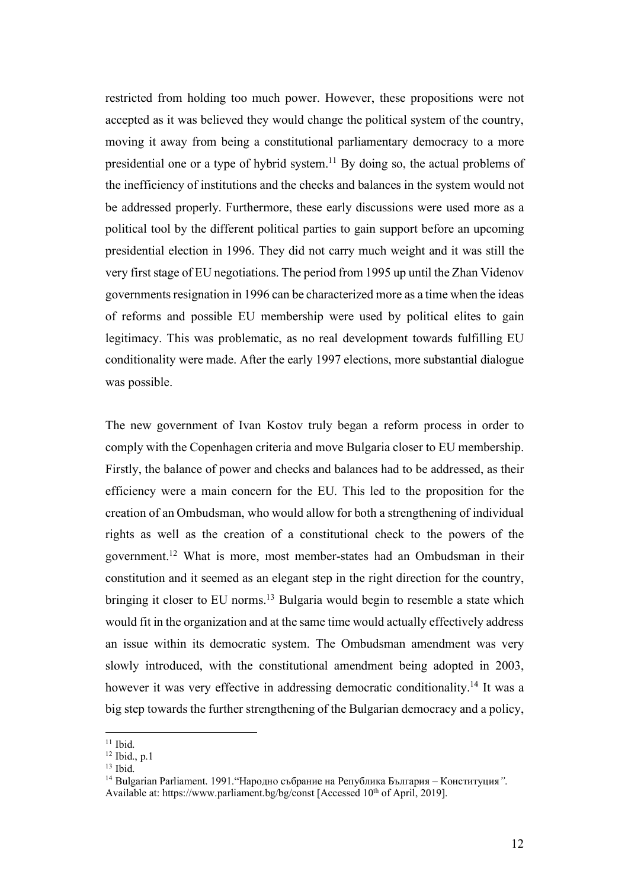restricted from holding too much power. However, these propositions were not accepted as it was believed they would change the political system of the country, moving it away from being a constitutional parliamentary democracy to a more presidential one or a type of hybrid system.[11] By doing so, the actual problems of the inefficiency of institutions and the checks and balances in the system would not be addressed properly. Furthermore, these early discussions were used more as a political tool by the different political parties to gain support before an upcoming presidential election in 1996. They did not carry much weight and it was still the very first stage of EU negotiations. The period from 1995 up until the Zhan Videnov governments resignation in 1996 can be characterized more as a time when the ideas of reforms and possible EU membership were used by political elites to gain legitimacy. This was problematic, as no real development towards fulfilling EU conditionality were made. After the early 1997 elections, more substantial dialogue was possible.

The new government of Ivan Kostov truly began a reform process in order to comply with the Copenhagen criteria and move Bulgaria closer to EU membership. Firstly, the balance of power and checks and balances had to be addressed, as their efficiency were a main concern for the EU. This led to the proposition for the creation of an Ombudsman, who would allow for both a strengthening of individual rights as well as the creation of a constitutional check to the powers of the government.[12] What is more, most member-states had an Ombudsman in their constitution and it seemed as an elegant step in the right direction for the country, bringing it closer to EU norms.[13] Bulgaria would begin to resemble a state which would fit in the organization and at the same time would actually effectively address an issue within its democratic system. The Ombudsman amendment was very slowly introduced, with the constitutional amendment being adopted in 2003, however it was very effective in addressing democratic conditionality.[14] It was a big step towards the further strengthening of the Bulgarian democracy and a policy,

---

[11] Ibid.

[12] Ibid., p.1

[13] Ibid.

[14] Bulgarian Parliament. 1991."Народно събрание на Република България – Конституция". Available at: https://www.parliament.bg/bg/const [Accessed 10th of April, 2019].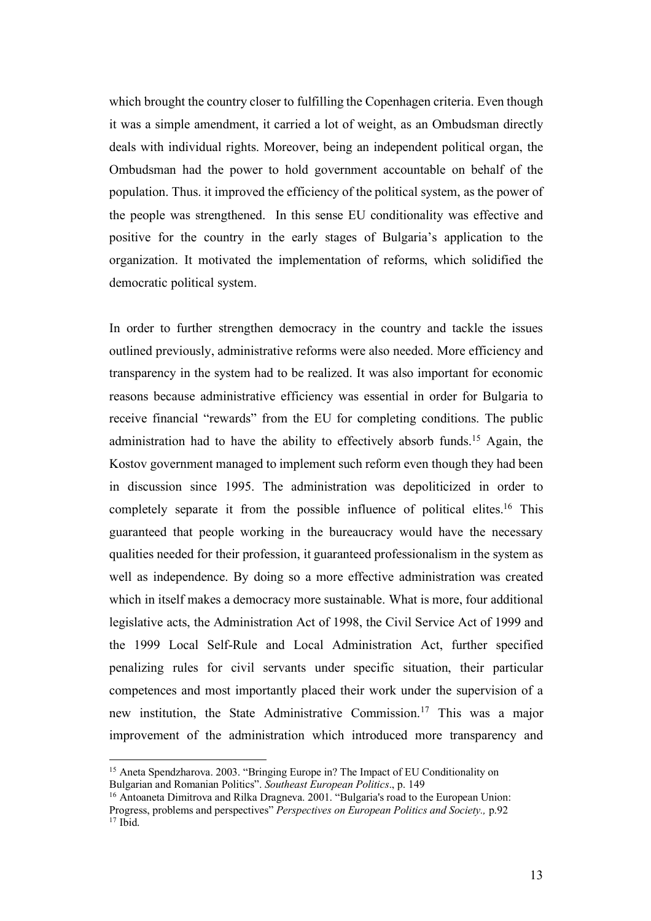which brought the country closer to fulfilling the Copenhagen criteria. Even though it was a simple amendment, it carried a lot of weight, as an Ombudsman directly deals with individual rights. Moreover, being an independent political organ, the Ombudsman had the power to hold government accountable on behalf of the population. Thus. it improved the efficiency of the political system, as the power of the people was strengthened. In this sense EU conditionality was effective and positive for the country in the early stages of Bulgaria's application to the organization. It motivated the implementation of reforms, which solidified the democratic political system.

In order to further strengthen democracy in the country and tackle the issues outlined previously, administrative reforms were also needed. More efficiency and transparency in the system had to be realized. It was also important for economic reasons because administrative efficiency was essential in order for Bulgaria to receive financial "rewards" from the EU for completing conditions. The public administration had to have the ability to effectively absorb funds.[15] Again, the Kostov government managed to implement such reform even though they had been in discussion since 1995. The administration was depoliticized in order to completely separate it from the possible influence of political elites.[16] This guaranteed that people working in the bureaucracy would have the necessary qualities needed for their profession, it guaranteed professionalism in the system as well as independence. By doing so a more effective administration was created which in itself makes a democracy more sustainable. What is more, four additional legislative acts, the Administration Act of 1998, the Civil Service Act of 1999 and the 1999 Local Self-Rule and Local Administration Act, further specified penalizing rules for civil servants under specific situation, their particular competences and most importantly placed their work under the supervision of a new institution, the State Administrative Commission.[17] This was a major improvement of the administration which introduced more transparency and

---

[15] Aneta Spendzharova. 2003. "Bringing Europe in? The Impact of EU Conditionality on Bulgarian and Romanian Politics". *Southeast European Politics*., p. 149

[16] Antoaneta Dimitrova and Rilka Dragneva. 2001. "Bulgaria's road to the European Union: Progress, problems and perspectives" *Perspectives on European Politics and Society.,* p.92

[17] Ibid.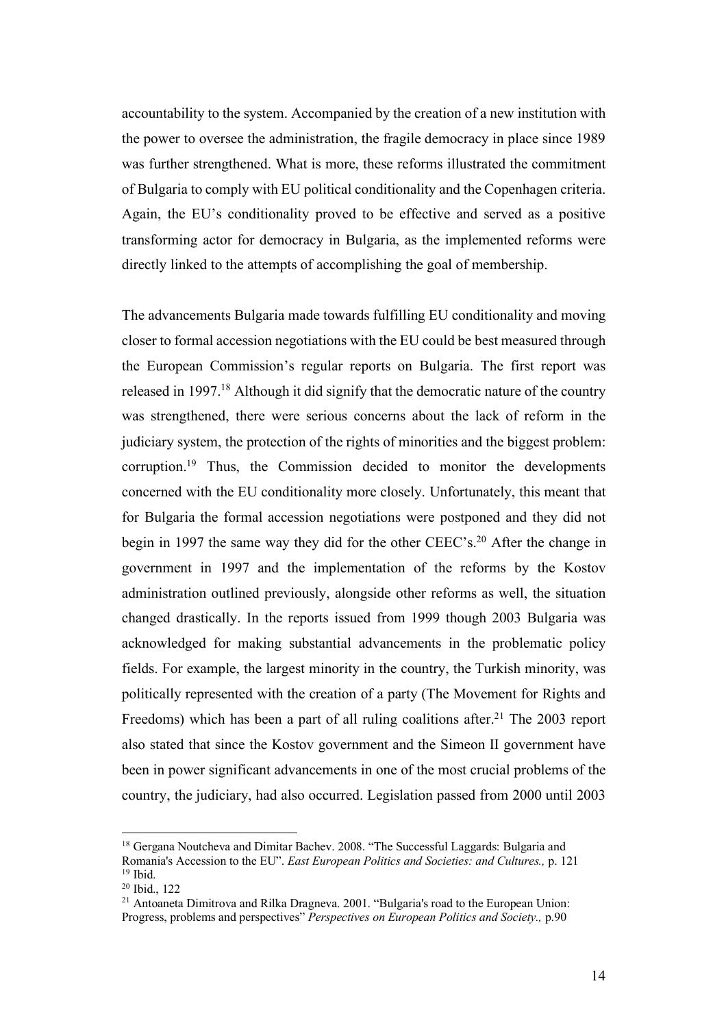accountability to the system. Accompanied by the creation of a new institution with the power to oversee the administration, the fragile democracy in place since 1989 was further strengthened. What is more, these reforms illustrated the commitment of Bulgaria to comply with EU political conditionality and the Copenhagen criteria. Again, the EU's conditionality proved to be effective and served as a positive transforming actor for democracy in Bulgaria, as the implemented reforms were directly linked to the attempts of accomplishing the goal of membership.

The advancements Bulgaria made towards fulfilling EU conditionality and moving closer to formal accession negotiations with the EU could be best measured through the European Commission's regular reports on Bulgaria. The first report was released in 1997.[18] Although it did signify that the democratic nature of the country was strengthened, there were serious concerns about the lack of reform in the judiciary system, the protection of the rights of minorities and the biggest problem: corruption.[19] Thus, the Commission decided to monitor the developments concerned with the EU conditionality more closely. Unfortunately, this meant that for Bulgaria the formal accession negotiations were postponed and they did not begin in 1997 the same way they did for the other CEEC's.[20] After the change in government in 1997 and the implementation of the reforms by the Kostov administration outlined previously, alongside other reforms as well, the situation changed drastically. In the reports issued from 1999 though 2003 Bulgaria was acknowledged for making substantial advancements in the problematic policy fields. For example, the largest minority in the country, the Turkish minority, was politically represented with the creation of a party (The Movement for Rights and Freedoms) which has been a part of all ruling coalitions after.[21] The 2003 report also stated that since the Kostov government and the Simeon II government have been in power significant advancements in one of the most crucial problems of the country, the judiciary, had also occurred. Legislation passed from 2000 until 2003

---

[18] Gergana Noutcheva and Dimitar Bachev. 2008. "The Successful Laggards: Bulgaria and Romania's Accession to the EU". *East European Politics and Societies: and Cultures.,* p. 121

[19] Ibid.

[20] Ibid., 122

[21] Antoaneta Dimitrova and Rilka Dragneva. 2001. "Bulgaria's road to the European Union: Progress, problems and perspectives" *Perspectives on European Politics and Society.,* p.90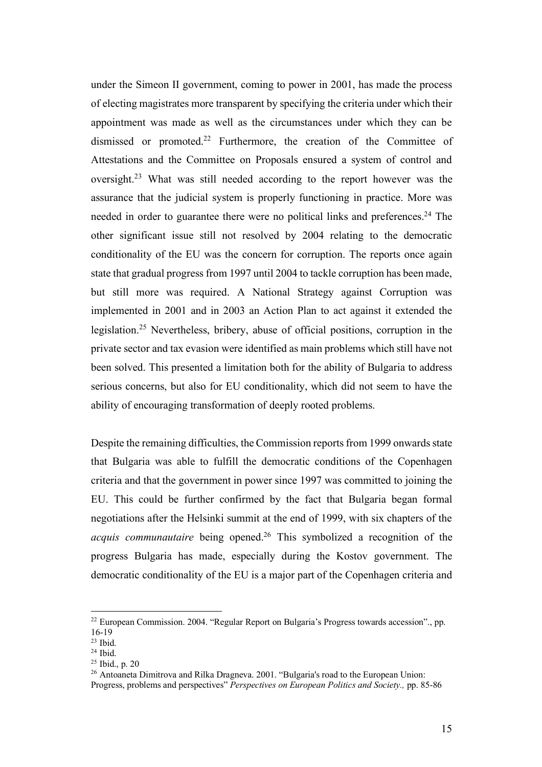under the Simeon II government, coming to power in 2001, has made the process of electing magistrates more transparent by specifying the criteria under which their appointment was made as well as the circumstances under which they can be dismissed or promoted.[22] Furthermore, the creation of the Committee of Attestations and the Committee on Proposals ensured a system of control and oversight.[23] What was still needed according to the report however was the assurance that the judicial system is properly functioning in practice. More was needed in order to guarantee there were no political links and preferences.[24] The other significant issue still not resolved by 2004 relating to the democratic conditionality of the EU was the concern for corruption. The reports once again state that gradual progress from 1997 until 2004 to tackle corruption has been made, but still more was required. A National Strategy against Corruption was implemented in 2001 and in 2003 an Action Plan to act against it extended the legislation.[25] Nevertheless, bribery, abuse of official positions, corruption in the private sector and tax evasion were identified as main problems which still have not been solved. This presented a limitation both for the ability of Bulgaria to address serious concerns, but also for EU conditionality, which did not seem to have the ability of encouraging transformation of deeply rooted problems.

Despite the remaining difficulties, the Commission reports from 1999 onwards state that Bulgaria was able to fulfill the democratic conditions of the Copenhagen criteria and that the government in power since 1997 was committed to joining the EU. This could be further confirmed by the fact that Bulgaria began formal negotiations after the Helsinki summit at the end of 1999, with six chapters of the *acquis communautaire* being opened.[26] This symbolized a recognition of the progress Bulgaria has made, especially during the Kostov government. The democratic conditionality of the EU is a major part of the Copenhagen criteria and

---

[22] European Commission. 2004. "Regular Report on Bulgaria's Progress towards accession"., pp. 16-19

[23] Ibid.

[24] Ibid.

[25] Ibid., p. 20

[26] Antoaneta Dimitrova and Rilka Dragneva. 2001. "Bulgaria's road to the European Union: Progress, problems and perspectives" *Perspectives on European Politics and Society.,* pp. 85-86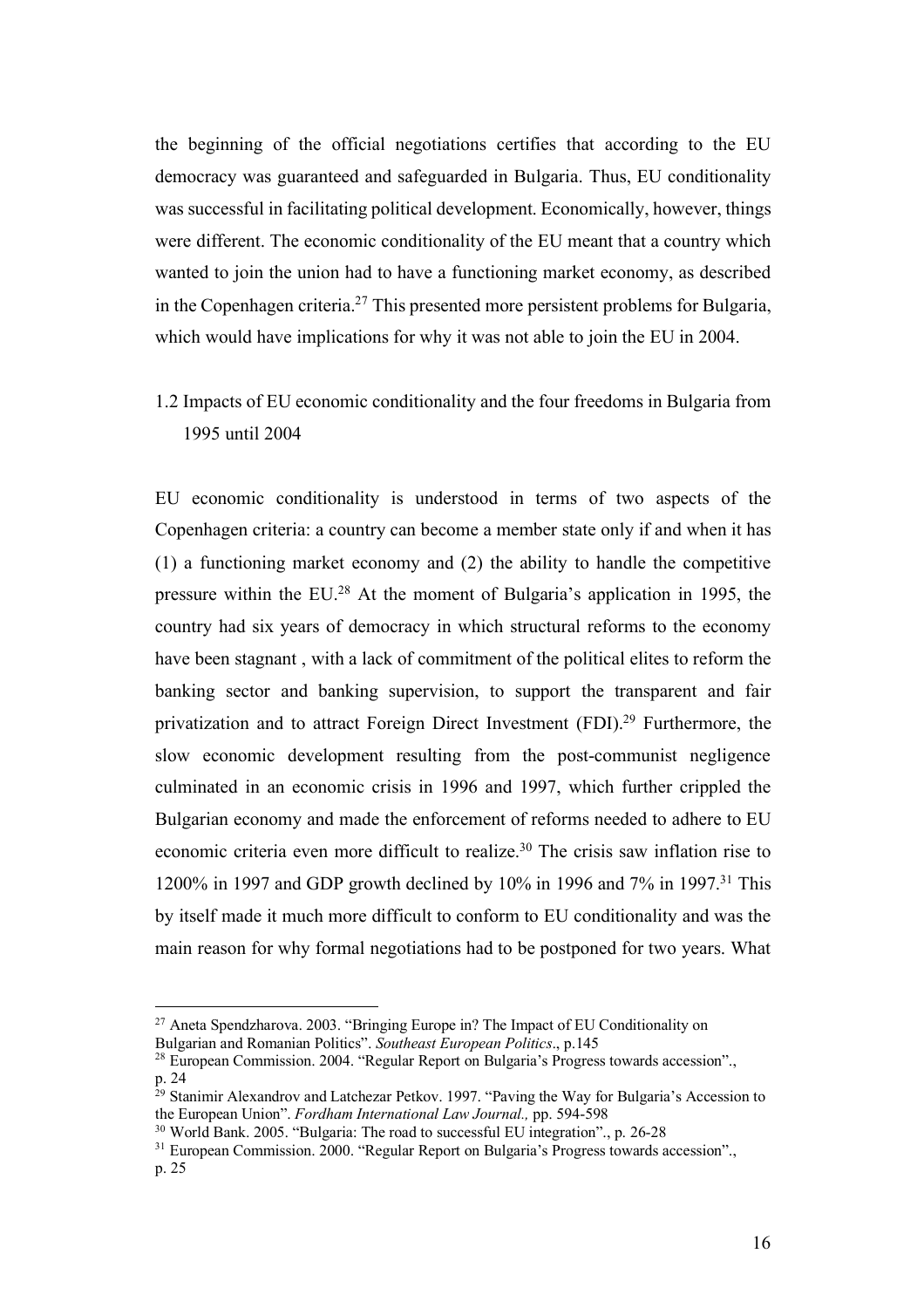the beginning of the official negotiations certifies that according to the EU democracy was guaranteed and safeguarded in Bulgaria. Thus, EU conditionality was successful in facilitating political development. Economically, however, things were different. The economic conditionality of the EU meant that a country which wanted to join the union had to have a functioning market economy, as described in the Copenhagen criteria.[27] This presented more persistent problems for Bulgaria, which would have implications for why it was not able to join the EU in 2004.

### 1.2 Impacts of EU economic conditionality and the four freedoms in Bulgaria from 1995 until 2004

EU economic conditionality is understood in terms of two aspects of the Copenhagen criteria: a country can become a member state only if and when it has (1) a functioning market economy and (2) the ability to handle the competitive pressure within the EU.[28] At the moment of Bulgaria's application in 1995, the country had six years of democracy in which structural reforms to the economy have been stagnant , with a lack of commitment of the political elites to reform the banking sector and banking supervision, to support the transparent and fair privatization and to attract Foreign Direct Investment (FDI).[29] Furthermore, the slow economic development resulting from the post-communist negligence culminated in an economic crisis in 1996 and 1997, which further crippled the Bulgarian economy and made the enforcement of reforms needed to adhere to EU economic criteria even more difficult to realize.[30] The crisis saw inflation rise to 1200% in 1997 and GDP growth declined by 10% in 1996 and 7% in 1997.[31] This by itself made it much more difficult to conform to EU conditionality and was the main reason for why formal negotiations had to be postponed for two years. What

---

[27] Aneta Spendzharova. 2003. "Bringing Europe in? The Impact of EU Conditionality on Bulgarian and Romanian Politics". *Southeast European Politics*., p.145

[28] European Commission. 2004. "Regular Report on Bulgaria's Progress towards accession"., p. 24

[29] Stanimir Alexandrov and Latchezar Petkov. 1997. "Paving the Way for Bulgaria's Accession to the European Union". *Fordham International Law Journal.,* pp. 594-598

[30] World Bank. 2005. "Bulgaria: The road to successful EU integration"., p. 26-28

[31] European Commission. 2000. "Regular Report on Bulgaria's Progress towards accession"., p. 25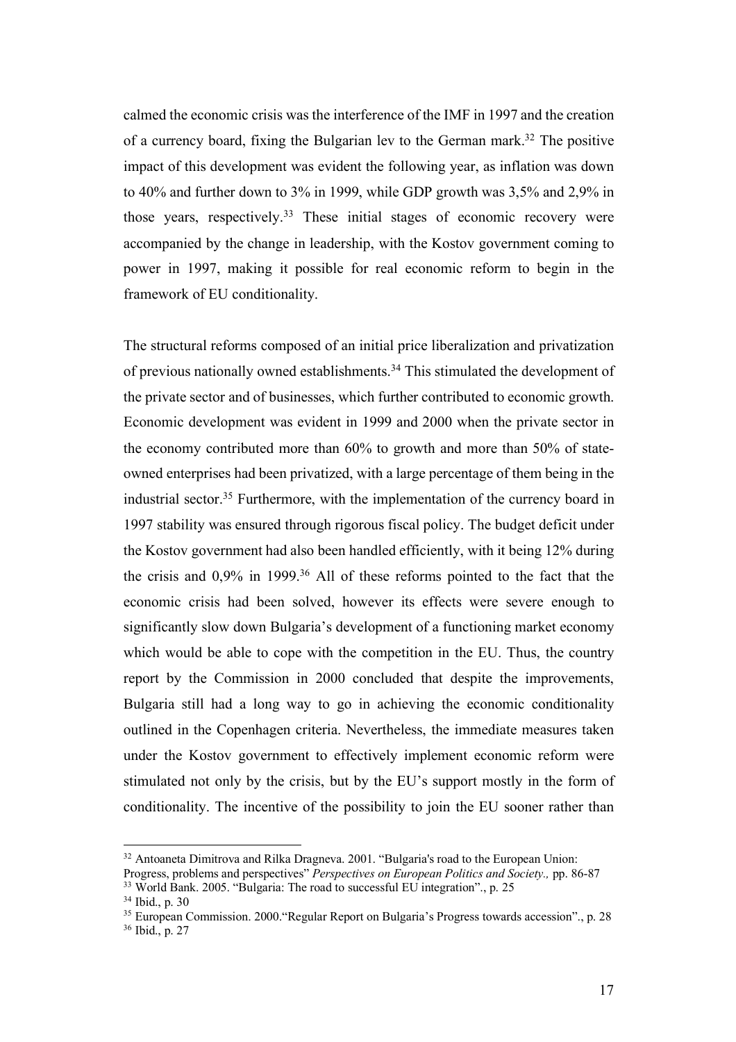calmed the economic crisis was the interference of the IMF in 1997 and the creation of a currency board, fixing the Bulgarian lev to the German mark.[32] The positive impact of this development was evident the following year, as inflation was down to 40% and further down to 3% in 1999, while GDP growth was 3,5% and 2,9% in those years, respectively.[33] These initial stages of economic recovery were accompanied by the change in leadership, with the Kostov government coming to power in 1997, making it possible for real economic reform to begin in the framework of EU conditionality.

The structural reforms composed of an initial price liberalization and privatization of previous nationally owned establishments.[34] This stimulated the development of the private sector and of businesses, which further contributed to economic growth. Economic development was evident in 1999 and 2000 when the private sector in the economy contributed more than 60% to growth and more than 50% of state-owned enterprises had been privatized, with a large percentage of them being in the industrial sector.[35] Furthermore, with the implementation of the currency board in 1997 stability was ensured through rigorous fiscal policy. The budget deficit under the Kostov government had also been handled efficiently, with it being 12% during the crisis and 0,9% in 1999.[36] All of these reforms pointed to the fact that the economic crisis had been solved, however its effects were severe enough to significantly slow down Bulgaria's development of a functioning market economy which would be able to cope with the competition in the EU. Thus, the country report by the Commission in 2000 concluded that despite the improvements, Bulgaria still had a long way to go in achieving the economic conditionality outlined in the Copenhagen criteria. Nevertheless, the immediate measures taken under the Kostov government to effectively implement economic reform were stimulated not only by the crisis, but by the EU's support mostly in the form of conditionality. The incentive of the possibility to join the EU sooner rather than

---

[32] Antoaneta Dimitrova and Rilka Dragneva. 2001. "Bulgaria's road to the European Union: Progress, problems and perspectives" *Perspectives on European Politics and Society.,* pp. 86-87

[33] World Bank. 2005. "Bulgaria: The road to successful EU integration"., p. 25

[34] Ibid., p. 30

[35] European Commission. 2000."Regular Report on Bulgaria's Progress towards accession"., p. 28

[36] Ibid., p. 27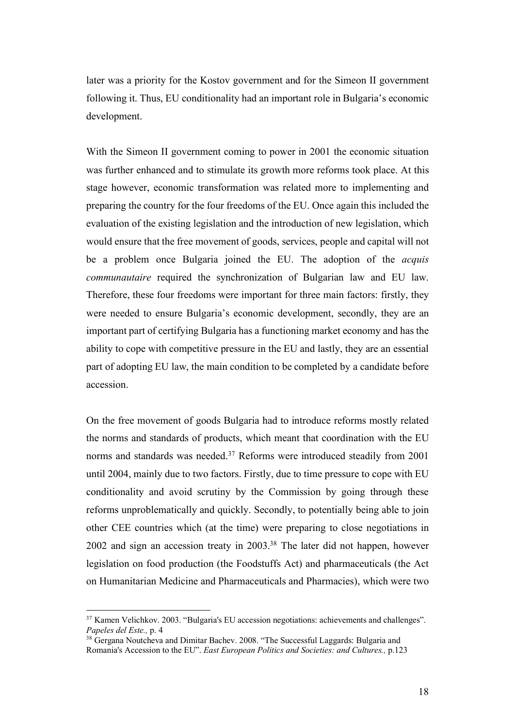later was a priority for the Kostov government and for the Simeon II government following it. Thus, EU conditionality had an important role in Bulgaria's economic development.

With the Simeon II government coming to power in 2001 the economic situation was further enhanced and to stimulate its growth more reforms took place. At this stage however, economic transformation was related more to implementing and preparing the country for the four freedoms of the EU. Once again this included the evaluation of the existing legislation and the introduction of new legislation, which would ensure that the free movement of goods, services, people and capital will not be a problem once Bulgaria joined the EU. The adoption of the *acquis communautaire* required the synchronization of Bulgarian law and EU law. Therefore, these four freedoms were important for three main factors: firstly, they were needed to ensure Bulgaria's economic development, secondly, they are an important part of certifying Bulgaria has a functioning market economy and has the ability to cope with competitive pressure in the EU and lastly, they are an essential part of adopting EU law, the main condition to be completed by a candidate before accession.

On the free movement of goods Bulgaria had to introduce reforms mostly related the norms and standards of products, which meant that coordination with the EU norms and standards was needed.[37] Reforms were introduced steadily from 2001 until 2004, mainly due to two factors. Firstly, due to time pressure to cope with EU conditionality and avoid scrutiny by the Commission by going through these reforms unproblematically and quickly. Secondly, to potentially being able to join other CEE countries which (at the time) were preparing to close negotiations in 2002 and sign an accession treaty in 2003.[38] The later did not happen, however legislation on food production (the Foodstuffs Act) and pharmaceuticals (the Act on Humanitarian Medicine and Pharmaceuticals and Pharmacies), which were two

[37] Kamen Velichkov. 2003. "Bulgaria's EU accession negotiations: achievements and challenges". *Papeles del Este.,* p. 4

[38] Gergana Noutcheva and Dimitar Bachev. 2008. "The Successful Laggards: Bulgaria and Romania's Accession to the EU". *East European Politics and Societies: and Cultures.,* p.123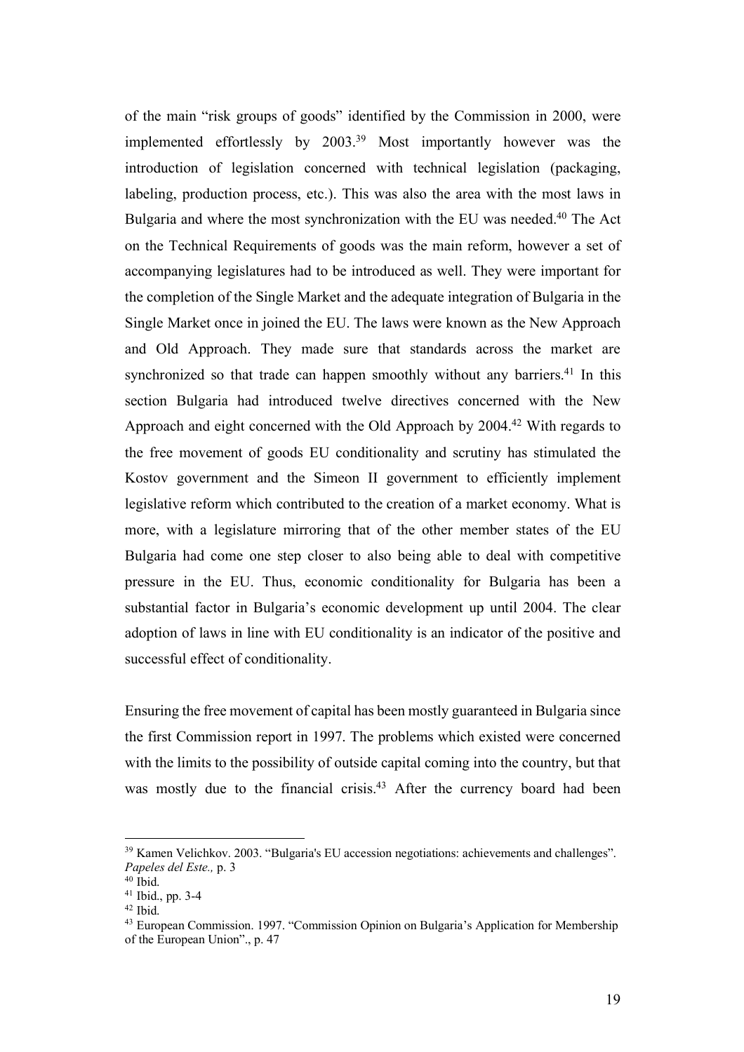of the main "risk groups of goods" identified by the Commission in 2000, were implemented effortlessly by 2003.[39] Most importantly however was the introduction of legislation concerned with technical legislation (packaging, labeling, production process, etc.). This was also the area with the most laws in Bulgaria and where the most synchronization with the EU was needed.[40] The Act on the Technical Requirements of goods was the main reform, however a set of accompanying legislatures had to be introduced as well. They were important for the completion of the Single Market and the adequate integration of Bulgaria in the Single Market once in joined the EU. The laws were known as the New Approach and Old Approach. They made sure that standards across the market are synchronized so that trade can happen smoothly without any barriers.[41] In this section Bulgaria had introduced twelve directives concerned with the New Approach and eight concerned with the Old Approach by 2004.[42] With regards to the free movement of goods EU conditionality and scrutiny has stimulated the Kostov government and the Simeon II government to efficiently implement legislative reform which contributed to the creation of a market economy. What is more, with a legislature mirroring that of the other member states of the EU Bulgaria had come one step closer to also being able to deal with competitive pressure in the EU. Thus, economic conditionality for Bulgaria has been a substantial factor in Bulgaria's economic development up until 2004. The clear adoption of laws in line with EU conditionality is an indicator of the positive and successful effect of conditionality.

Ensuring the free movement of capital has been mostly guaranteed in Bulgaria since the first Commission report in 1997. The problems which existed were concerned with the limits to the possibility of outside capital coming into the country, but that was mostly due to the financial crisis.[43] After the currency board had been

---

[39] Kamen Velichkov. 2003. "Bulgaria's EU accession negotiations: achievements and challenges". *Papeles del Este.,* p. 3

[40] Ibid.

[41] Ibid., pp. 3-4

[42] Ibid.

[43] European Commission. 1997. "Commission Opinion on Bulgaria's Application for Membership of the European Union"., p. 47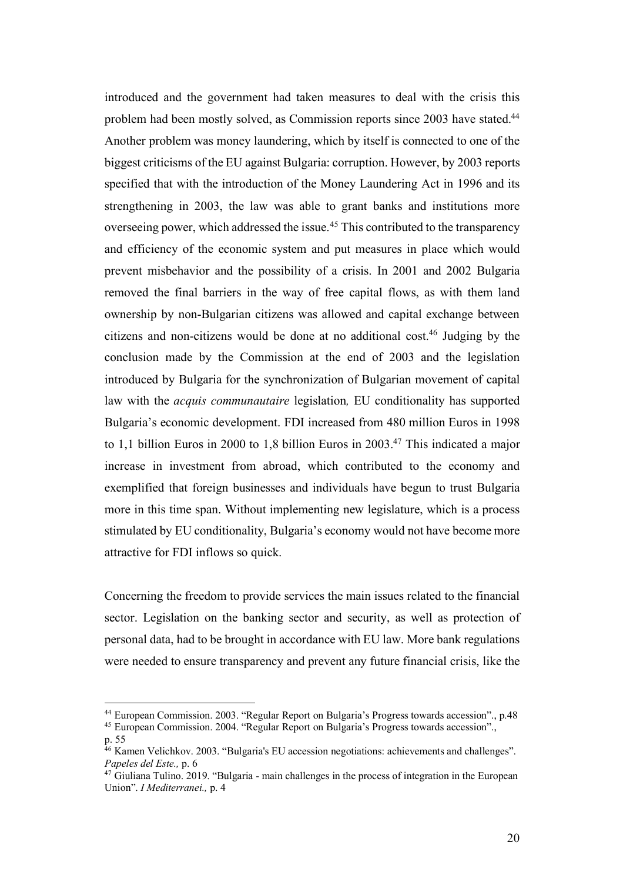introduced and the government had taken measures to deal with the crisis this problem had been mostly solved, as Commission reports since 2003 have stated.[44] Another problem was money laundering, which by itself is connected to one of the biggest criticisms of the EU against Bulgaria: corruption. However, by 2003 reports specified that with the introduction of the Money Laundering Act in 1996 and its strengthening in 2003, the law was able to grant banks and institutions more overseeing power, which addressed the issue.[45] This contributed to the transparency and efficiency of the economic system and put measures in place which would prevent misbehavior and the possibility of a crisis. In 2001 and 2002 Bulgaria removed the final barriers in the way of free capital flows, as with them land ownership by non-Bulgarian citizens was allowed and capital exchange between citizens and non-citizens would be done at no additional cost.[46] Judging by the conclusion made by the Commission at the end of 2003 and the legislation introduced by Bulgaria for the synchronization of Bulgarian movement of capital law with the *acquis communautaire* legislation*,* EU conditionality has supported Bulgaria's economic development. FDI increased from 480 million Euros in 1998 to 1,1 billion Euros in 2000 to 1,8 billion Euros in 2003.[47] This indicated a major increase in investment from abroad, which contributed to the economy and exemplified that foreign businesses and individuals have begun to trust Bulgaria more in this time span. Without implementing new legislature, which is a process stimulated by EU conditionality, Bulgaria's economy would not have become more attractive for FDI inflows so quick.

Concerning the freedom to provide services the main issues related to the financial sector. Legislation on the banking sector and security, as well as protection of personal data, had to be brought in accordance with EU law. More bank regulations were needed to ensure transparency and prevent any future financial crisis, like the

[44] European Commission. 2003. "Regular Report on Bulgaria's Progress towards accession"., p.48

[45] European Commission. 2004. "Regular Report on Bulgaria's Progress towards accession"., p. 55

[46] Kamen Velichkov. 2003. "Bulgaria's EU accession negotiations: achievements and challenges". *Papeles del Este.,* p. 6

[47] Giuliana Tulino. 2019. "Bulgaria - main challenges in the process of integration in the European Union". *I Mediterranei.,* p. 4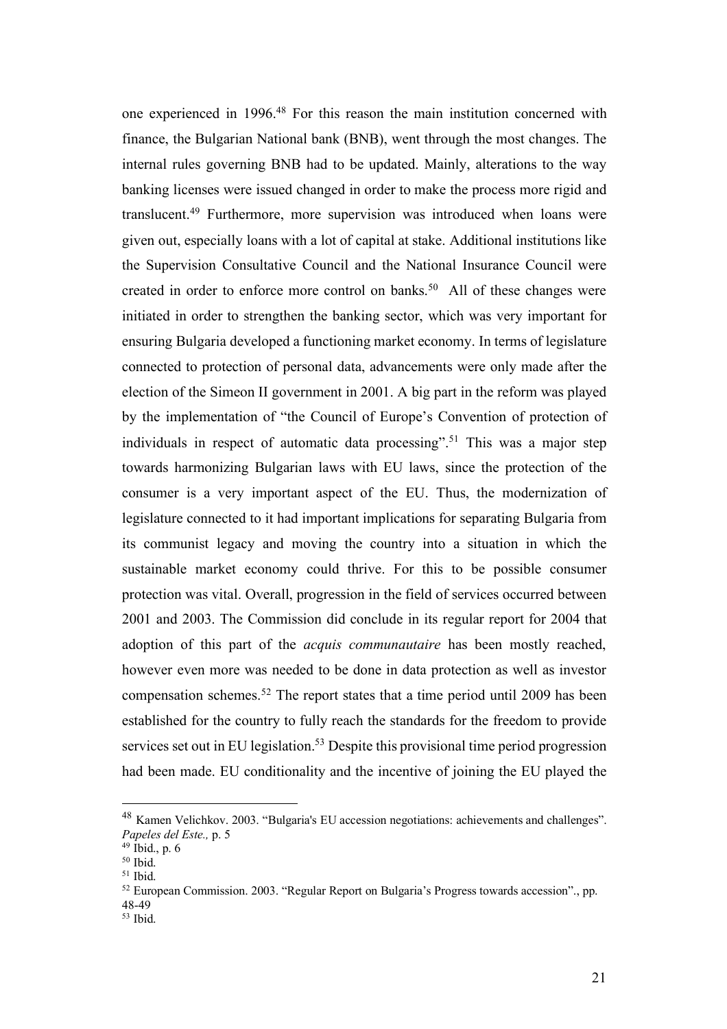one experienced in 1996.[48] For this reason the main institution concerned with finance, the Bulgarian National bank (BNB), went through the most changes. The internal rules governing BNB had to be updated. Mainly, alterations to the way banking licenses were issued changed in order to make the process more rigid and translucent.[49] Furthermore, more supervision was introduced when loans were given out, especially loans with a lot of capital at stake. Additional institutions like the Supervision Consultative Council and the National Insurance Council were created in order to enforce more control on banks.[50] All of these changes were initiated in order to strengthen the banking sector, which was very important for ensuring Bulgaria developed a functioning market economy. In terms of legislature connected to protection of personal data, advancements were only made after the election of the Simeon II government in 2001. A big part in the reform was played by the implementation of "the Council of Europe's Convention of protection of individuals in respect of automatic data processing".[51] This was a major step towards harmonizing Bulgarian laws with EU laws, since the protection of the consumer is a very important aspect of the EU. Thus, the modernization of legislature connected to it had important implications for separating Bulgaria from its communist legacy and moving the country into a situation in which the sustainable market economy could thrive. For this to be possible consumer protection was vital. Overall, progression in the field of services occurred between 2001 and 2003. The Commission did conclude in its regular report for 2004 that adoption of this part of the *acquis communautaire* has been mostly reached, however even more was needed to be done in data protection as well as investor compensation schemes.[52] The report states that a time period until 2009 has been established for the country to fully reach the standards for the freedom to provide services set out in EU legislation.[53] Despite this provisional time period progression had been made. EU conditionality and the incentive of joining the EU played the

---

[48] Kamen Velichkov. 2003. "Bulgaria's EU accession negotiations: achievements and challenges". *Papeles del Este.,* p. 5

[49] Ibid., p. 6

[50] Ibid.

[51] Ibid.

[52] European Commission. 2003. "Regular Report on Bulgaria's Progress towards accession"., pp. 48-49

[53] Ibid.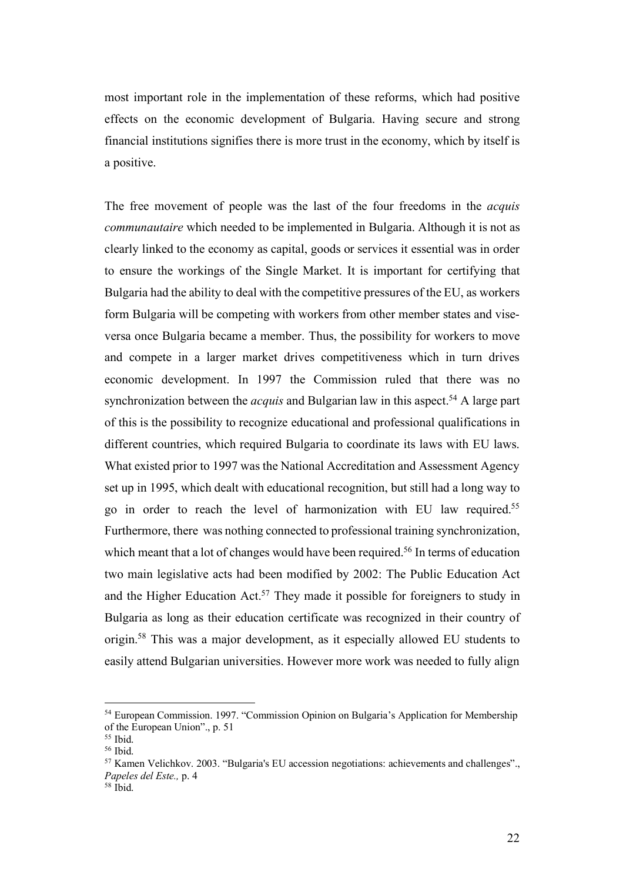most important role in the implementation of these reforms, which had positive effects on the economic development of Bulgaria. Having secure and strong financial institutions signifies there is more trust in the economy, which by itself is a positive.

The free movement of people was the last of the four freedoms in the *acquis communautaire* which needed to be implemented in Bulgaria. Although it is not as clearly linked to the economy as capital, goods or services it essential was in order to ensure the workings of the Single Market. It is important for certifying that Bulgaria had the ability to deal with the competitive pressures of the EU, as workers form Bulgaria will be competing with workers from other member states and vise-versa once Bulgaria became a member. Thus, the possibility for workers to move and compete in a larger market drives competitiveness which in turn drives economic development. In 1997 the Commission ruled that there was no synchronization between the *acquis* and Bulgarian law in this aspect.[54] A large part of this is the possibility to recognize educational and professional qualifications in different countries, which required Bulgaria to coordinate its laws with EU laws. What existed prior to 1997 was the National Accreditation and Assessment Agency set up in 1995, which dealt with educational recognition, but still had a long way to go in order to reach the level of harmonization with EU law required.[55] Furthermore, there was nothing connected to professional training synchronization, which meant that a lot of changes would have been required.[56] In terms of education two main legislative acts had been modified by 2002: The Public Education Act and the Higher Education Act.[57] They made it possible for foreigners to study in Bulgaria as long as their education certificate was recognized in their country of origin.[58] This was a major development, as it especially allowed EU students to easily attend Bulgarian universities. However more work was needed to fully align

---

[54] European Commission. 1997. "Commission Opinion on Bulgaria's Application for Membership of the European Union"., p. 51

[55] Ibid.

[56] Ibid.

[57] Kamen Velichkov. 2003. "Bulgaria's EU accession negotiations: achievements and challenges"., *Papeles del Este.,* p. 4

[58] Ibid.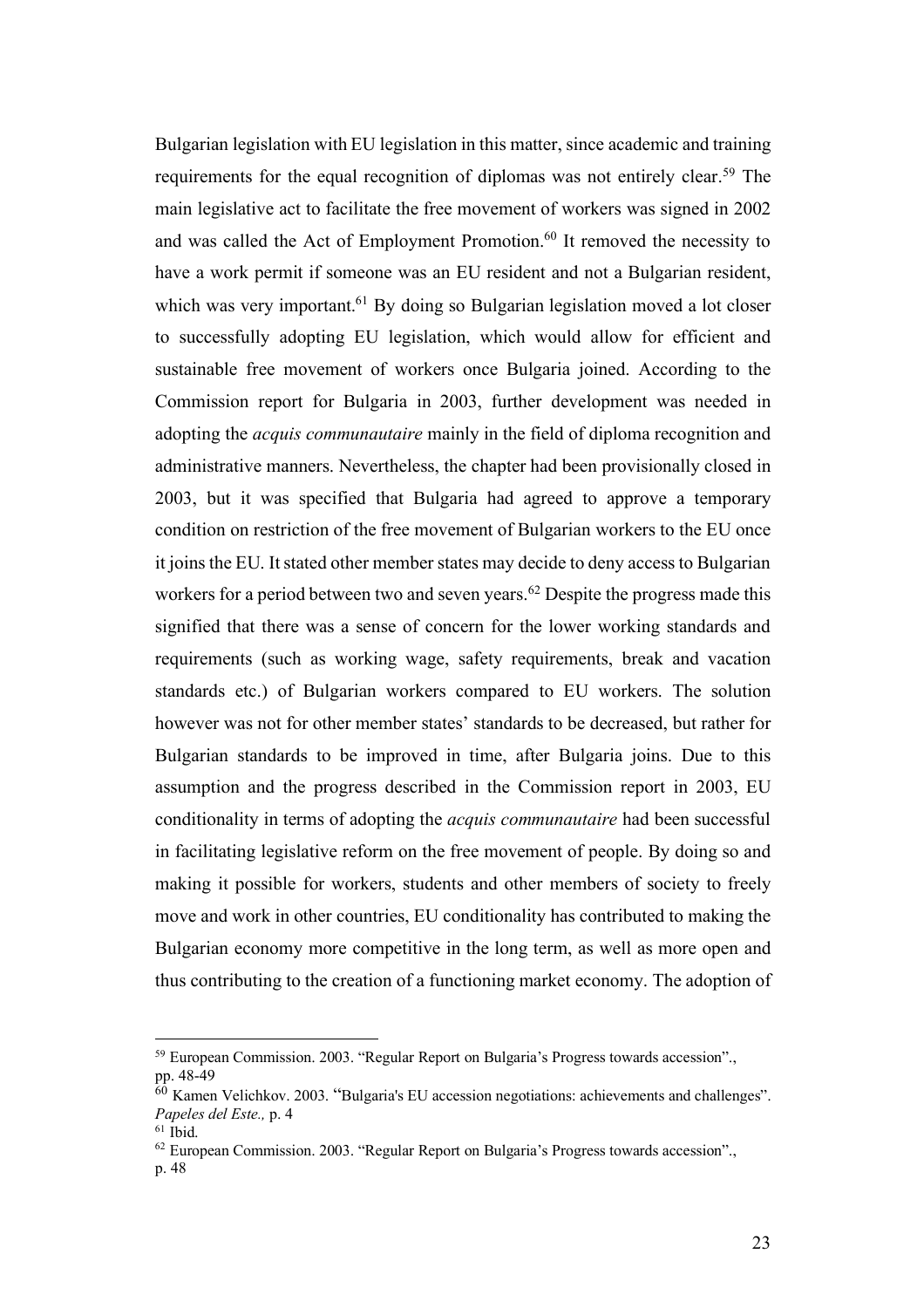Bulgarian legislation with EU legislation in this matter, since academic and training requirements for the equal recognition of diplomas was not entirely clear.[59] The main legislative act to facilitate the free movement of workers was signed in 2002 and was called the Act of Employment Promotion.[60] It removed the necessity to have a work permit if someone was an EU resident and not a Bulgarian resident, which was very important.[61] By doing so Bulgarian legislation moved a lot closer to successfully adopting EU legislation, which would allow for efficient and sustainable free movement of workers once Bulgaria joined. According to the Commission report for Bulgaria in 2003, further development was needed in adopting the *acquis communautaire* mainly in the field of diploma recognition and administrative manners. Nevertheless, the chapter had been provisionally closed in 2003, but it was specified that Bulgaria had agreed to approve a temporary condition on restriction of the free movement of Bulgarian workers to the EU once it joins the EU. It stated other member states may decide to deny access to Bulgarian workers for a period between two and seven years.[62] Despite the progress made this signified that there was a sense of concern for the lower working standards and requirements (such as working wage, safety requirements, break and vacation standards etc.) of Bulgarian workers compared to EU workers. The solution however was not for other member states' standards to be decreased, but rather for Bulgarian standards to be improved in time, after Bulgaria joins. Due to this assumption and the progress described in the Commission report in 2003, EU conditionality in terms of adopting the *acquis communautaire* had been successful in facilitating legislative reform on the free movement of people. By doing so and making it possible for workers, students and other members of society to freely move and work in other countries, EU conditionality has contributed to making the Bulgarian economy more competitive in the long term, as well as more open and thus contributing to the creation of a functioning market economy. The adoption of

---

[59] European Commission. 2003. "Regular Report on Bulgaria's Progress towards accession"., pp. 48-49

[60] Kamen Velichkov. 2003. "Bulgaria's EU accession negotiations: achievements and challenges". *Papeles del Este.,* p. 4

[61] Ibid.

[62] European Commission. 2003. "Regular Report on Bulgaria's Progress towards accession"., p. 48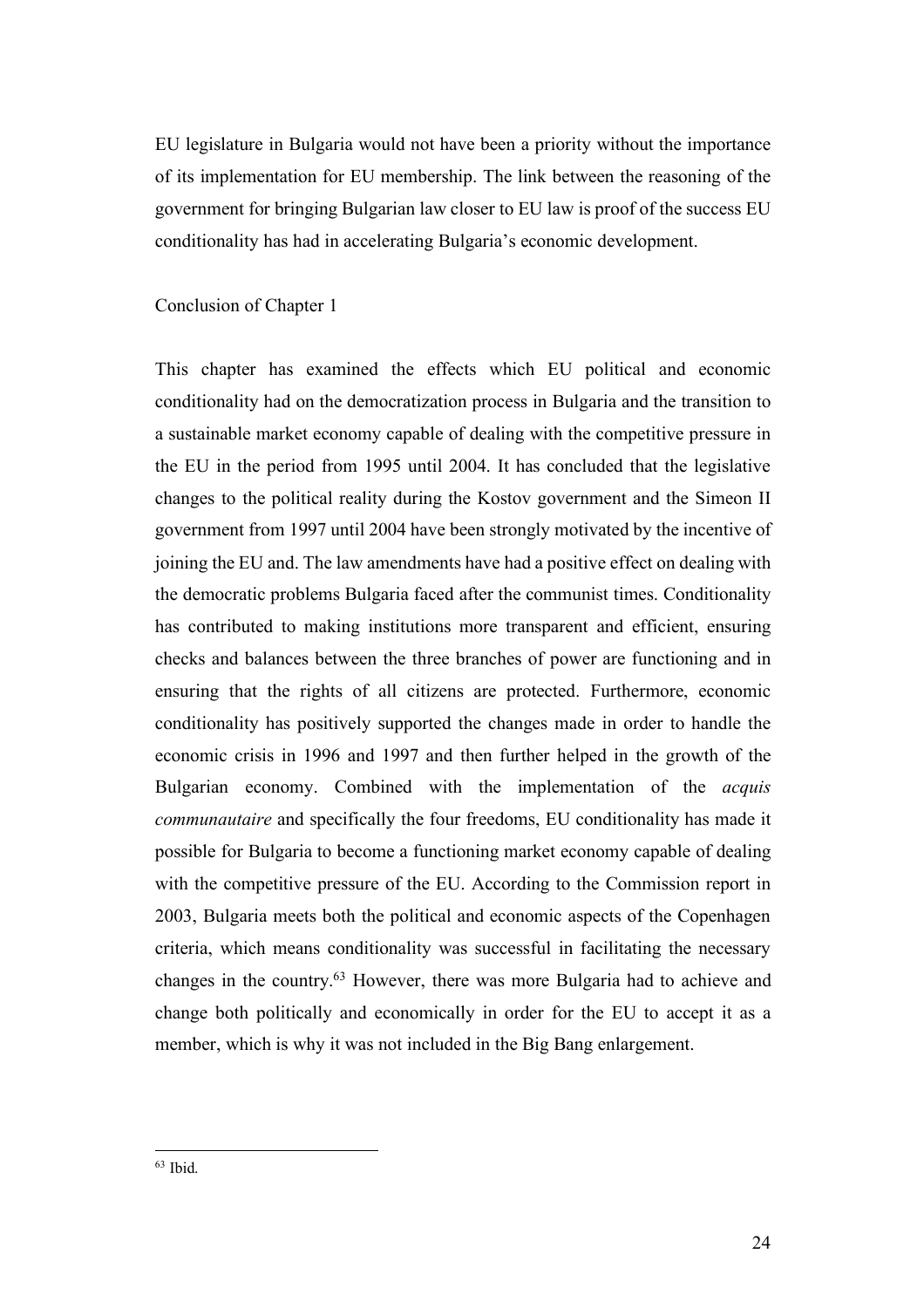EU legislature in Bulgaria would not have been a priority without the importance of its implementation for EU membership. The link between the reasoning of the government for bringing Bulgarian law closer to EU law is proof of the success EU conditionality has had in accelerating Bulgaria's economic development.

## Conclusion of Chapter 1

This chapter has examined the effects which EU political and economic conditionality had on the democratization process in Bulgaria and the transition to a sustainable market economy capable of dealing with the competitive pressure in the EU in the period from 1995 until 2004. It has concluded that the legislative changes to the political reality during the Kostov government and the Simeon II government from 1997 until 2004 have been strongly motivated by the incentive of joining the EU and. The law amendments have had a positive effect on dealing with the democratic problems Bulgaria faced after the communist times. Conditionality has contributed to making institutions more transparent and efficient, ensuring checks and balances between the three branches of power are functioning and in ensuring that the rights of all citizens are protected. Furthermore, economic conditionality has positively supported the changes made in order to handle the economic crisis in 1996 and 1997 and then further helped in the growth of the Bulgarian economy. Combined with the implementation of the *acquis communautaire* and specifically the four freedoms, EU conditionality has made it possible for Bulgaria to become a functioning market economy capable of dealing with the competitive pressure of the EU. According to the Commission report in 2003, Bulgaria meets both the political and economic aspects of the Copenhagen criteria, which means conditionality was successful in facilitating the necessary changes in the country.[63] However, there was more Bulgaria had to achieve and change both politically and economically in order for the EU to accept it as a member, which is why it was not included in the Big Bang enlargement.

[63] Ibid.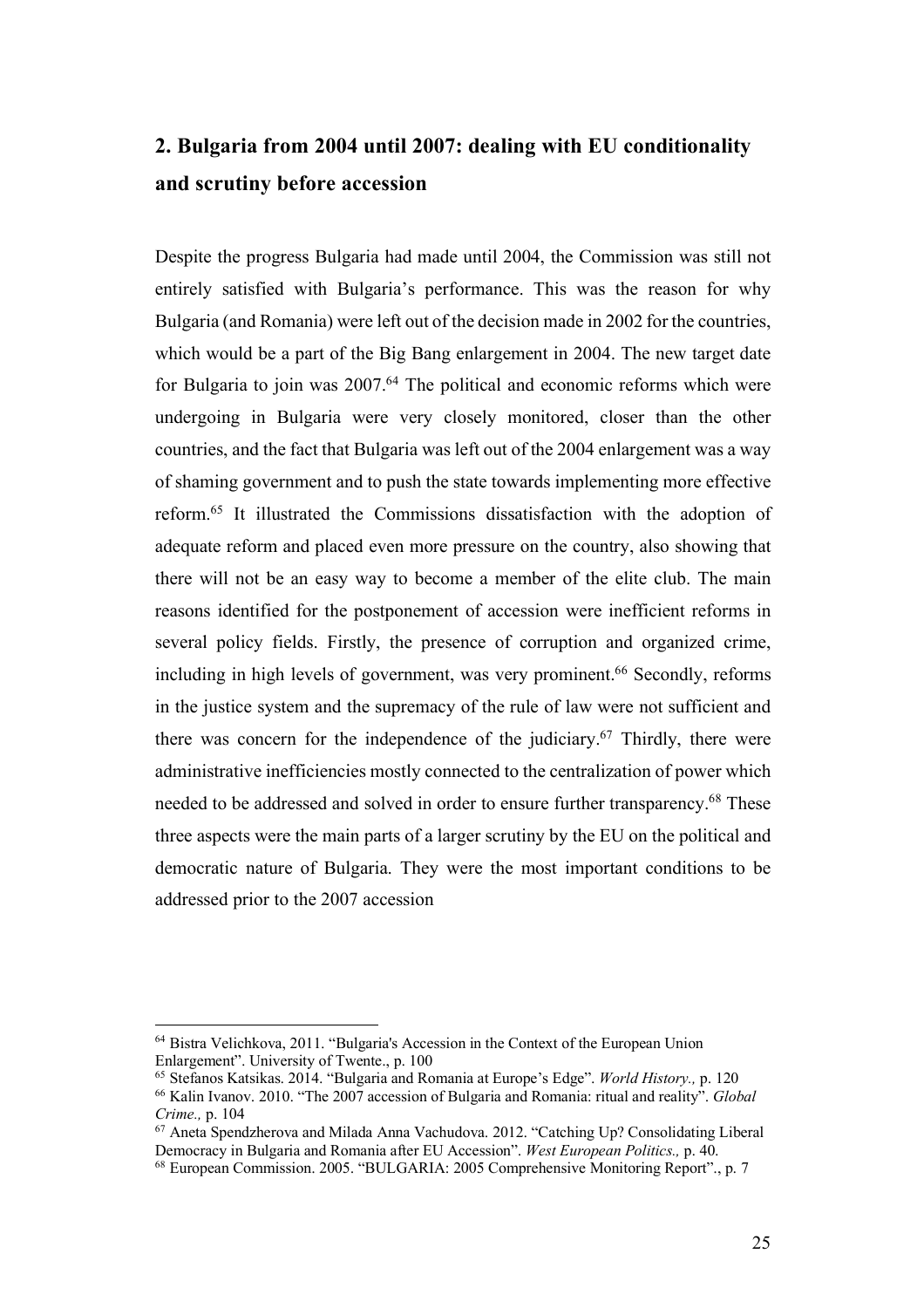## 2. Bulgaria from 2004 until 2007: dealing with EU conditionality and scrutiny before accession

Despite the progress Bulgaria had made until 2004, the Commission was still not entirely satisfied with Bulgaria's performance. This was the reason for why Bulgaria (and Romania) were left out of the decision made in 2002 for the countries, which would be a part of the Big Bang enlargement in 2004. The new target date for Bulgaria to join was 2007.[64] The political and economic reforms which were undergoing in Bulgaria were very closely monitored, closer than the other countries, and the fact that Bulgaria was left out of the 2004 enlargement was a way of shaming government and to push the state towards implementing more effective reform.[65] It illustrated the Commissions dissatisfaction with the adoption of adequate reform and placed even more pressure on the country, also showing that there will not be an easy way to become a member of the elite club. The main reasons identified for the postponement of accession were inefficient reforms in several policy fields. Firstly, the presence of corruption and organized crime, including in high levels of government, was very prominent.[66] Secondly, reforms in the justice system and the supremacy of the rule of law were not sufficient and there was concern for the independence of the judiciary.[67] Thirdly, there were administrative inefficiencies mostly connected to the centralization of power which needed to be addressed and solved in order to ensure further transparency.[68] These three aspects were the main parts of a larger scrutiny by the EU on the political and democratic nature of Bulgaria. They were the most important conditions to be addressed prior to the 2007 accession

---

[64] Bistra Velichkova, 2011. "Bulgaria's Accession in the Context of the European Union Enlargement". University of Twente., p. 100

[65] Stefanos Katsikas. 2014. "Bulgaria and Romania at Europe's Edge". *World History.,* p. 120

[66] Kalin Ivanov. 2010. "The 2007 accession of Bulgaria and Romania: ritual and reality". *Global Crime.,* p. 104

[67] Aneta Spendzherova and Milada Anna Vachudova. 2012. "Catching Up? Consolidating Liberal Democracy in Bulgaria and Romania after EU Accession". *West European Politics.,* p. 40.

[68] European Commission. 2005. "BULGARIA: 2005 Comprehensive Monitoring Report"., p. 7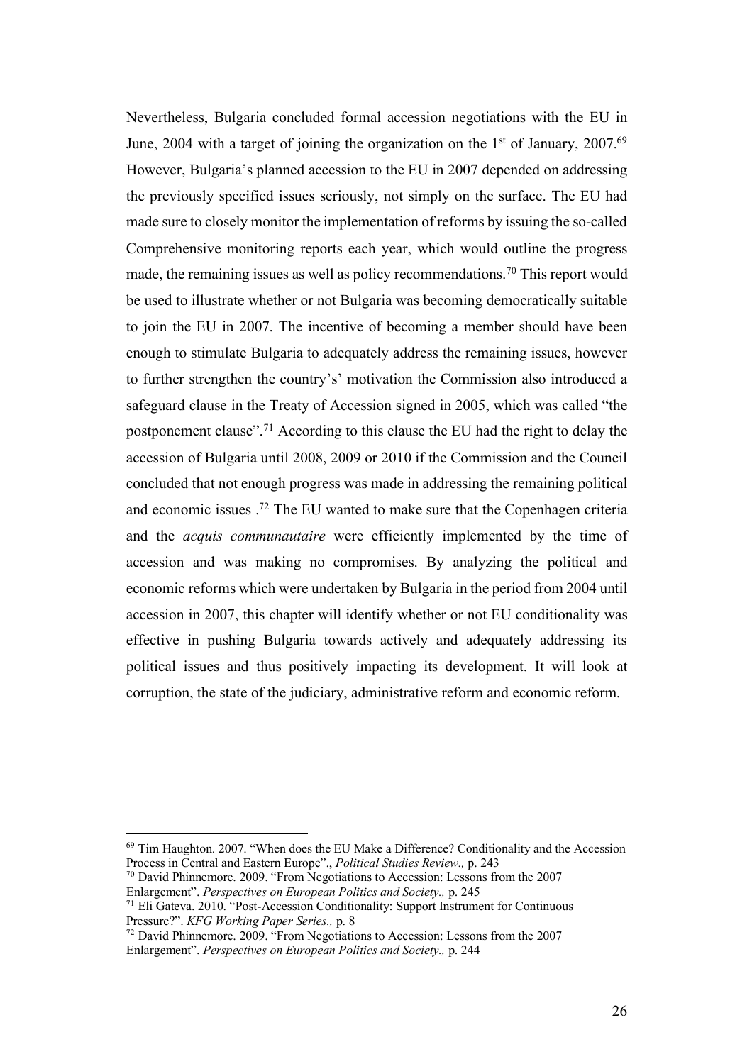Nevertheless, Bulgaria concluded formal accession negotiations with the EU in June, 2004 with a target of joining the organization on the 1st of January, 2007.[69] However, Bulgaria's planned accession to the EU in 2007 depended on addressing the previously specified issues seriously, not simply on the surface. The EU had made sure to closely monitor the implementation of reforms by issuing the so-called Comprehensive monitoring reports each year, which would outline the progress made, the remaining issues as well as policy recommendations.[70] This report would be used to illustrate whether or not Bulgaria was becoming democratically suitable to join the EU in 2007. The incentive of becoming a member should have been enough to stimulate Bulgaria to adequately address the remaining issues, however to further strengthen the country's' motivation the Commission also introduced a safeguard clause in the Treaty of Accession signed in 2005, which was called "the postponement clause".[71] According to this clause the EU had the right to delay the accession of Bulgaria until 2008, 2009 or 2010 if the Commission and the Council concluded that not enough progress was made in addressing the remaining political and economic issues .[72] The EU wanted to make sure that the Copenhagen criteria and the *acquis communautaire* were efficiently implemented by the time of accession and was making no compromises. By analyzing the political and economic reforms which were undertaken by Bulgaria in the period from 2004 until accession in 2007, this chapter will identify whether or not EU conditionality was effective in pushing Bulgaria towards actively and adequately addressing its political issues and thus positively impacting its development. It will look at corruption, the state of the judiciary, administrative reform and economic reform.

---

[69] Tim Haughton. 2007. "When does the EU Make a Difference? Conditionality and the Accession Process in Central and Eastern Europe"., *Political Studies Review.,* p. 243

[70] David Phinnemore. 2009. "From Negotiations to Accession: Lessons from the 2007 Enlargement". *Perspectives on European Politics and Society.,* p. 245

[71] Eli Gateva. 2010. "Post-Accession Conditionality: Support Instrument for Continuous Pressure?". *KFG Working Paper Series.,* p. 8

[72] David Phinnemore. 2009. "From Negotiations to Accession: Lessons from the 2007 Enlargement". *Perspectives on European Politics and Society.,* p. 244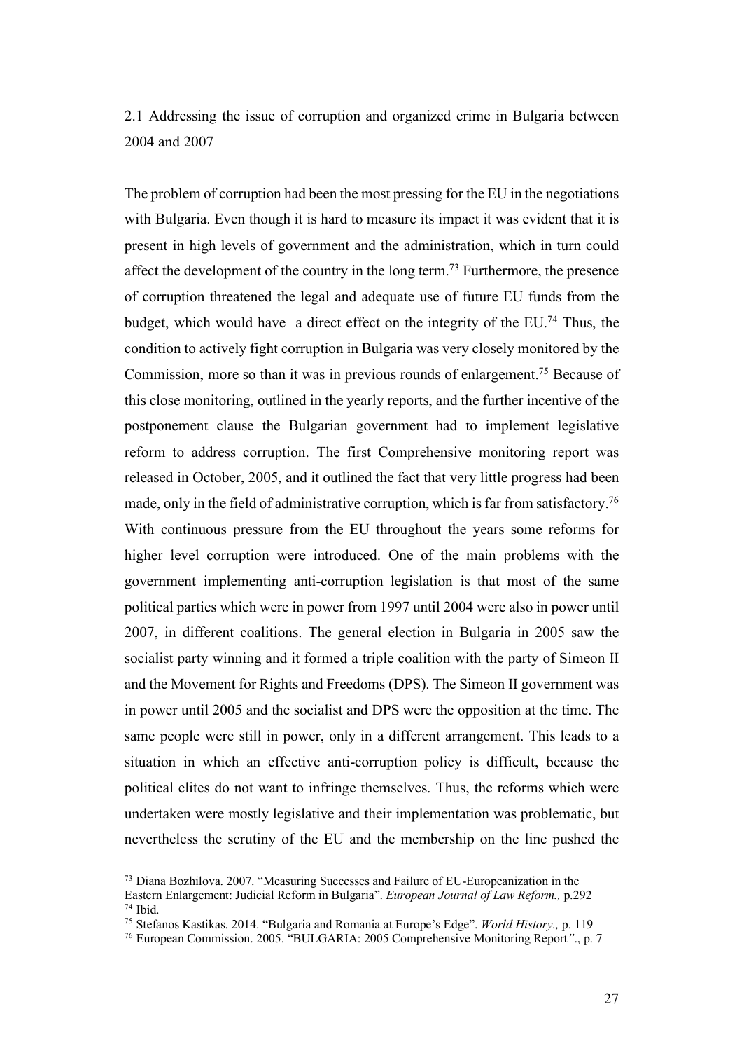## 2.1 Addressing the issue of corruption and organized crime in Bulgaria between 2004 and 2007

The problem of corruption had been the most pressing for the EU in the negotiations with Bulgaria. Even though it is hard to measure its impact it was evident that it is present in high levels of government and the administration, which in turn could affect the development of the country in the long term.[73] Furthermore, the presence of corruption threatened the legal and adequate use of future EU funds from the budget, which would have a direct effect on the integrity of the EU.[74] Thus, the condition to actively fight corruption in Bulgaria was very closely monitored by the Commission, more so than it was in previous rounds of enlargement.[75] Because of this close monitoring, outlined in the yearly reports, and the further incentive of the postponement clause the Bulgarian government had to implement legislative reform to address corruption. The first Comprehensive monitoring report was released in October, 2005, and it outlined the fact that very little progress had been made, only in the field of administrative corruption, which is far from satisfactory.[76] With continuous pressure from the EU throughout the years some reforms for higher level corruption were introduced. One of the main problems with the government implementing anti-corruption legislation is that most of the same political parties which were in power from 1997 until 2004 were also in power until 2007, in different coalitions. The general election in Bulgaria in 2005 saw the socialist party winning and it formed a triple coalition with the party of Simeon II and the Movement for Rights and Freedoms (DPS). The Simeon II government was in power until 2005 and the socialist and DPS were the opposition at the time. The same people were still in power, only in a different arrangement. This leads to a situation in which an effective anti-corruption policy is difficult, because the political elites do not want to infringe themselves. Thus, the reforms which were undertaken were mostly legislative and their implementation was problematic, but nevertheless the scrutiny of the EU and the membership on the line pushed the

---

[73] Diana Bozhilova. 2007. "Measuring Successes and Failure of EU-Europeanization in the Eastern Enlargement: Judicial Reform in Bulgaria". *European Journal of Law Reform.,* p.292

[74] Ibid.

[75] Stefanos Kastikas. 2014. "Bulgaria and Romania at Europe's Edge". *World History.,* p. 119

[76] European Commission. 2005. "BULGARIA: 2005 Comprehensive Monitoring Report"., p. 7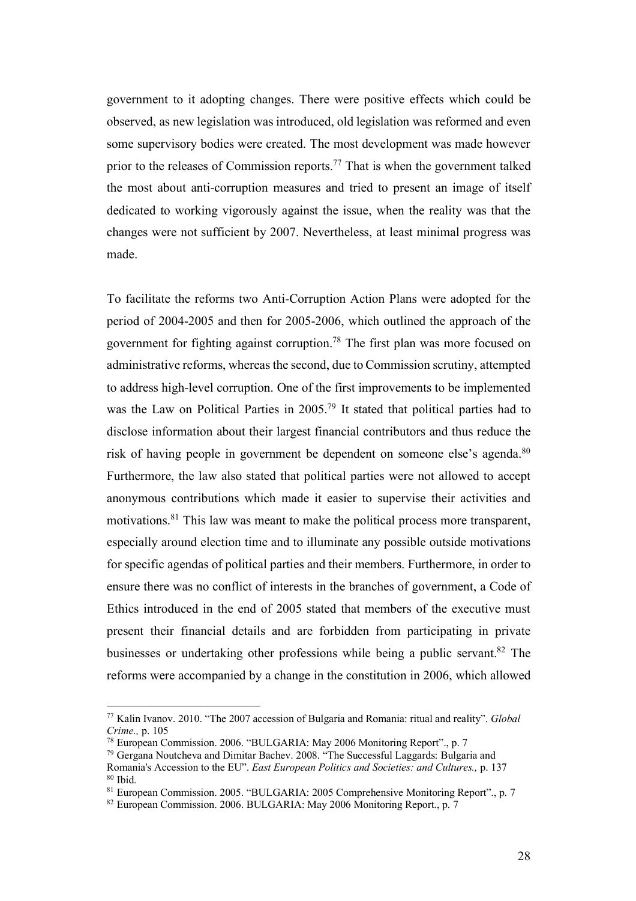government to it adopting changes. There were positive effects which could be observed, as new legislation was introduced, old legislation was reformed and even some supervisory bodies were created. The most development was made however prior to the releases of Commission reports.[77] That is when the government talked the most about anti-corruption measures and tried to present an image of itself dedicated to working vigorously against the issue, when the reality was that the changes were not sufficient by 2007. Nevertheless, at least minimal progress was made.

To facilitate the reforms two Anti-Corruption Action Plans were adopted for the period of 2004-2005 and then for 2005-2006, which outlined the approach of the government for fighting against corruption.[78] The first plan was more focused on administrative reforms, whereas the second, due to Commission scrutiny, attempted to address high-level corruption. One of the first improvements to be implemented was the Law on Political Parties in 2005.[79] It stated that political parties had to disclose information about their largest financial contributors and thus reduce the risk of having people in government be dependent on someone else's agenda.[80] Furthermore, the law also stated that political parties were not allowed to accept anonymous contributions which made it easier to supervise their activities and motivations.[81] This law was meant to make the political process more transparent, especially around election time and to illuminate any possible outside motivations for specific agendas of political parties and their members. Furthermore, in order to ensure there was no conflict of interests in the branches of government, a Code of Ethics introduced in the end of 2005 stated that members of the executive must present their financial details and are forbidden from participating in private businesses or undertaking other professions while being a public servant.[82] The reforms were accompanied by a change in the constitution in 2006, which allowed

---

[77] Kalin Ivanov. 2010. "The 2007 accession of Bulgaria and Romania: ritual and reality". *Global Crime.,* p. 105

[78] European Commission. 2006. "BULGARIA: May 2006 Monitoring Report"., p. 7

[79] Gergana Noutcheva and Dimitar Bachev. 2008. "The Successful Laggards: Bulgaria and Romania's Accession to the EU". *East European Politics and Societies: and Cultures.,* p. 137

[80] Ibid.

[81] European Commission. 2005. "BULGARIA: 2005 Comprehensive Monitoring Report"., p. 7

[82] European Commission. 2006. BULGARIA: May 2006 Monitoring Report., p. 7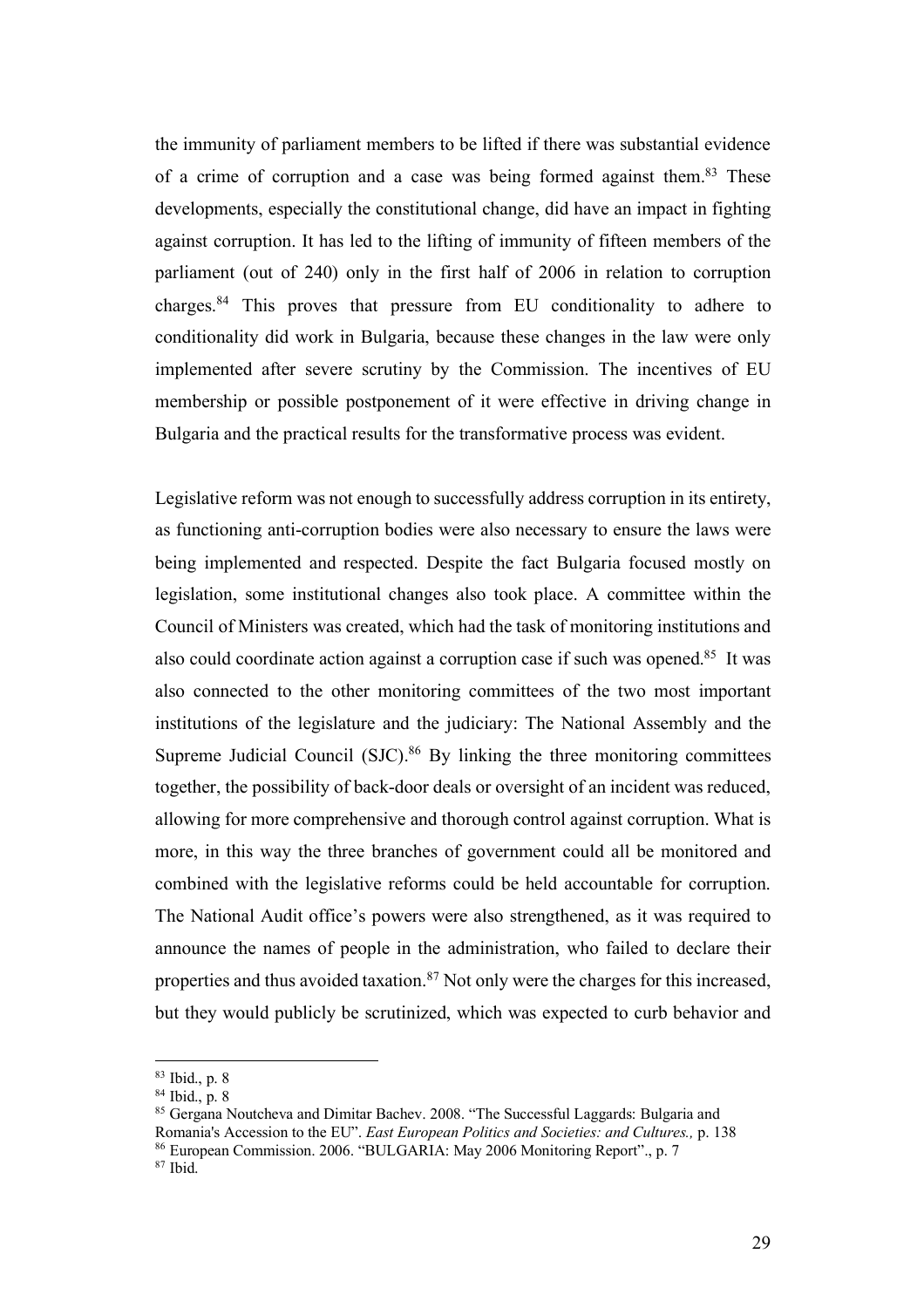the immunity of parliament members to be lifted if there was substantial evidence of a crime of corruption and a case was being formed against them.[83] These developments, especially the constitutional change, did have an impact in fighting against corruption. It has led to the lifting of immunity of fifteen members of the parliament (out of 240) only in the first half of 2006 in relation to corruption charges.[84] This proves that pressure from EU conditionality to adhere to conditionality did work in Bulgaria, because these changes in the law were only implemented after severe scrutiny by the Commission. The incentives of EU membership or possible postponement of it were effective in driving change in Bulgaria and the practical results for the transformative process was evident.

Legislative reform was not enough to successfully address corruption in its entirety, as functioning anti-corruption bodies were also necessary to ensure the laws were being implemented and respected. Despite the fact Bulgaria focused mostly on legislation, some institutional changes also took place. A committee within the Council of Ministers was created, which had the task of monitoring institutions and also could coordinate action against a corruption case if such was opened.[85] It was also connected to the other monitoring committees of the two most important institutions of the legislature and the judiciary: The National Assembly and the Supreme Judicial Council (SJC).[86] By linking the three monitoring committees together, the possibility of back-door deals or oversight of an incident was reduced, allowing for more comprehensive and thorough control against corruption. What is more, in this way the three branches of government could all be monitored and combined with the legislative reforms could be held accountable for corruption. The National Audit office's powers were also strengthened, as it was required to announce the names of people in the administration, who failed to declare their properties and thus avoided taxation.[87] Not only were the charges for this increased, but they would publicly be scrutinized, which was expected to curb behavior and

[83] Ibid., p. 8

[84] Ibid., p. 8

[85] Gergana Noutcheva and Dimitar Bachev. 2008. "The Successful Laggards: Bulgaria and Romania's Accession to the EU". *East European Politics and Societies: and Cultures.,* p. 138

[86] European Commission. 2006. "BULGARIA: May 2006 Monitoring Report"., p. 7

[87] Ibid.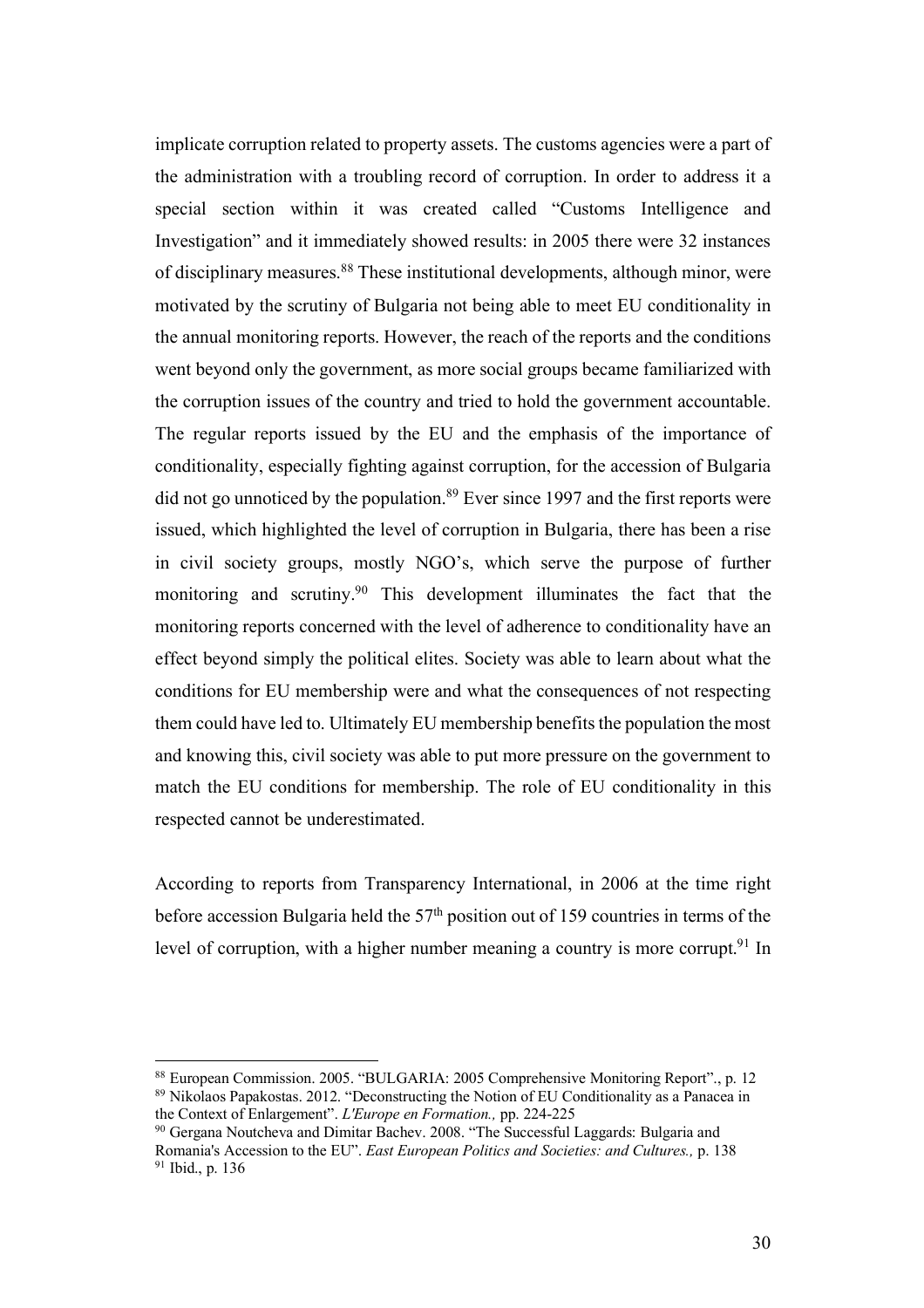implicate corruption related to property assets. The customs agencies were a part of the administration with a troubling record of corruption. In order to address it a special section within it was created called "Customs Intelligence and Investigation" and it immediately showed results: in 2005 there were 32 instances of disciplinary measures.[88] These institutional developments, although minor, were motivated by the scrutiny of Bulgaria not being able to meet EU conditionality in the annual monitoring reports. However, the reach of the reports and the conditions went beyond only the government, as more social groups became familiarized with the corruption issues of the country and tried to hold the government accountable. The regular reports issued by the EU and the emphasis of the importance of conditionality, especially fighting against corruption, for the accession of Bulgaria did not go unnoticed by the population.[89] Ever since 1997 and the first reports were issued, which highlighted the level of corruption in Bulgaria, there has been a rise in civil society groups, mostly NGO's, which serve the purpose of further monitoring and scrutiny.[90] This development illuminates the fact that the monitoring reports concerned with the level of adherence to conditionality have an effect beyond simply the political elites. Society was able to learn about what the conditions for EU membership were and what the consequences of not respecting them could have led to. Ultimately EU membership benefits the population the most and knowing this, civil society was able to put more pressure on the government to match the EU conditions for membership. The role of EU conditionality in this respected cannot be underestimated.

According to reports from Transparency International, in 2006 at the time right before accession Bulgaria held the 57th position out of 159 countries in terms of the level of corruption, with a higher number meaning a country is more corrupt.[91] In

---

[88] European Commission. 2005. "BULGARIA: 2005 Comprehensive Monitoring Report"., p. 12

[89] Nikolaos Papakostas. 2012. "Deconstructing the Notion of EU Conditionality as a Panacea in the Context of Enlargement". *L'Europe en Formation.,* pp. 224-225

[90] Gergana Noutcheva and Dimitar Bachev. 2008. "The Successful Laggards: Bulgaria and Romania's Accession to the EU". *East European Politics and Societies: and Cultures.,* p. 138

[91] Ibid., p. 136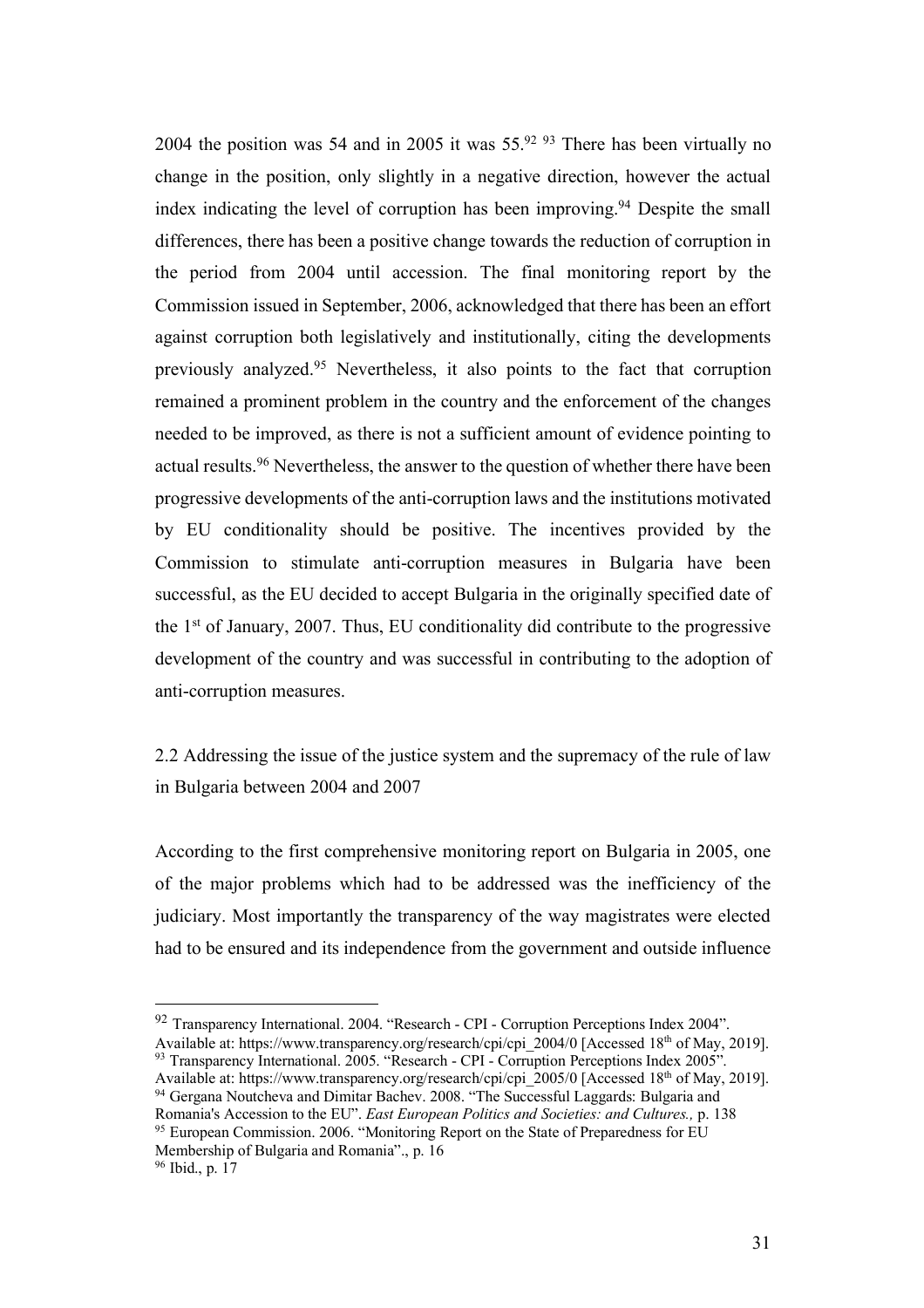2004 the position was 54 and in 2005 it was 55.[92] [93] There has been virtually no change in the position, only slightly in a negative direction, however the actual index indicating the level of corruption has been improving.[94] Despite the small differences, there has been a positive change towards the reduction of corruption in the period from 2004 until accession. The final monitoring report by the Commission issued in September, 2006, acknowledged that there has been an effort against corruption both legislatively and institutionally, citing the developments previously analyzed.[95] Nevertheless, it also points to the fact that corruption remained a prominent problem in the country and the enforcement of the changes needed to be improved, as there is not a sufficient amount of evidence pointing to actual results.[96] Nevertheless, the answer to the question of whether there have been progressive developments of the anti-corruption laws and the institutions motivated by EU conditionality should be positive. The incentives provided by the Commission to stimulate anti-corruption measures in Bulgaria have been successful, as the EU decided to accept Bulgaria in the originally specified date of the 1st of January, 2007. Thus, EU conditionality did contribute to the progressive development of the country and was successful in contributing to the adoption of anti-corruption measures.

## 2.2 Addressing the issue of the justice system and the supremacy of the rule of law in Bulgaria between 2004 and 2007

According to the first comprehensive monitoring report on Bulgaria in 2005, one of the major problems which had to be addressed was the inefficiency of the judiciary. Most importantly the transparency of the way magistrates were elected had to be ensured and its independence from the government and outside influence

---

[92] Transparency International. 2004. "Research - CPI - Corruption Perceptions Index 2004". Available at: https://www.transparency.org/research/cpi/cpi_2004/0 [Accessed 18th of May, 2019].

[93] Transparency International. 2005. "Research - CPI - Corruption Perceptions Index 2005". Available at: https://www.transparency.org/research/cpi/cpi_2005/0 [Accessed 18th of May, 2019].

[94] Gergana Noutcheva and Dimitar Bachev. 2008. "The Successful Laggards: Bulgaria and Romania's Accession to the EU". *East European Politics and Societies: and Cultures.,* p. 138

[95] European Commission. 2006. "Monitoring Report on the State of Preparedness for EU Membership of Bulgaria and Romania"., p. 16

[96] Ibid., p. 17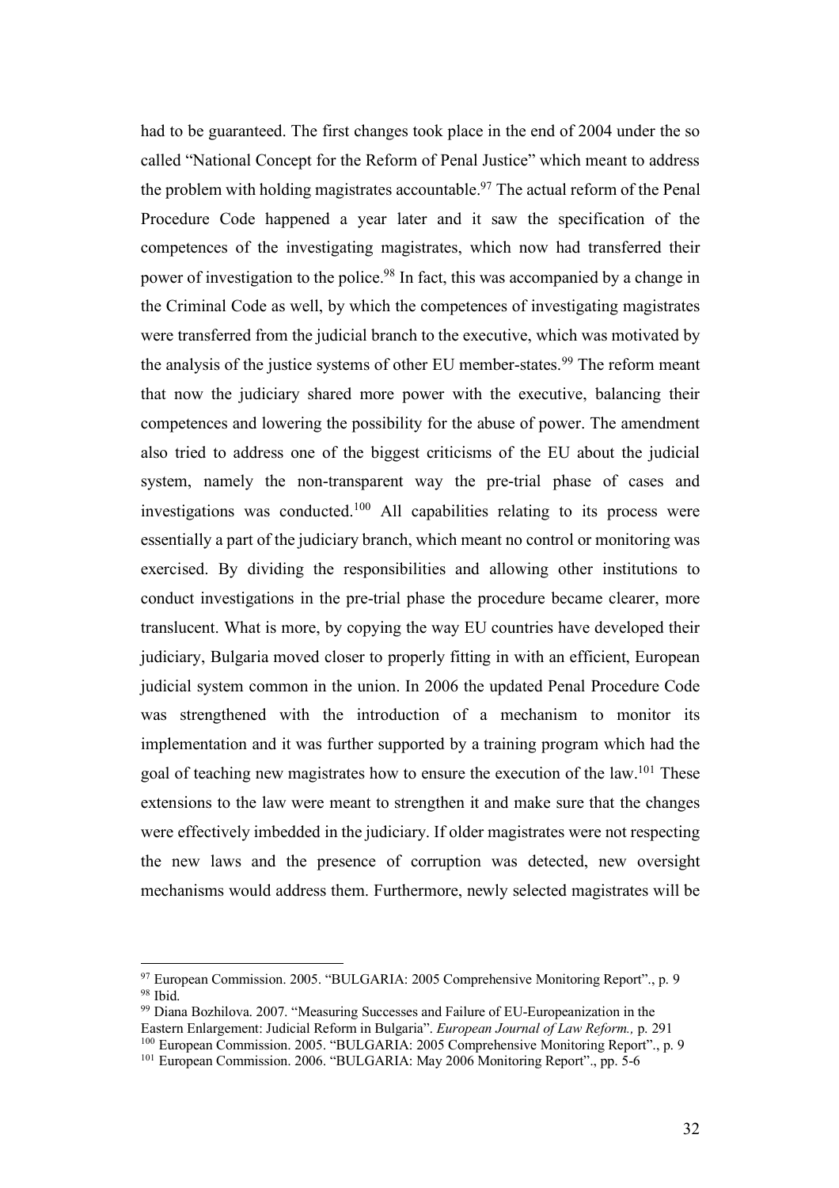had to be guaranteed. The first changes took place in the end of 2004 under the so called “National Concept for the Reform of Penal Justice” which meant to address the problem with holding magistrates accountable.[97] The actual reform of the Penal Procedure Code happened a year later and it saw the specification of the competences of the investigating magistrates, which now had transferred their power of investigation to the police.[98] In fact, this was accompanied by a change in the Criminal Code as well, by which the competences of investigating magistrates were transferred from the judicial branch to the executive, which was motivated by the analysis of the justice systems of other EU member-states.[99] The reform meant that now the judiciary shared more power with the executive, balancing their competences and lowering the possibility for the abuse of power. The amendment also tried to address one of the biggest criticisms of the EU about the judicial system, namely the non-transparent way the pre-trial phase of cases and investigations was conducted.[100] All capabilities relating to its process were essentially a part of the judiciary branch, which meant no control or monitoring was exercised. By dividing the responsibilities and allowing other institutions to conduct investigations in the pre-trial phase the procedure became clearer, more translucent. What is more, by copying the way EU countries have developed their judiciary, Bulgaria moved closer to properly fitting in with an efficient, European judicial system common in the union. In 2006 the updated Penal Procedure Code was strengthened with the introduction of a mechanism to monitor its implementation and it was further supported by a training program which had the goal of teaching new magistrates how to ensure the execution of the law.[101] These extensions to the law were meant to strengthen it and make sure that the changes were effectively imbedded in the judiciary. If older magistrates were not respecting the new laws and the presence of corruption was detected, new oversight mechanisms would address them. Furthermore, newly selected magistrates will be

[97] European Commission. 2005. “BULGARIA: 2005 Comprehensive Monitoring Report”., p. 9
[98] Ibid.
[99] Diana Bozhilova. 2007. “Measuring Successes and Failure of EU-Europeanization in the Eastern Enlargement: Judicial Reform in Bulgaria”. *European Journal of Law Reform.,* p. 291
[100] European Commission. 2005. “BULGARIA: 2005 Comprehensive Monitoring Report”., p. 9
[101] European Commission. 2006. “BULGARIA: May 2006 Monitoring Report”., pp. 5-6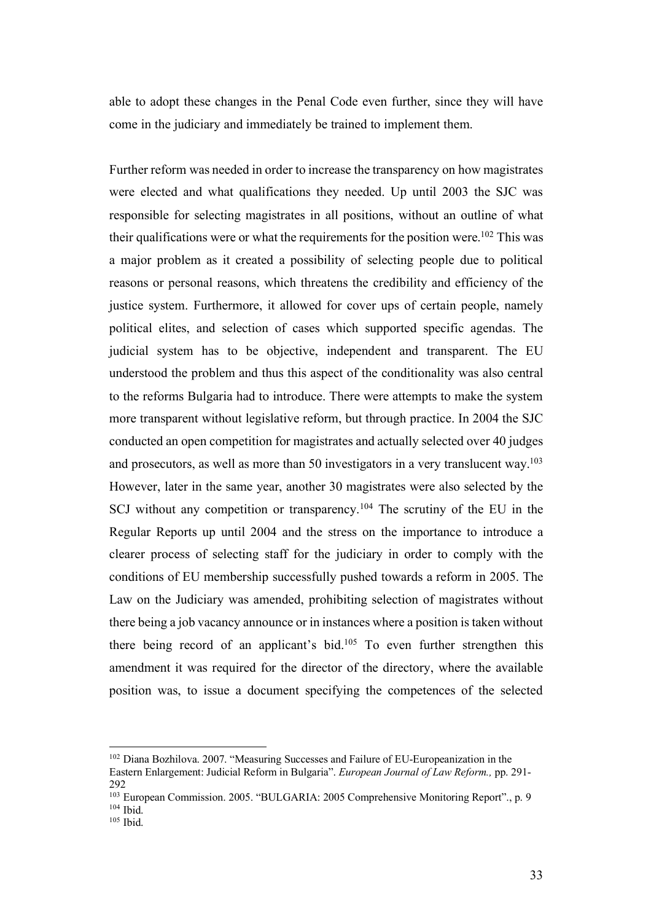able to adopt these changes in the Penal Code even further, since they will have come in the judiciary and immediately be trained to implement them.

Further reform was needed in order to increase the transparency on how magistrates were elected and what qualifications they needed. Up until 2003 the SJC was responsible for selecting magistrates in all positions, without an outline of what their qualifications were or what the requirements for the position were.[102] This was a major problem as it created a possibility of selecting people due to political reasons or personal reasons, which threatens the credibility and efficiency of the justice system. Furthermore, it allowed for cover ups of certain people, namely political elites, and selection of cases which supported specific agendas. The judicial system has to be objective, independent and transparent. The EU understood the problem and thus this aspect of the conditionality was also central to the reforms Bulgaria had to introduce. There were attempts to make the system more transparent without legislative reform, but through practice. In 2004 the SJC conducted an open competition for magistrates and actually selected over 40 judges and prosecutors, as well as more than 50 investigators in a very translucent way.[103] However, later in the same year, another 30 magistrates were also selected by the SCJ without any competition or transparency.[104] The scrutiny of the EU in the Regular Reports up until 2004 and the stress on the importance to introduce a clearer process of selecting staff for the judiciary in order to comply with the conditions of EU membership successfully pushed towards a reform in 2005. The Law on the Judiciary was amended, prohibiting selection of magistrates without there being a job vacancy announce or in instances where a position is taken without there being record of an applicant's bid.[105] To even further strengthen this amendment it was required for the director of the directory, where the available position was, to issue a document specifying the competences of the selected

---

[102] Diana Bozhilova. 2007. "Measuring Successes and Failure of EU-Europeanization in the Eastern Enlargement: Judicial Reform in Bulgaria". *European Journal of Law Reform.,* pp. 291-292

[103] European Commission. 2005. "BULGARIA: 2005 Comprehensive Monitoring Report"., p. 9

[104] Ibid.

[105] Ibid.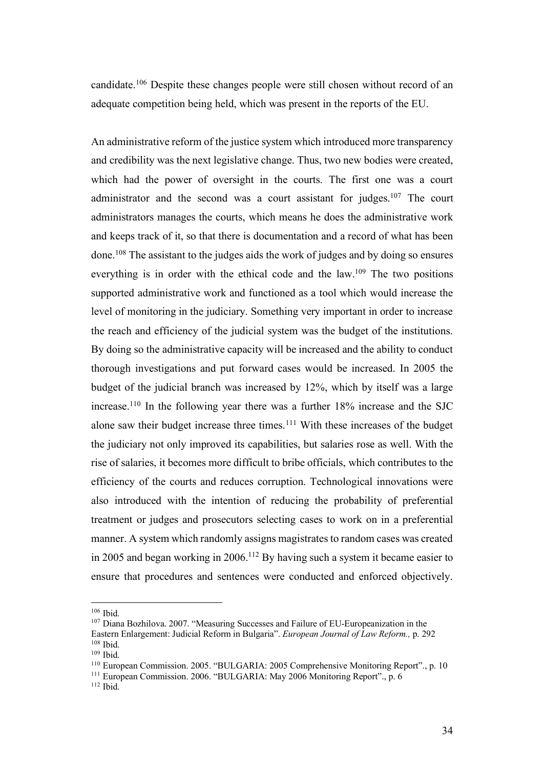candidate.[106] Despite these changes people were still chosen without record of an adequate competition being held, which was present in the reports of the EU.

An administrative reform of the justice system which introduced more transparency and credibility was the next legislative change. Thus, two new bodies were created, which had the power of oversight in the courts. The first one was a court administrator and the second was a court assistant for judges.[107] The court administrators manages the courts, which means he does the administrative work and keeps track of it, so that there is documentation and a record of what has been done.[108] The assistant to the judges aids the work of judges and by doing so ensures everything is in order with the ethical code and the law.[109] The two positions supported administrative work and functioned as a tool which would increase the level of monitoring in the judiciary. Something very important in order to increase the reach and efficiency of the judicial system was the budget of the institutions. By doing so the administrative capacity will be increased and the ability to conduct thorough investigations and put forward cases would be increased. In 2005 the budget of the judicial branch was increased by 12%, which by itself was a large increase.[110] In the following year there was a further 18% increase and the SJC alone saw their budget increase three times.[111] With these increases of the budget the judiciary not only improved its capabilities, but salaries rose as well. With the rise of salaries, it becomes more difficult to bribe officials, which contributes to the efficiency of the courts and reduces corruption. Technological innovations were also introduced with the intention of reducing the probability of preferential treatment or judges and prosecutors selecting cases to work on in a preferential manner. A system which randomly assigns magistrates to random cases was created in 2005 and began working in 2006.[112] By having such a system it became easier to ensure that procedures and sentences were conducted and enforced objectively.

---

[106] Ibid.

[107] Diana Bozhilova. 2007. "Measuring Successes and Failure of EU-Europeanization in the Eastern Enlargement: Judicial Reform in Bulgaria". *European Journal of Law Reform.,* p. 292

[108] Ibid.

[109] Ibid.

[110] European Commission. 2005. "BULGARIA: 2005 Comprehensive Monitoring Report"., p. 10

[111] European Commission. 2006. "BULGARIA: May 2006 Monitoring Report"., p. 6

[112] Ibid.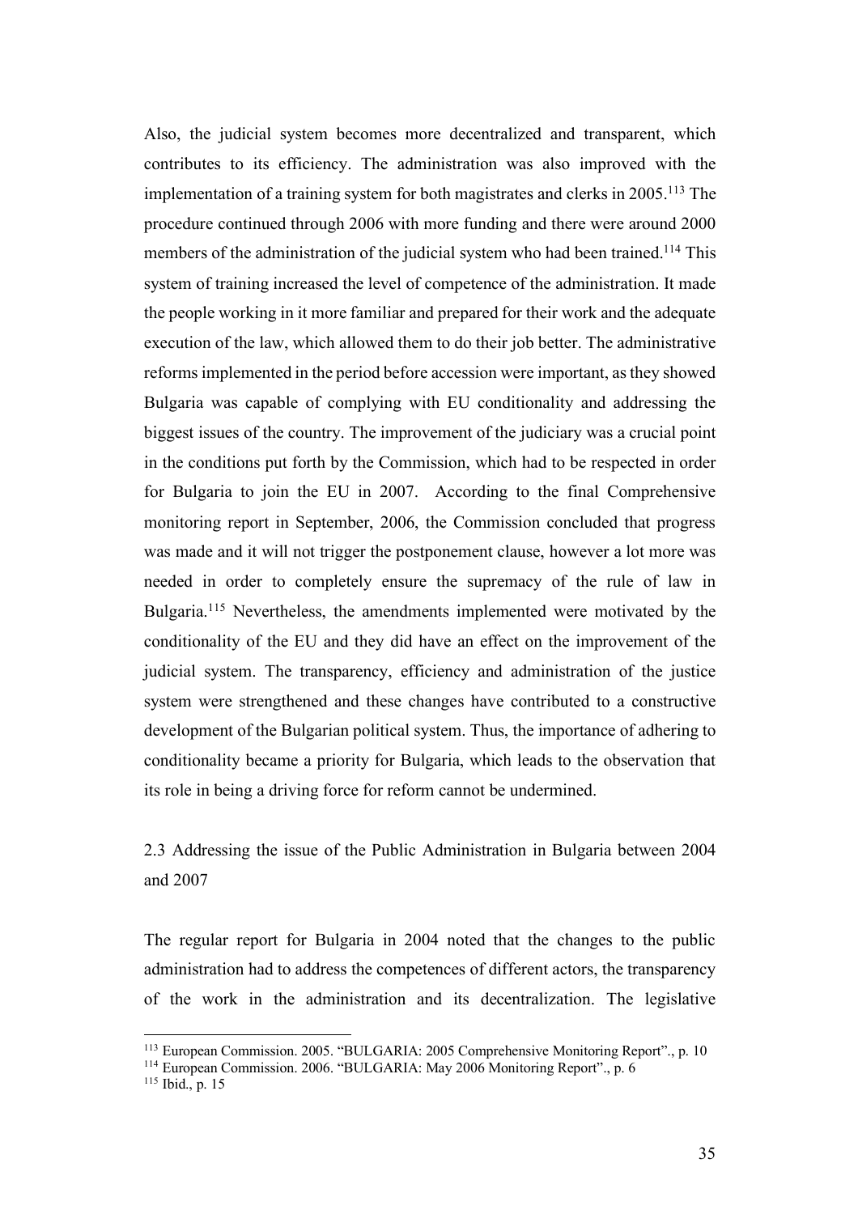Also, the judicial system becomes more decentralized and transparent, which contributes to its efficiency. The administration was also improved with the implementation of a training system for both magistrates and clerks in 2005.[113] The procedure continued through 2006 with more funding and there were around 2000 members of the administration of the judicial system who had been trained.[114] This system of training increased the level of competence of the administration. It made the people working in it more familiar and prepared for their work and the adequate execution of the law, which allowed them to do their job better. The administrative reforms implemented in the period before accession were important, as they showed Bulgaria was capable of complying with EU conditionality and addressing the biggest issues of the country. The improvement of the judiciary was a crucial point in the conditions put forth by the Commission, which had to be respected in order for Bulgaria to join the EU in 2007. According to the final Comprehensive monitoring report in September, 2006, the Commission concluded that progress was made and it will not trigger the postponement clause, however a lot more was needed in order to completely ensure the supremacy of the rule of law in Bulgaria.[115] Nevertheless, the amendments implemented were motivated by the conditionality of the EU and they did have an effect on the improvement of the judicial system. The transparency, efficiency and administration of the justice system were strengthened and these changes have contributed to a constructive development of the Bulgarian political system. Thus, the importance of adhering to conditionality became a priority for Bulgaria, which leads to the observation that its role in being a driving force for reform cannot be undermined.

## 2.3 Addressing the issue of the Public Administration in Bulgaria between 2004 and 2007

The regular report for Bulgaria in 2004 noted that the changes to the public administration had to address the competences of different actors, the transparency of the work in the administration and its decentralization. The legislative

---

[113] European Commission. 2005. "BULGARIA: 2005 Comprehensive Monitoring Report"., p. 10

[114] European Commission. 2006. "BULGARIA: May 2006 Monitoring Report"., p. 6

[115] Ibid., p. 15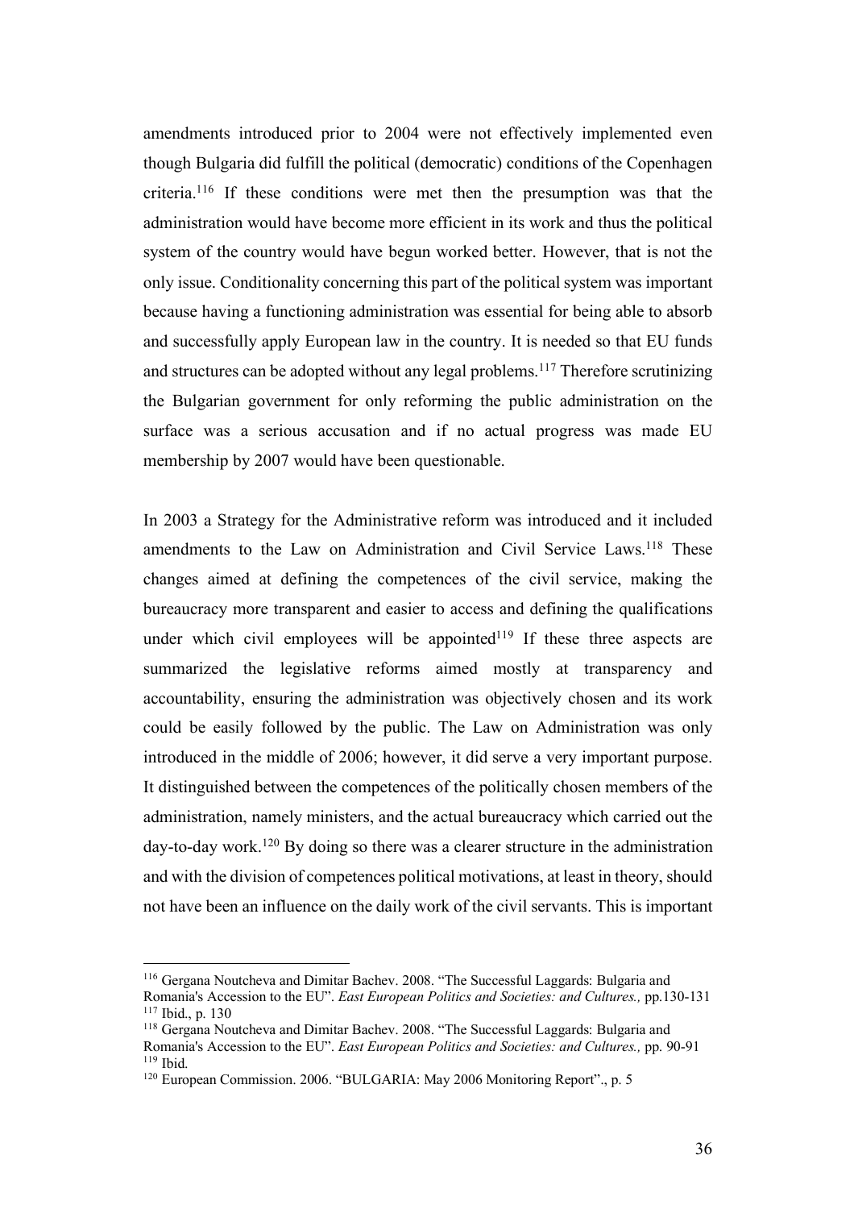amendments introduced prior to 2004 were not effectively implemented even though Bulgaria did fulfill the political (democratic) conditions of the Copenhagen criteria.[116] If these conditions were met then the presumption was that the administration would have become more efficient in its work and thus the political system of the country would have begun worked better. However, that is not the only issue. Conditionality concerning this part of the political system was important because having a functioning administration was essential for being able to absorb and successfully apply European law in the country. It is needed so that EU funds and structures can be adopted without any legal problems.[117] Therefore scrutinizing the Bulgarian government for only reforming the public administration on the surface was a serious accusation and if no actual progress was made EU membership by 2007 would have been questionable.

In 2003 a Strategy for the Administrative reform was introduced and it included amendments to the Law on Administration and Civil Service Laws.[118] These changes aimed at defining the competences of the civil service, making the bureaucracy more transparent and easier to access and defining the qualifications under which civil employees will be appointed[119] If these three aspects are summarized the legislative reforms aimed mostly at transparency and accountability, ensuring the administration was objectively chosen and its work could be easily followed by the public. The Law on Administration was only introduced in the middle of 2006; however, it did serve a very important purpose. It distinguished between the competences of the politically chosen members of the administration, namely ministers, and the actual bureaucracy which carried out the day-to-day work.[120] By doing so there was a clearer structure in the administration and with the division of competences political motivations, at least in theory, should not have been an influence on the daily work of the civil servants. This is important

[116] Gergana Noutcheva and Dimitar Bachev. 2008. "The Successful Laggards: Bulgaria and Romania's Accession to the EU". *East European Politics and Societies: and Cultures.,* pp.130-131

[117] Ibid., p. 130

[118] Gergana Noutcheva and Dimitar Bachev. 2008. "The Successful Laggards: Bulgaria and Romania's Accession to the EU". *East European Politics and Societies: and Cultures.,* pp. 90-91

[119] Ibid.

[120] European Commission. 2006. "BULGARIA: May 2006 Monitoring Report"., p. 5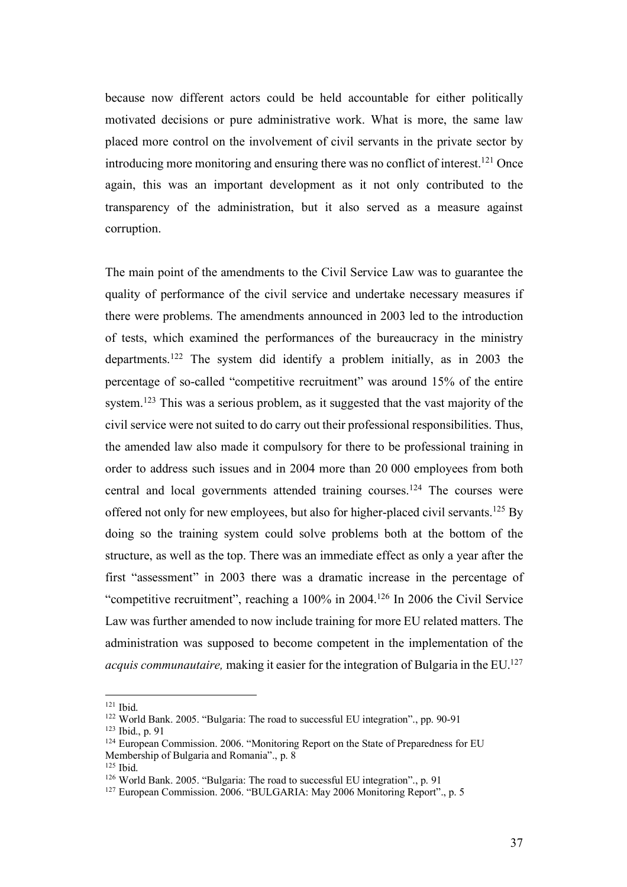because now different actors could be held accountable for either politically motivated decisions or pure administrative work. What is more, the same law placed more control on the involvement of civil servants in the private sector by introducing more monitoring and ensuring there was no conflict of interest.[121] Once again, this was an important development as it not only contributed to the transparency of the administration, but it also served as a measure against corruption.

The main point of the amendments to the Civil Service Law was to guarantee the quality of performance of the civil service and undertake necessary measures if there were problems. The amendments announced in 2003 led to the introduction of tests, which examined the performances of the bureaucracy in the ministry departments.[122] The system did identify a problem initially, as in 2003 the percentage of so-called "competitive recruitment" was around 15% of the entire system.[123] This was a serious problem, as it suggested that the vast majority of the civil service were not suited to do carry out their professional responsibilities. Thus, the amended law also made it compulsory for there to be professional training in order to address such issues and in 2004 more than 20 000 employees from both central and local governments attended training courses.[124] The courses were offered not only for new employees, but also for higher-placed civil servants.[125] By doing so the training system could solve problems both at the bottom of the structure, as well as the top. There was an immediate effect as only a year after the first "assessment" in 2003 there was a dramatic increase in the percentage of "competitive recruitment", reaching a 100% in 2004.[126] In 2006 the Civil Service Law was further amended to now include training for more EU related matters. The administration was supposed to become competent in the implementation of the *acquis communautaire,* making it easier for the integration of Bulgaria in the EU.[127]

---

[121] Ibid.

[122] World Bank. 2005. "Bulgaria: The road to successful EU integration"., pp. 90-91

[123] Ibid., p. 91

[124] European Commission. 2006. "Monitoring Report on the State of Preparedness for EU Membership of Bulgaria and Romania"., p. 8

[125] Ibid.

[126] World Bank. 2005. "Bulgaria: The road to successful EU integration"., p. 91

[127] European Commission. 2006. "BULGARIA: May 2006 Monitoring Report"., p. 5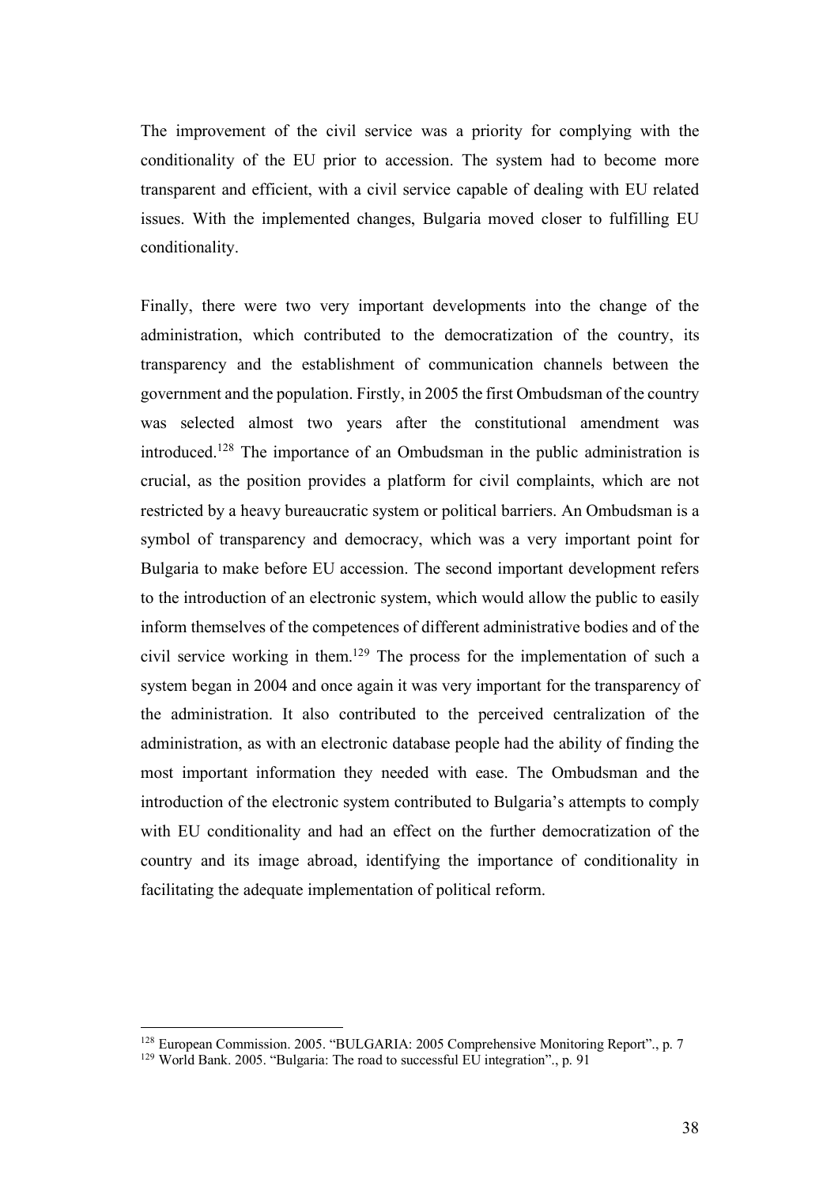The improvement of the civil service was a priority for complying with the conditionality of the EU prior to accession. The system had to become more transparent and efficient, with a civil service capable of dealing with EU related issues. With the implemented changes, Bulgaria moved closer to fulfilling EU conditionality.

Finally, there were two very important developments into the change of the administration, which contributed to the democratization of the country, its transparency and the establishment of communication channels between the government and the population. Firstly, in 2005 the first Ombudsman of the country was selected almost two years after the constitutional amendment was introduced.[128] The importance of an Ombudsman in the public administration is crucial, as the position provides a platform for civil complaints, which are not restricted by a heavy bureaucratic system or political barriers. An Ombudsman is a symbol of transparency and democracy, which was a very important point for Bulgaria to make before EU accession. The second important development refers to the introduction of an electronic system, which would allow the public to easily inform themselves of the competences of different administrative bodies and of the civil service working in them.[129] The process for the implementation of such a system began in 2004 and once again it was very important for the transparency of the administration. It also contributed to the perceived centralization of the administration, as with an electronic database people had the ability of finding the most important information they needed with ease. The Ombudsman and the introduction of the electronic system contributed to Bulgaria's attempts to comply with EU conditionality and had an effect on the further democratization of the country and its image abroad, identifying the importance of conditionality in facilitating the adequate implementation of political reform.

---

[128] European Commission. 2005. "BULGARIA: 2005 Comprehensive Monitoring Report"., p. 7

[129] World Bank. 2005. "Bulgaria: The road to successful EU integration"., p. 91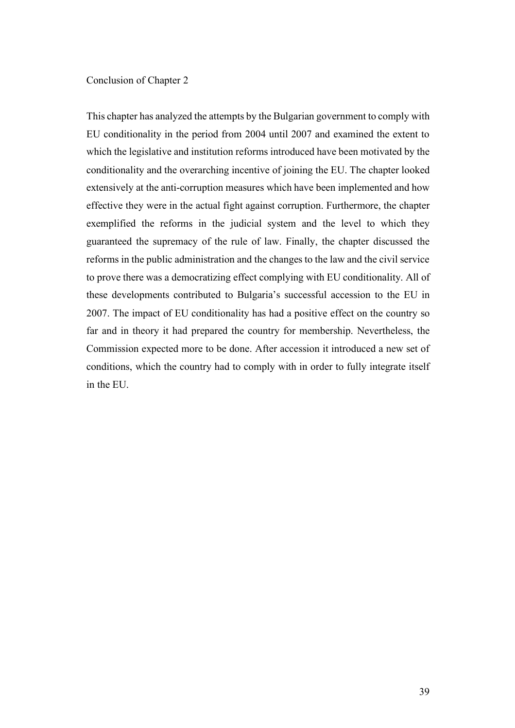## Conclusion of Chapter 2

This chapter has analyzed the attempts by the Bulgarian government to comply with EU conditionality in the period from 2004 until 2007 and examined the extent to which the legislative and institution reforms introduced have been motivated by the conditionality and the overarching incentive of joining the EU. The chapter looked extensively at the anti-corruption measures which have been implemented and how effective they were in the actual fight against corruption. Furthermore, the chapter exemplified the reforms in the judicial system and the level to which they guaranteed the supremacy of the rule of law. Finally, the chapter discussed the reforms in the public administration and the changes to the law and the civil service to prove there was a democratizing effect complying with EU conditionality. All of these developments contributed to Bulgaria's successful accession to the EU in 2007. The impact of EU conditionality has had a positive effect on the country so far and in theory it had prepared the country for membership. Nevertheless, the Commission expected more to be done. After accession it introduced a new set of conditions, which the country had to comply with in order to fully integrate itself in the EU.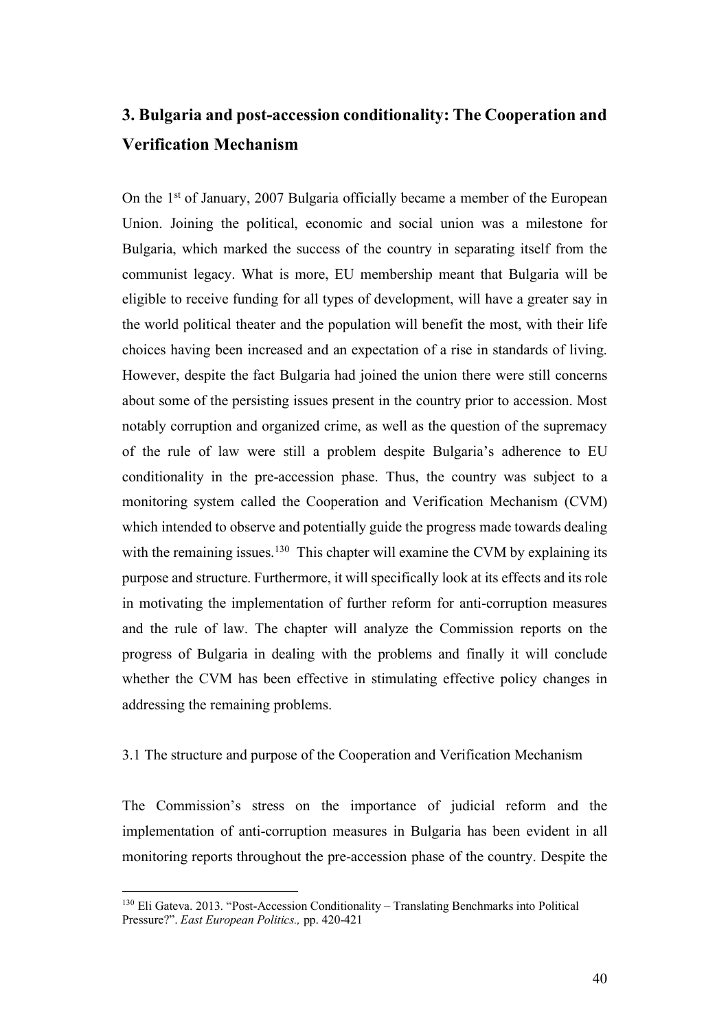## 3. Bulgaria and post-accession conditionality: The Cooperation and Verification Mechanism

On the 1st of January, 2007 Bulgaria officially became a member of the European Union. Joining the political, economic and social union was a milestone for Bulgaria, which marked the success of the country in separating itself from the communist legacy. What is more, EU membership meant that Bulgaria will be eligible to receive funding for all types of development, will have a greater say in the world political theater and the population will benefit the most, with their life choices having been increased and an expectation of a rise in standards of living. However, despite the fact Bulgaria had joined the union there were still concerns about some of the persisting issues present in the country prior to accession. Most notably corruption and organized crime, as well as the question of the supremacy of the rule of law were still a problem despite Bulgaria's adherence to EU conditionality in the pre-accession phase. Thus, the country was subject to a monitoring system called the Cooperation and Verification Mechanism (CVM) which intended to observe and potentially guide the progress made towards dealing with the remaining issues.[130] This chapter will examine the CVM by explaining its purpose and structure. Furthermore, it will specifically look at its effects and its role in motivating the implementation of further reform for anti-corruption measures and the rule of law. The chapter will analyze the Commission reports on the progress of Bulgaria in dealing with the problems and finally it will conclude whether the CVM has been effective in stimulating effective policy changes in addressing the remaining problems.

### 3.1 The structure and purpose of the Cooperation and Verification Mechanism

The Commission's stress on the importance of judicial reform and the implementation of anti-corruption measures in Bulgaria has been evident in all monitoring reports throughout the pre-accession phase of the country. Despite the

[130] Eli Gateva. 2013. "Post-Accession Conditionality – Translating Benchmarks into Political Pressure?". *East European Politics.,* pp. 420-421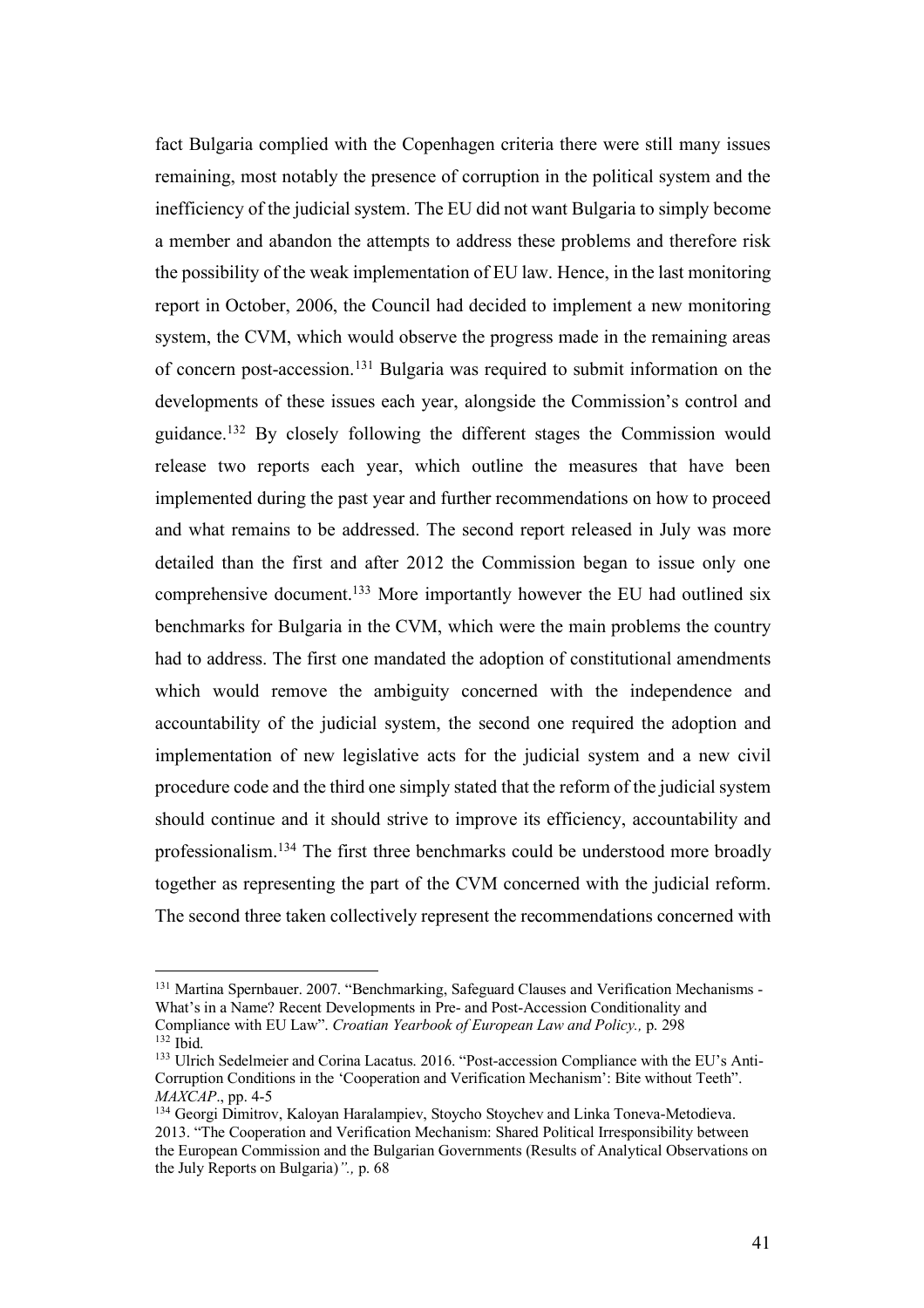fact Bulgaria complied with the Copenhagen criteria there were still many issues remaining, most notably the presence of corruption in the political system and the inefficiency of the judicial system. The EU did not want Bulgaria to simply become a member and abandon the attempts to address these problems and therefore risk the possibility of the weak implementation of EU law. Hence, in the last monitoring report in October, 2006, the Council had decided to implement a new monitoring system, the CVM, which would observe the progress made in the remaining areas of concern post-accession.[131] Bulgaria was required to submit information on the developments of these issues each year, alongside the Commission's control and guidance.[132] By closely following the different stages the Commission would release two reports each year, which outline the measures that have been implemented during the past year and further recommendations on how to proceed and what remains to be addressed. The second report released in July was more detailed than the first and after 2012 the Commission began to issue only one comprehensive document.[133] More importantly however the EU had outlined six benchmarks for Bulgaria in the CVM, which were the main problems the country had to address. The first one mandated the adoption of constitutional amendments which would remove the ambiguity concerned with the independence and accountability of the judicial system, the second one required the adoption and implementation of new legislative acts for the judicial system and a new civil procedure code and the third one simply stated that the reform of the judicial system should continue and it should strive to improve its efficiency, accountability and professionalism.[134] The first three benchmarks could be understood more broadly together as representing the part of the CVM concerned with the judicial reform. The second three taken collectively represent the recommendations concerned with

---

[131] Martina Spernbauer. 2007. "Benchmarking, Safeguard Clauses and Verification Mechanisms - What's in a Name? Recent Developments in Pre- and Post-Accession Conditionality and Compliance with EU Law". *Croatian Yearbook of European Law and Policy.,* p. 298

[132] Ibid.

[133] Ulrich Sedelmeier and Corina Lacatus. 2016. "Post-accession Compliance with the EU's Anti-Corruption Conditions in the 'Cooperation and Verification Mechanism': Bite without Teeth". *MAXCAP*., pp. 4-5

[134] Georgi Dimitrov, Kaloyan Haralampiev, Stoycho Stoychev and Linka Toneva-Metodieva. 2013. "The Cooperation and Verification Mechanism: Shared Political Irresponsibility between the European Commission and the Bulgarian Governments (Results of Analytical Observations on the July Reports on Bulgaria)*",* p. 68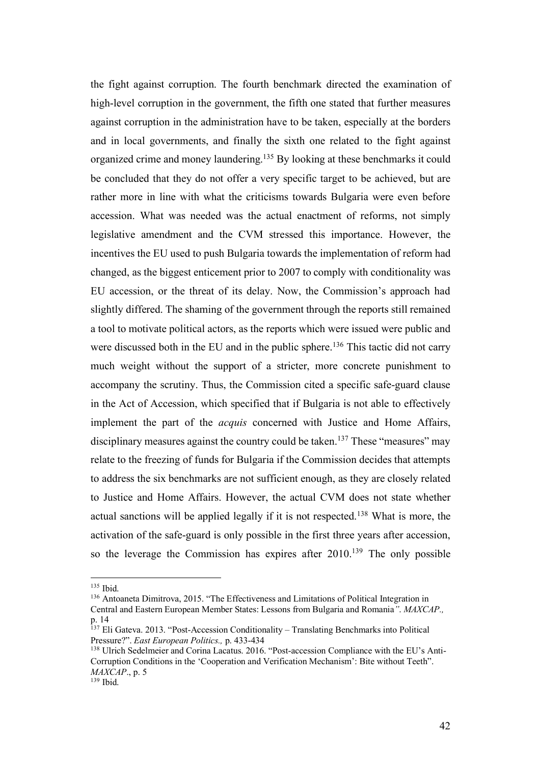the fight against corruption. The fourth benchmark directed the examination of high-level corruption in the government, the fifth one stated that further measures against corruption in the administration have to be taken, especially at the borders and in local governments, and finally the sixth one related to the fight against organized crime and money laundering.[135] By looking at these benchmarks it could be concluded that they do not offer a very specific target to be achieved, but are rather more in line with what the criticisms towards Bulgaria were even before accession. What was needed was the actual enactment of reforms, not simply legislative amendment and the CVM stressed this importance. However, the incentives the EU used to push Bulgaria towards the implementation of reform had changed, as the biggest enticement prior to 2007 to comply with conditionality was EU accession, or the threat of its delay. Now, the Commission's approach had slightly differed. The shaming of the government through the reports still remained a tool to motivate political actors, as the reports which were issued were public and were discussed both in the EU and in the public sphere.[136] This tactic did not carry much weight without the support of a stricter, more concrete punishment to accompany the scrutiny. Thus, the Commission cited a specific safe-guard clause in the Act of Accession, which specified that if Bulgaria is not able to effectively implement the part of the *acquis* concerned with Justice and Home Affairs, disciplinary measures against the country could be taken.[137] These "measures" may relate to the freezing of funds for Bulgaria if the Commission decides that attempts to address the six benchmarks are not sufficient enough, as they are closely related to Justice and Home Affairs. However, the actual CVM does not state whether actual sanctions will be applied legally if it is not respected.[138] What is more, the activation of the safe-guard is only possible in the first three years after accession, so the leverage the Commission has expires after 2010.[139] The only possible

---

[135] Ibid.

[136] Antoaneta Dimitrova, 2015. "The Effectiveness and Limitations of Political Integration in Central and Eastern European Member States: Lessons from Bulgaria and Romania*". MAXCAP.,* p. 14

[137] Eli Gateva. 2013. "Post-Accession Conditionality – Translating Benchmarks into Political Pressure?". *East European Politics.,* p. 433-434

[138] Ulrich Sedelmeier and Corina Lacatus. 2016. "Post-accession Compliance with the EU's Anti-Corruption Conditions in the 'Cooperation and Verification Mechanism': Bite without Teeth". *MAXCAP*., p. 5

[139] Ibid.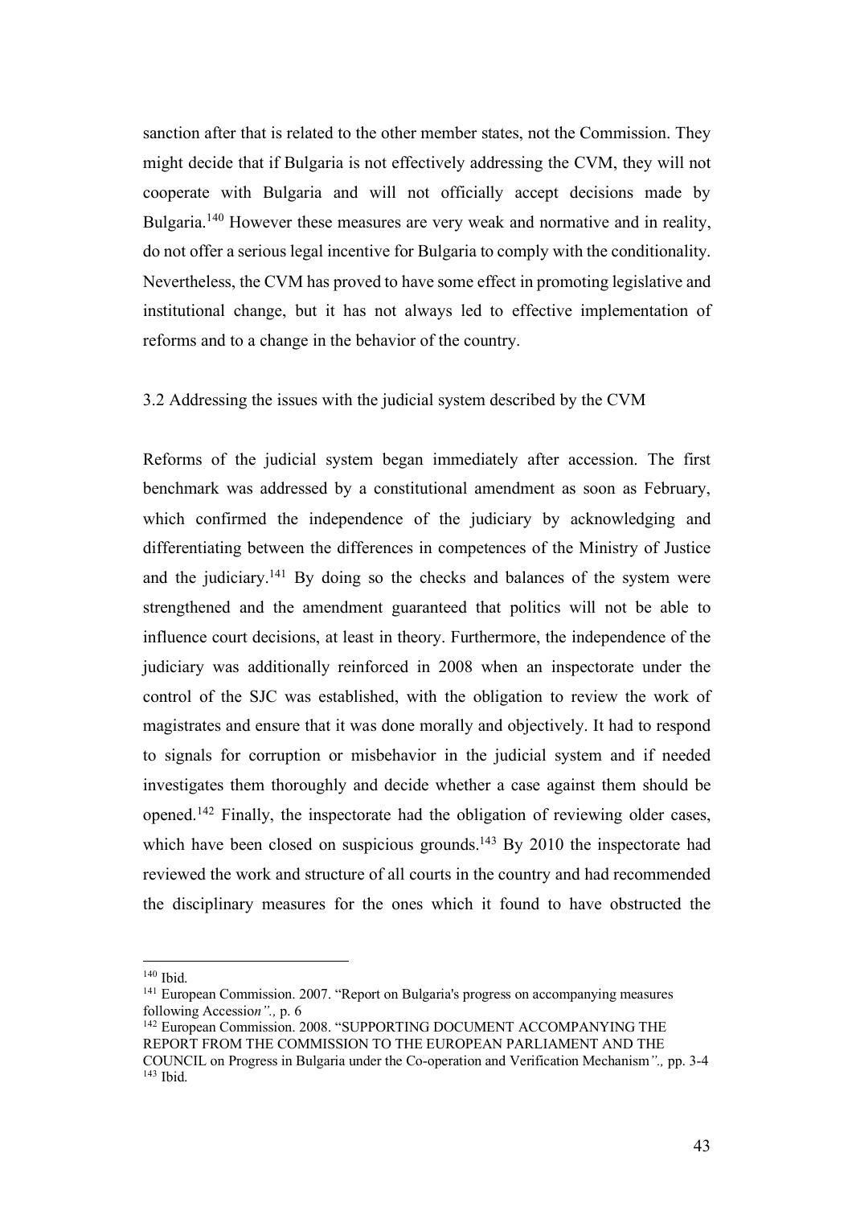sanction after that is related to the other member states, not the Commission. They might decide that if Bulgaria is not effectively addressing the CVM, they will not cooperate with Bulgaria and will not officially accept decisions made by Bulgaria.[140] However these measures are very weak and normative and in reality, do not offer a serious legal incentive for Bulgaria to comply with the conditionality. Nevertheless, the CVM has proved to have some effect in promoting legislative and institutional change, but it has not always led to effective implementation of reforms and to a change in the behavior of the country.

### 3.2 Addressing the issues with the judicial system described by the CVM

Reforms of the judicial system began immediately after accession. The first benchmark was addressed by a constitutional amendment as soon as February, which confirmed the independence of the judiciary by acknowledging and differentiating between the differences in competences of the Ministry of Justice and the judiciary.[141] By doing so the checks and balances of the system were strengthened and the amendment guaranteed that politics will not be able to influence court decisions, at least in theory. Furthermore, the independence of the judiciary was additionally reinforced in 2008 when an inspectorate under the control of the SJC was established, with the obligation to review the work of magistrates and ensure that it was done morally and objectively. It had to respond to signals for corruption or misbehavior in the judicial system and if needed investigates them thoroughly and decide whether a case against them should be opened.[142] Finally, the inspectorate had the obligation of reviewing older cases, which have been closed on suspicious grounds.[143] By 2010 the inspectorate had reviewed the work and structure of all courts in the country and had recommended the disciplinary measures for the ones which it found to have obstructed the

---

[140] Ibid.

[141] European Commission. 2007. "Report on Bulgaria's progress on accompanying measures following Accessio*n".,* p. 6

[142] European Commission. 2008. "SUPPORTING DOCUMENT ACCOMPANYING THE REPORT FROM THE COMMISSION TO THE EUROPEAN PARLIAMENT AND THE COUNCIL on Progress in Bulgaria under the Co-operation and Verification Mechanism*".,* pp. 3-4

[143] Ibid.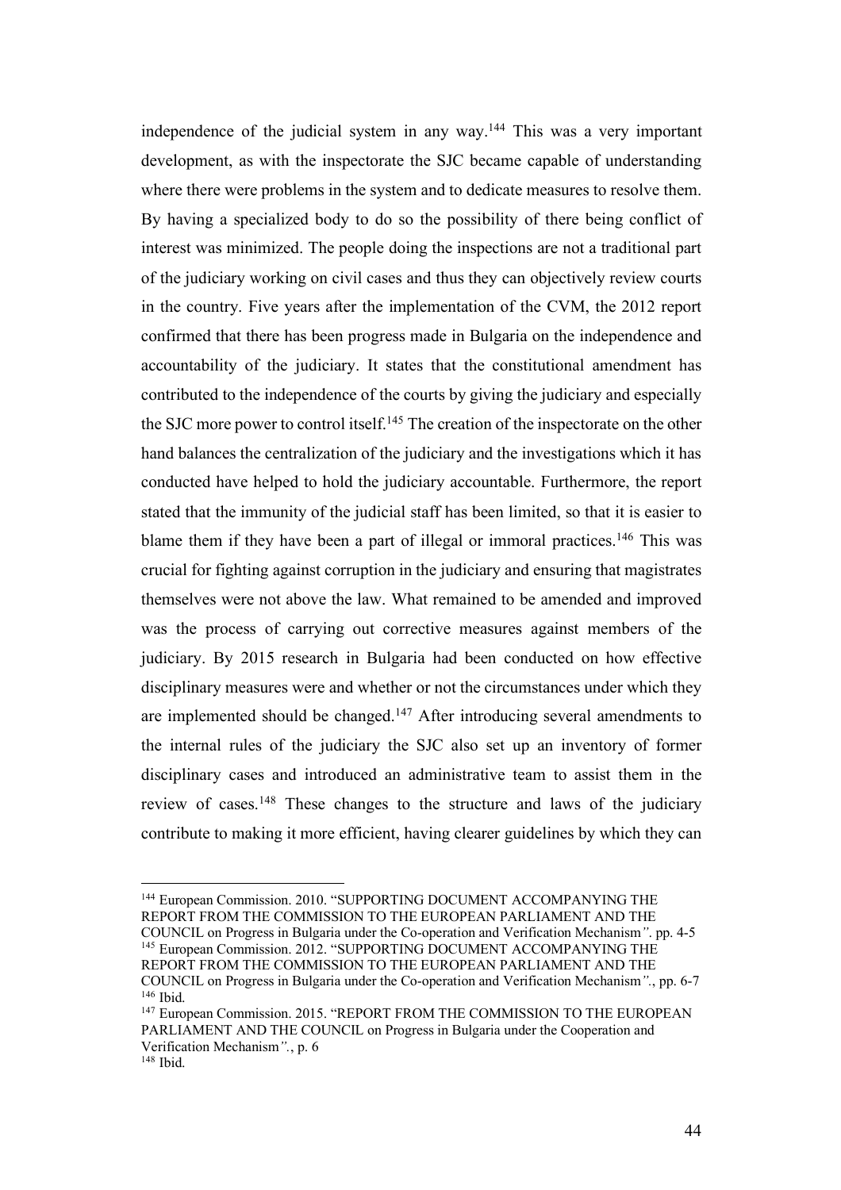independence of the judicial system in any way.[144] This was a very important development, as with the inspectorate the SJC became capable of understanding where there were problems in the system and to dedicate measures to resolve them. By having a specialized body to do so the possibility of there being conflict of interest was minimized. The people doing the inspections are not a traditional part of the judiciary working on civil cases and thus they can objectively review courts in the country. Five years after the implementation of the CVM, the 2012 report confirmed that there has been progress made in Bulgaria on the independence and accountability of the judiciary. It states that the constitutional amendment has contributed to the independence of the courts by giving the judiciary and especially the SJC more power to control itself.[145] The creation of the inspectorate on the other hand balances the centralization of the judiciary and the investigations which it has conducted have helped to hold the judiciary accountable. Furthermore, the report stated that the immunity of the judicial staff has been limited, so that it is easier to blame them if they have been a part of illegal or immoral practices.[146] This was crucial for fighting against corruption in the judiciary and ensuring that magistrates themselves were not above the law. What remained to be amended and improved was the process of carrying out corrective measures against members of the judiciary. By 2015 research in Bulgaria had been conducted on how effective disciplinary measures were and whether or not the circumstances under which they are implemented should be changed.[147] After introducing several amendments to the internal rules of the judiciary the SJC also set up an inventory of former disciplinary cases and introduced an administrative team to assist them in the review of cases.[148] These changes to the structure and laws of the judiciary contribute to making it more efficient, having clearer guidelines by which they can

---

[144] European Commission. 2010. "SUPPORTING DOCUMENT ACCOMPANYING THE REPORT FROM THE COMMISSION TO THE EUROPEAN PARLIAMENT AND THE COUNCIL on Progress in Bulgaria under the Co-operation and Verification Mechanism*"*. pp. 4-5

[145] European Commission. 2012. "SUPPORTING DOCUMENT ACCOMPANYING THE REPORT FROM THE COMMISSION TO THE EUROPEAN PARLIAMENT AND THE COUNCIL on Progress in Bulgaria under the Co-operation and Verification Mechanism*"*., pp. 6-7

[146] Ibid.

[147] European Commission. 2015. "REPORT FROM THE COMMISSION TO THE EUROPEAN PARLIAMENT AND THE COUNCIL on Progress in Bulgaria under the Cooperation and Verification Mechanism*"*., p. 6

[148] Ibid.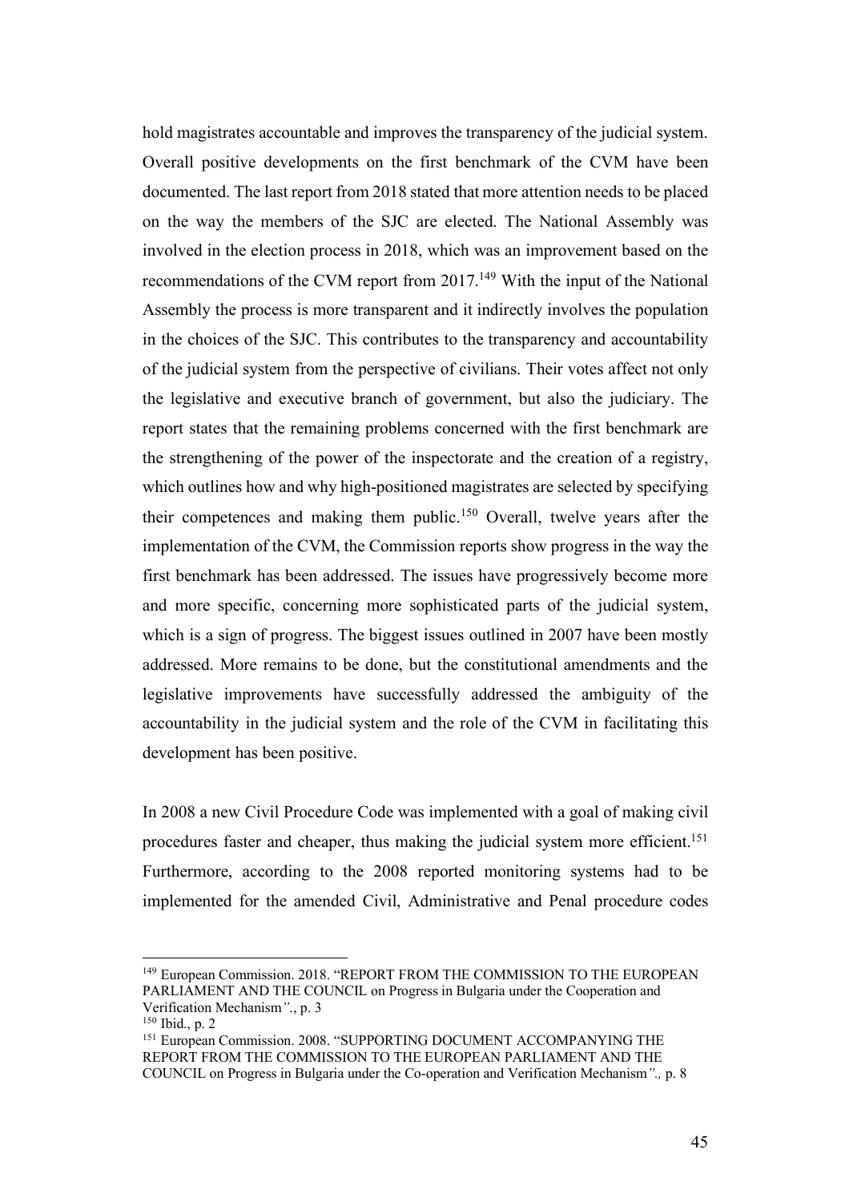hold magistrates accountable and improves the transparency of the judicial system. Overall positive developments on the first benchmark of the CVM have been documented. The last report from 2018 stated that more attention needs to be placed on the way the members of the SJC are elected. The National Assembly was involved in the election process in 2018, which was an improvement based on the recommendations of the CVM report from 2017.[149] With the input of the National Assembly the process is more transparent and it indirectly involves the population in the choices of the SJC. This contributes to the transparency and accountability of the judicial system from the perspective of civilians. Their votes affect not only the legislative and executive branch of government, but also the judiciary. The report states that the remaining problems concerned with the first benchmark are the strengthening of the power of the inspectorate and the creation of a registry, which outlines how and why high-positioned magistrates are selected by specifying their competences and making them public.[150] Overall, twelve years after the implementation of the CVM, the Commission reports show progress in the way the first benchmark has been addressed. The issues have progressively become more and more specific, concerning more sophisticated parts of the judicial system, which is a sign of progress. The biggest issues outlined in 2007 have been mostly addressed. More remains to be done, but the constitutional amendments and the legislative improvements have successfully addressed the ambiguity of the accountability in the judicial system and the role of the CVM in facilitating this development has been positive.

In 2008 a new Civil Procedure Code was implemented with a goal of making civil procedures faster and cheaper, thus making the judicial system more efficient.[151] Furthermore, according to the 2008 reported monitoring systems had to be implemented for the amended Civil, Administrative and Penal procedure codes

---

[149] European Commission. 2018. "REPORT FROM THE COMMISSION TO THE EUROPEAN PARLIAMENT AND THE COUNCIL on Progress in Bulgaria under the Cooperation and Verification Mechanism*"*., p. 3

[150] Ibid., p. 2

[151] European Commission. 2008. "SUPPORTING DOCUMENT ACCOMPANYING THE REPORT FROM THE COMMISSION TO THE EUROPEAN PARLIAMENT AND THE COUNCIL on Progress in Bulgaria under the Co-operation and Verification Mechanism*".,* p. 8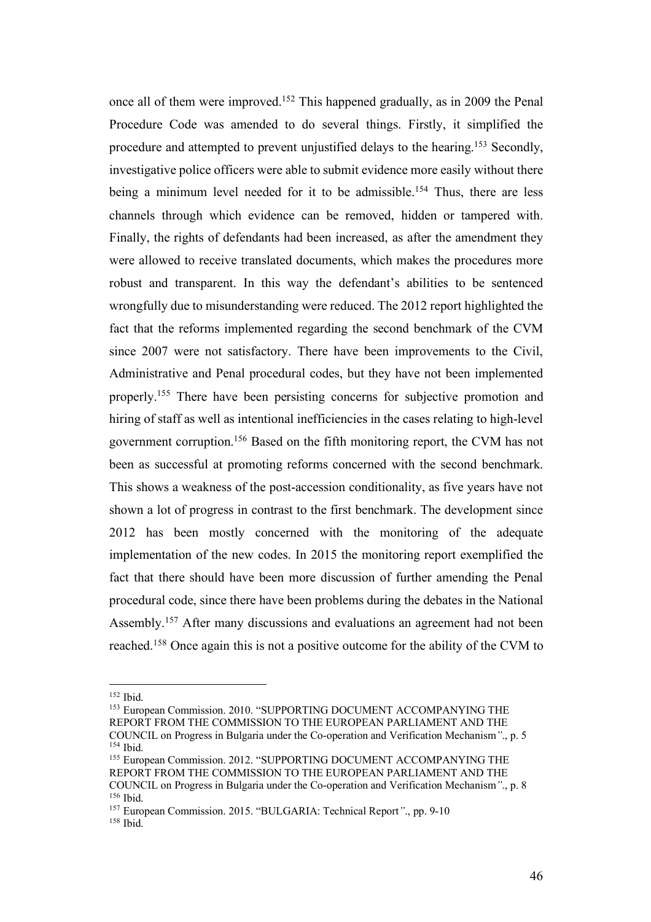once all of them were improved.[152] This happened gradually, as in 2009 the Penal Procedure Code was amended to do several things. Firstly, it simplified the procedure and attempted to prevent unjustified delays to the hearing.[153] Secondly, investigative police officers were able to submit evidence more easily without there being a minimum level needed for it to be admissible.[154] Thus, there are less channels through which evidence can be removed, hidden or tampered with. Finally, the rights of defendants had been increased, as after the amendment they were allowed to receive translated documents, which makes the procedures more robust and transparent. In this way the defendant's abilities to be sentenced wrongfully due to misunderstanding were reduced. The 2012 report highlighted the fact that the reforms implemented regarding the second benchmark of the CVM since 2007 were not satisfactory. There have been improvements to the Civil, Administrative and Penal procedural codes, but they have not been implemented properly.[155] There have been persisting concerns for subjective promotion and hiring of staff as well as intentional inefficiencies in the cases relating to high-level government corruption.[156] Based on the fifth monitoring report, the CVM has not been as successful at promoting reforms concerned with the second benchmark. This shows a weakness of the post-accession conditionality, as five years have not shown a lot of progress in contrast to the first benchmark. The development since 2012 has been mostly concerned with the monitoring of the adequate implementation of the new codes. In 2015 the monitoring report exemplified the fact that there should have been more discussion of further amending the Penal procedural code, since there have been problems during the debates in the National Assembly.[157] After many discussions and evaluations an agreement had not been reached.[158] Once again this is not a positive outcome for the ability of the CVM to

---

[152] Ibid.

[153] European Commission. 2010. "SUPPORTING DOCUMENT ACCOMPANYING THE REPORT FROM THE COMMISSION TO THE EUROPEAN PARLIAMENT AND THE COUNCIL on Progress in Bulgaria under the Co-operation and Verification Mechanism"., p. 5

[154] Ibid.

[155] European Commission. 2012. "SUPPORTING DOCUMENT ACCOMPANYING THE REPORT FROM THE COMMISSION TO THE EUROPEAN PARLIAMENT AND THE COUNCIL on Progress in Bulgaria under the Co-operation and Verification Mechanism"., p. 8

[156] Ibid.

[157] European Commission. 2015. "BULGARIA: Technical Report"., pp. 9-10

[158] Ibid.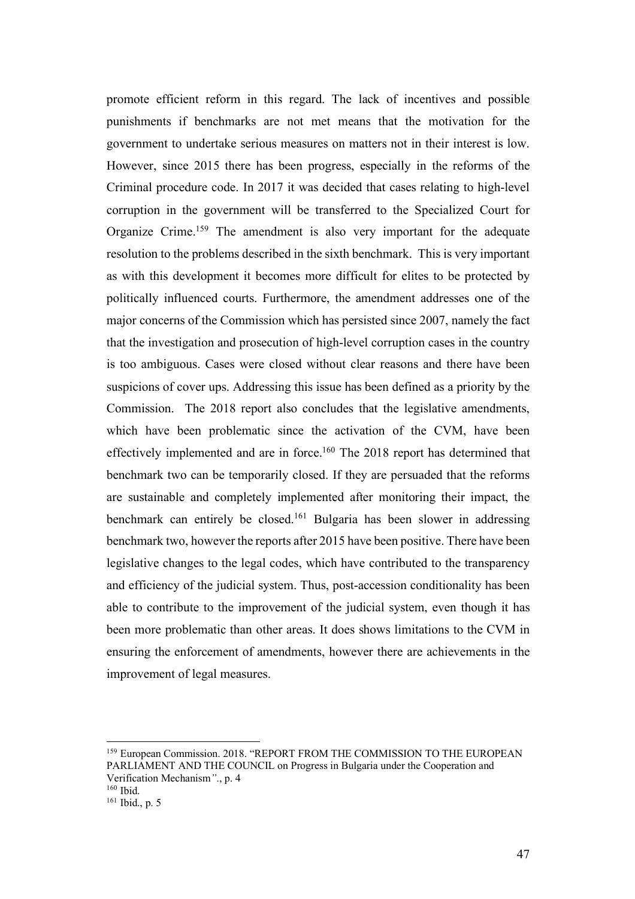promote efficient reform in this regard. The lack of incentives and possible punishments if benchmarks are not met means that the motivation for the government to undertake serious measures on matters not in their interest is low. However, since 2015 there has been progress, especially in the reforms of the Criminal procedure code. In 2017 it was decided that cases relating to high-level corruption in the government will be transferred to the Specialized Court for Organize Crime.[159] The amendment is also very important for the adequate resolution to the problems described in the sixth benchmark. This is very important as with this development it becomes more difficult for elites to be protected by politically influenced courts. Furthermore, the amendment addresses one of the major concerns of the Commission which has persisted since 2007, namely the fact that the investigation and prosecution of high-level corruption cases in the country is too ambiguous. Cases were closed without clear reasons and there have been suspicions of cover ups. Addressing this issue has been defined as a priority by the Commission. The 2018 report also concludes that the legislative amendments, which have been problematic since the activation of the CVM, have been effectively implemented and are in force.[160] The 2018 report has determined that benchmark two can be temporarily closed. If they are persuaded that the reforms are sustainable and completely implemented after monitoring their impact, the benchmark can entirely be closed.[161] Bulgaria has been slower in addressing benchmark two, however the reports after 2015 have been positive. There have been legislative changes to the legal codes, which have contributed to the transparency and efficiency of the judicial system. Thus, post-accession conditionality has been able to contribute to the improvement of the judicial system, even though it has been more problematic than other areas. It does shows limitations to the CVM in ensuring the enforcement of amendments, however there are achievements in the improvement of legal measures.

---

[159] European Commission. 2018. "REPORT FROM THE COMMISSION TO THE EUROPEAN PARLIAMENT AND THE COUNCIL on Progress in Bulgaria under the Cooperation and Verification Mechanism"., p. 4

[160] Ibid.

[161] Ibid., p. 5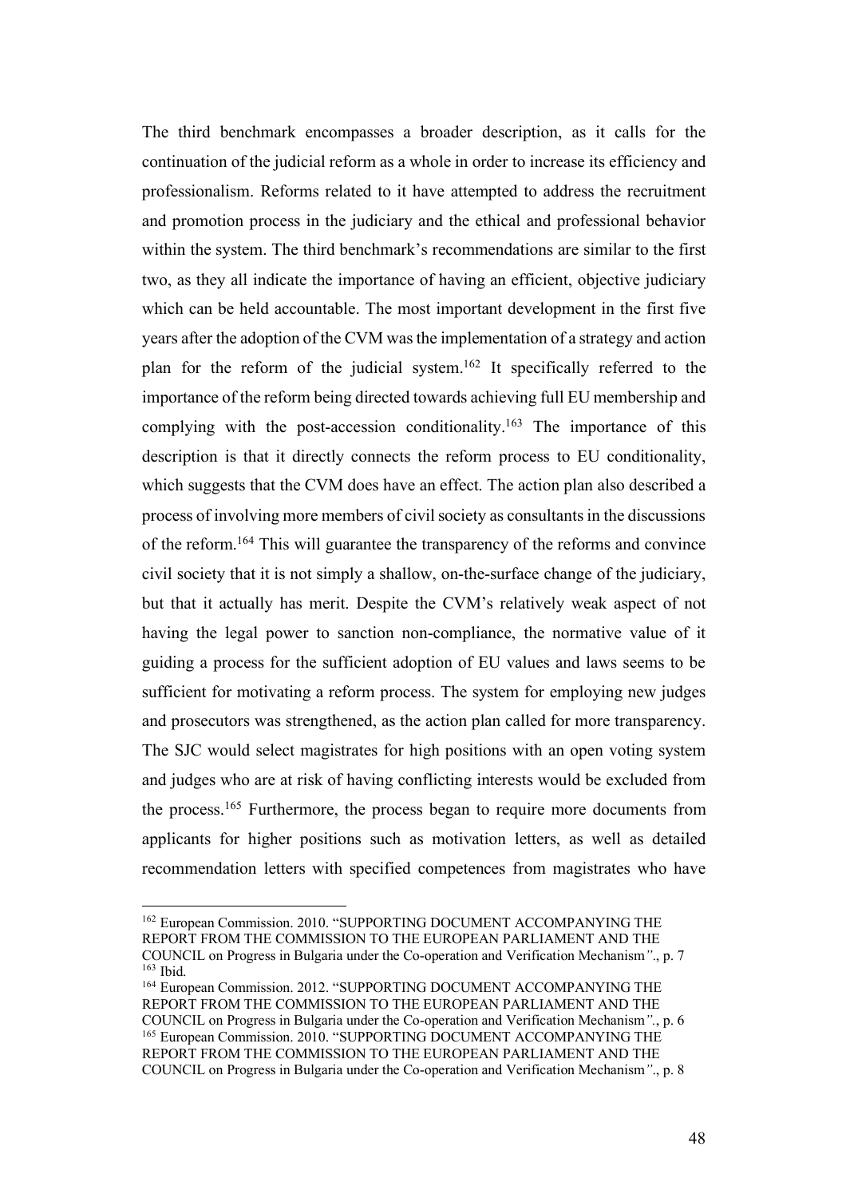The third benchmark encompasses a broader description, as it calls for the continuation of the judicial reform as a whole in order to increase its efficiency and professionalism. Reforms related to it have attempted to address the recruitment and promotion process in the judiciary and the ethical and professional behavior within the system. The third benchmark's recommendations are similar to the first two, as they all indicate the importance of having an efficient, objective judiciary which can be held accountable. The most important development in the first five years after the adoption of the CVM was the implementation of a strategy and action plan for the reform of the judicial system.[162] It specifically referred to the importance of the reform being directed towards achieving full EU membership and complying with the post-accession conditionality.[163] The importance of this description is that it directly connects the reform process to EU conditionality, which suggests that the CVM does have an effect. The action plan also described a process of involving more members of civil society as consultants in the discussions of the reform.[164] This will guarantee the transparency of the reforms and convince civil society that it is not simply a shallow, on-the-surface change of the judiciary, but that it actually has merit. Despite the CVM's relatively weak aspect of not having the legal power to sanction non-compliance, the normative value of it guiding a process for the sufficient adoption of EU values and laws seems to be sufficient for motivating a reform process. The system for employing new judges and prosecutors was strengthened, as the action plan called for more transparency. The SJC would select magistrates for high positions with an open voting system and judges who are at risk of having conflicting interests would be excluded from the process.[165] Furthermore, the process began to require more documents from applicants for higher positions such as motivation letters, as well as detailed recommendation letters with specified competences from magistrates who have

---

[162] European Commission. 2010. "SUPPORTING DOCUMENT ACCOMPANYING THE REPORT FROM THE COMMISSION TO THE EUROPEAN PARLIAMENT AND THE COUNCIL on Progress in Bulgaria under the Co-operation and Verification Mechanism"., p. 7

[163] Ibid.

[164] European Commission. 2012. "SUPPORTING DOCUMENT ACCOMPANYING THE REPORT FROM THE COMMISSION TO THE EUROPEAN PARLIAMENT AND THE COUNCIL on Progress in Bulgaria under the Co-operation and Verification Mechanism"., p. 6

[165] European Commission. 2010. "SUPPORTING DOCUMENT ACCOMPANYING THE REPORT FROM THE COMMISSION TO THE EUROPEAN PARLIAMENT AND THE COUNCIL on Progress in Bulgaria under the Co-operation and Verification Mechanism"., p. 8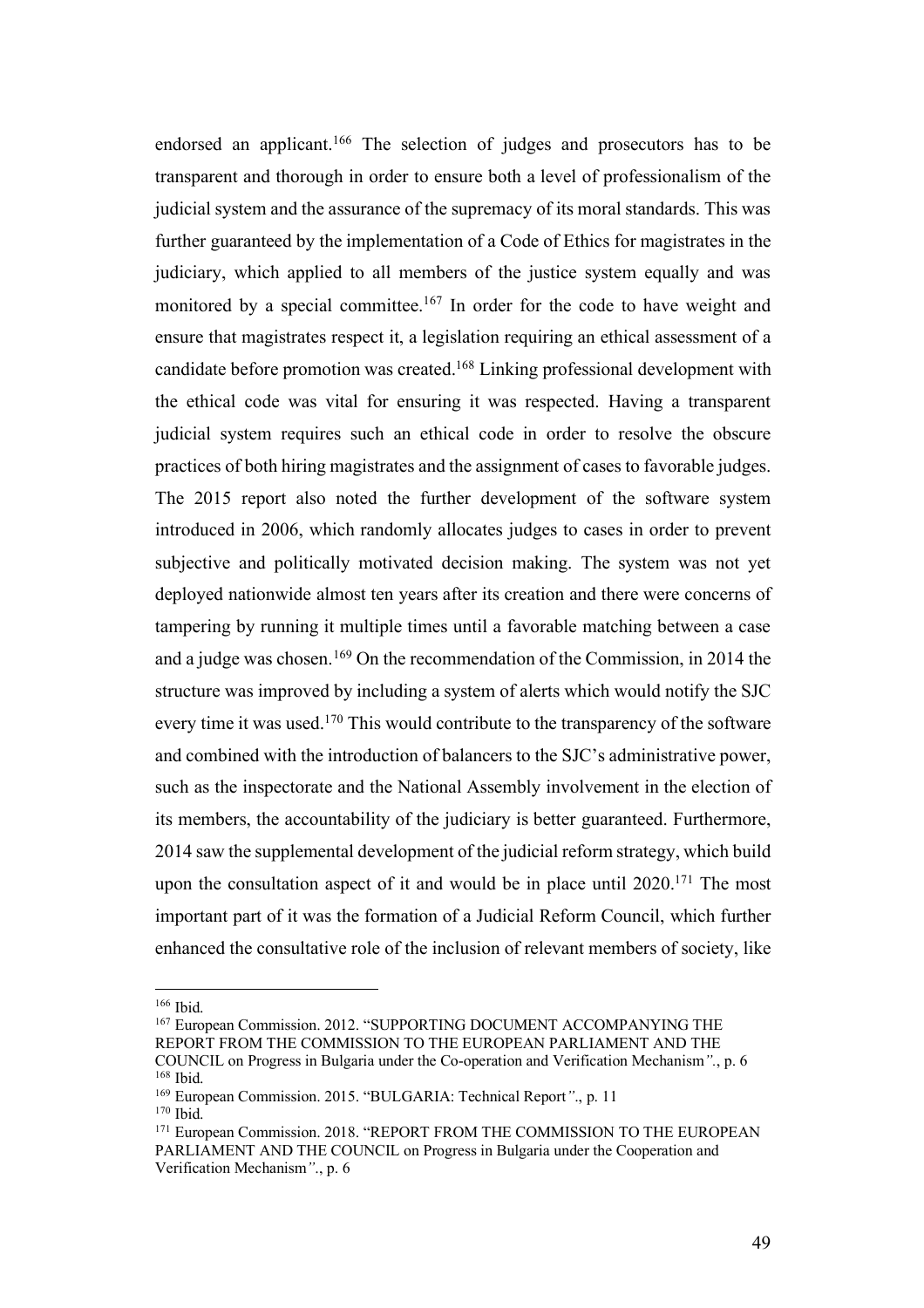endorsed an applicant.[166] The selection of judges and prosecutors has to be transparent and thorough in order to ensure both a level of professionalism of the judicial system and the assurance of the supremacy of its moral standards. This was further guaranteed by the implementation of a Code of Ethics for magistrates in the judiciary, which applied to all members of the justice system equally and was monitored by a special committee.[167] In order for the code to have weight and ensure that magistrates respect it, a legislation requiring an ethical assessment of a candidate before promotion was created.[168] Linking professional development with the ethical code was vital for ensuring it was respected. Having a transparent judicial system requires such an ethical code in order to resolve the obscure practices of both hiring magistrates and the assignment of cases to favorable judges. The 2015 report also noted the further development of the software system introduced in 2006, which randomly allocates judges to cases in order to prevent subjective and politically motivated decision making. The system was not yet deployed nationwide almost ten years after its creation and there were concerns of tampering by running it multiple times until a favorable matching between a case and a judge was chosen.[169] On the recommendation of the Commission, in 2014 the structure was improved by including a system of alerts which would notify the SJC every time it was used.[170] This would contribute to the transparency of the software and combined with the introduction of balancers to the SJC's administrative power, such as the inspectorate and the National Assembly involvement in the election of its members, the accountability of the judiciary is better guaranteed. Furthermore, 2014 saw the supplemental development of the judicial reform strategy, which build upon the consultation aspect of it and would be in place until 2020.[171] The most important part of it was the formation of a Judicial Reform Council, which further enhanced the consultative role of the inclusion of relevant members of society, like

---

[166] Ibid.

[167] European Commission. 2012. "SUPPORTING DOCUMENT ACCOMPANYING THE REPORT FROM THE COMMISSION TO THE EUROPEAN PARLIAMENT AND THE COUNCIL on Progress in Bulgaria under the Co-operation and Verification Mechanism"., p. 6

[168] Ibid.

[169] European Commission. 2015. "BULGARIA: Technical Report"., p. 11

[170] Ibid.

[171] European Commission. 2018. "REPORT FROM THE COMMISSION TO THE EUROPEAN PARLIAMENT AND THE COUNCIL on Progress in Bulgaria under the Cooperation and Verification Mechanism"., p. 6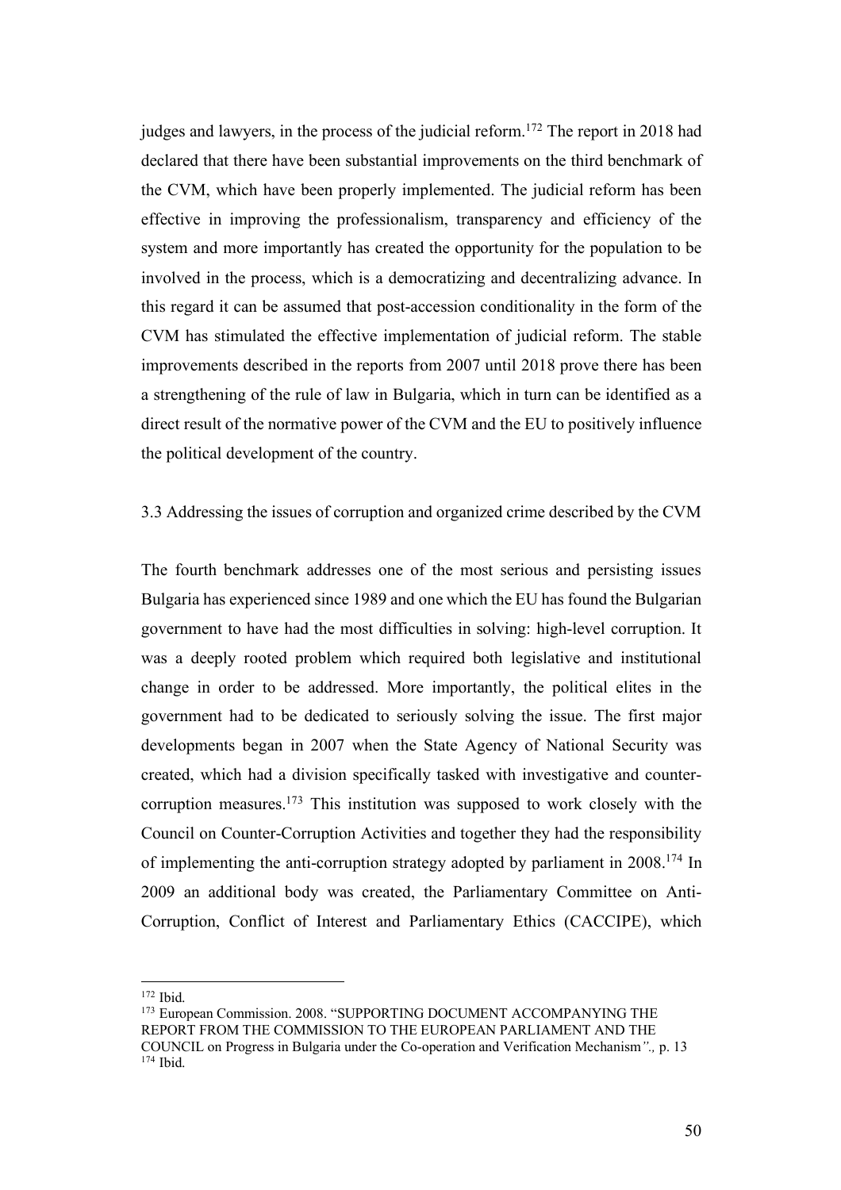judges and lawyers, in the process of the judicial reform.[172] The report in 2018 had declared that there have been substantial improvements on the third benchmark of the CVM, which have been properly implemented. The judicial reform has been effective in improving the professionalism, transparency and efficiency of the system and more importantly has created the opportunity for the population to be involved in the process, which is a democratizing and decentralizing advance. In this regard it can be assumed that post-accession conditionality in the form of the CVM has stimulated the effective implementation of judicial reform. The stable improvements described in the reports from 2007 until 2018 prove there has been a strengthening of the rule of law in Bulgaria, which in turn can be identified as a direct result of the normative power of the CVM and the EU to positively influence the political development of the country.

### 3.3 Addressing the issues of corruption and organized crime described by the CVM

The fourth benchmark addresses one of the most serious and persisting issues Bulgaria has experienced since 1989 and one which the EU has found the Bulgarian government to have had the most difficulties in solving: high-level corruption. It was a deeply rooted problem which required both legislative and institutional change in order to be addressed. More importantly, the political elites in the government had to be dedicated to seriously solving the issue. The first major developments began in 2007 when the State Agency of National Security was created, which had a division specifically tasked with investigative and counter-corruption measures.[173] This institution was supposed to work closely with the Council on Counter-Corruption Activities and together they had the responsibility of implementing the anti-corruption strategy adopted by parliament in 2008.[174] In 2009 an additional body was created, the Parliamentary Committee on Anti-Corruption, Conflict of Interest and Parliamentary Ethics (CACCIPE), which

---

[172] Ibid.

[173] European Commission. 2008. "SUPPORTING DOCUMENT ACCOMPANYING THE REPORT FROM THE COMMISSION TO THE EUROPEAN PARLIAMENT AND THE COUNCIL on Progress in Bulgaria under the Co-operation and Verification Mechanism*".,* p. 13

[174] Ibid.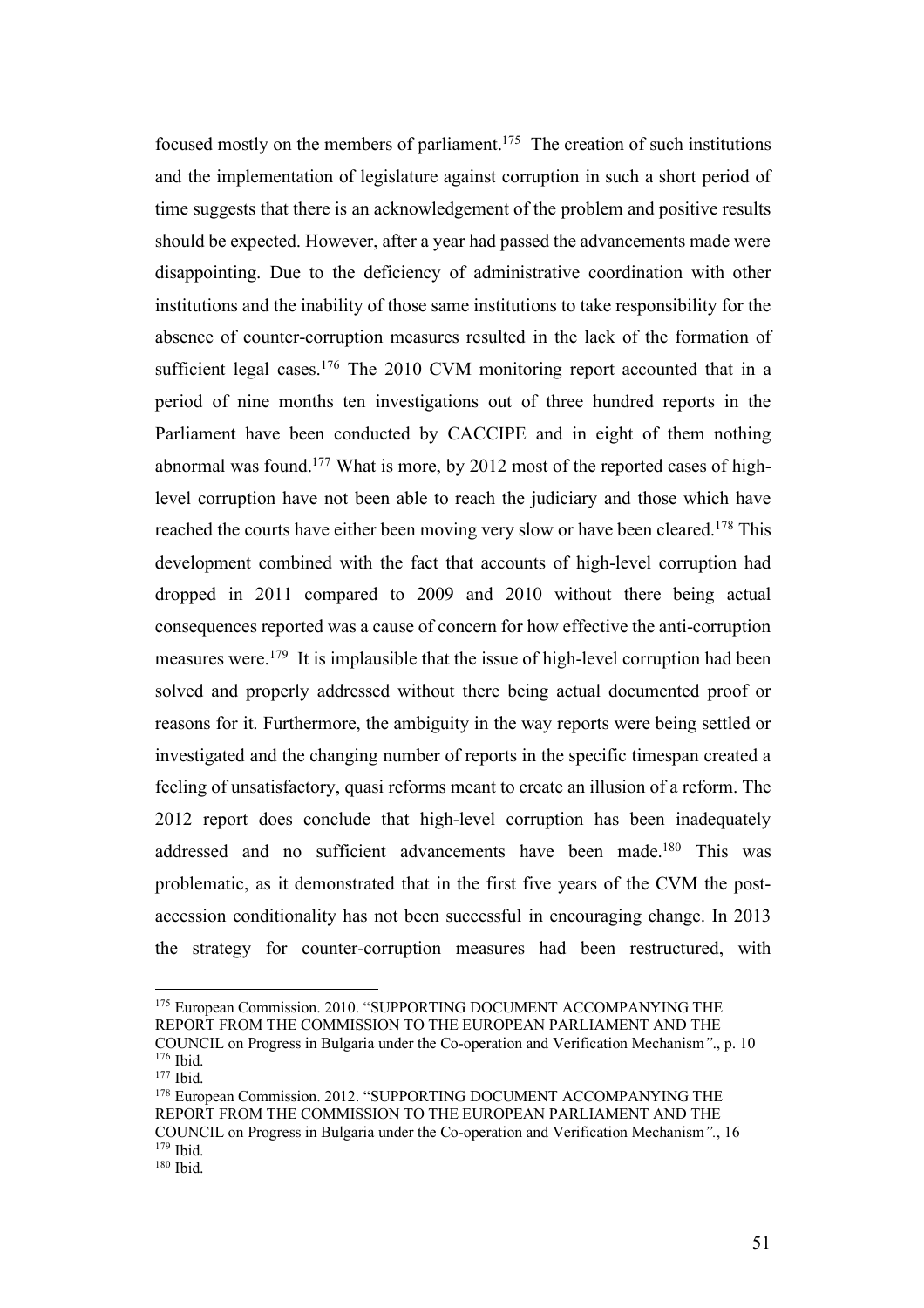focused mostly on the members of parliament.[175] The creation of such institutions and the implementation of legislature against corruption in such a short period of time suggests that there is an acknowledgement of the problem and positive results should be expected. However, after a year had passed the advancements made were disappointing. Due to the deficiency of administrative coordination with other institutions and the inability of those same institutions to take responsibility for the absence of counter-corruption measures resulted in the lack of the formation of sufficient legal cases.[176] The 2010 CVM monitoring report accounted that in a period of nine months ten investigations out of three hundred reports in the Parliament have been conducted by CACCIPE and in eight of them nothing abnormal was found.[177] What is more, by 2012 most of the reported cases of high-level corruption have not been able to reach the judiciary and those which have reached the courts have either been moving very slow or have been cleared.[178] This development combined with the fact that accounts of high-level corruption had dropped in 2011 compared to 2009 and 2010 without there being actual consequences reported was a cause of concern for how effective the anti-corruption measures were.[179] It is implausible that the issue of high-level corruption had been solved and properly addressed without there being actual documented proof or reasons for it. Furthermore, the ambiguity in the way reports were being settled or investigated and the changing number of reports in the specific timespan created a feeling of unsatisfactory, quasi reforms meant to create an illusion of a reform. The 2012 report does conclude that high-level corruption has been inadequately addressed and no sufficient advancements have been made.[180] This was problematic, as it demonstrated that in the first five years of the CVM the post-accession conditionality has not been successful in encouraging change. In 2013 the strategy for counter-corruption measures had been restructured, with

---

[175] European Commission. 2010. "SUPPORTING DOCUMENT ACCOMPANYING THE REPORT FROM THE COMMISSION TO THE EUROPEAN PARLIAMENT AND THE COUNCIL on Progress in Bulgaria under the Co-operation and Verification Mechanism"., p. 10

[176] Ibid.

[177] Ibid.

[178] European Commission. 2012. "SUPPORTING DOCUMENT ACCOMPANYING THE REPORT FROM THE COMMISSION TO THE EUROPEAN PARLIAMENT AND THE COUNCIL on Progress in Bulgaria under the Co-operation and Verification Mechanism"., 16

[179] Ibid.

[180] Ibid.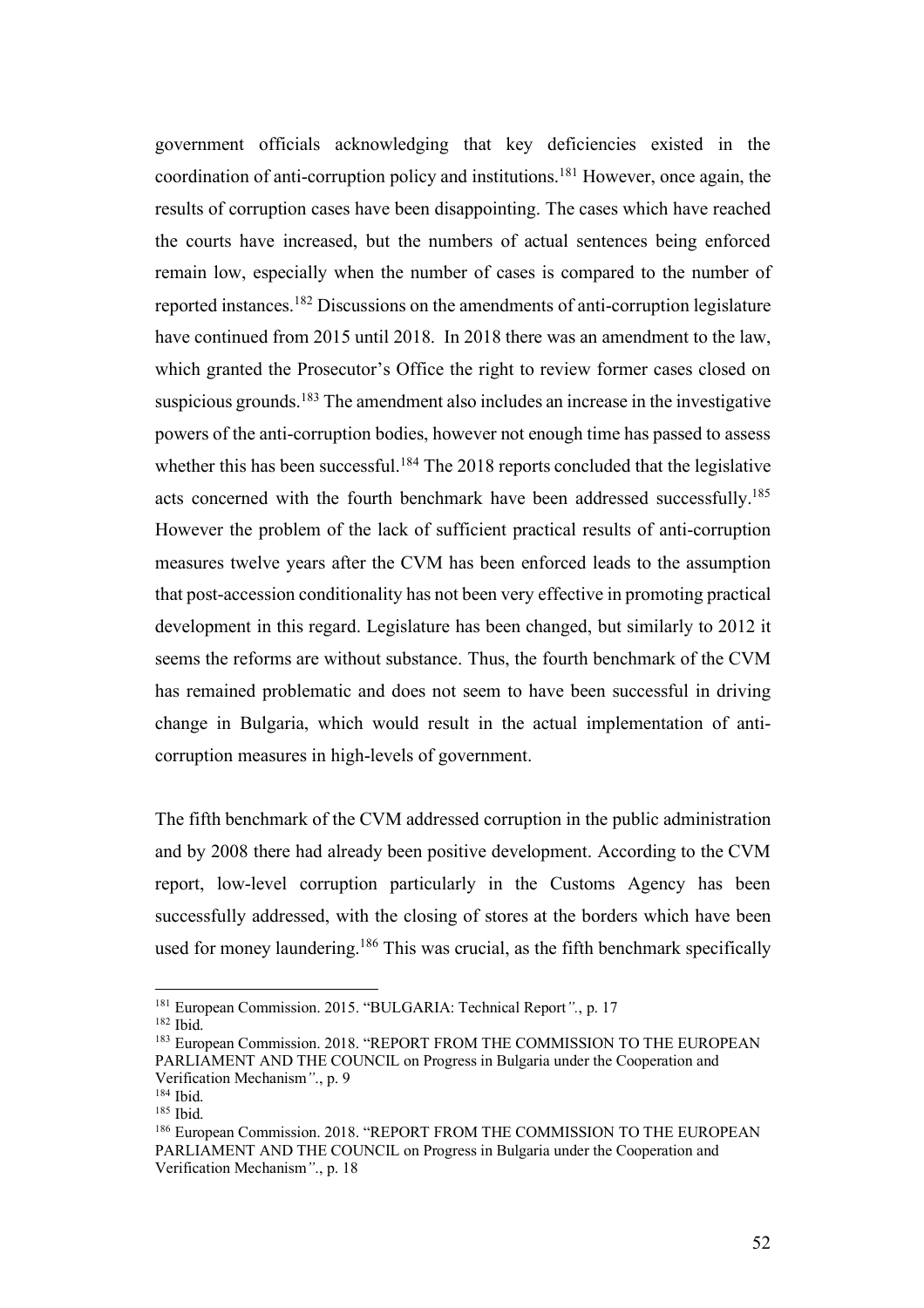government officials acknowledging that key deficiencies existed in the coordination of anti-corruption policy and institutions.[181] However, once again, the results of corruption cases have been disappointing. The cases which have reached the courts have increased, but the numbers of actual sentences being enforced remain low, especially when the number of cases is compared to the number of reported instances.[182] Discussions on the amendments of anti-corruption legislature have continued from 2015 until 2018. In 2018 there was an amendment to the law, which granted the Prosecutor's Office the right to review former cases closed on suspicious grounds.[183] The amendment also includes an increase in the investigative powers of the anti-corruption bodies, however not enough time has passed to assess whether this has been successful.[184] The 2018 reports concluded that the legislative acts concerned with the fourth benchmark have been addressed successfully.[185] However the problem of the lack of sufficient practical results of anti-corruption measures twelve years after the CVM has been enforced leads to the assumption that post-accession conditionality has not been very effective in promoting practical development in this regard. Legislature has been changed, but similarly to 2012 it seems the reforms are without substance. Thus, the fourth benchmark of the CVM has remained problematic and does not seem to have been successful in driving change in Bulgaria, which would result in the actual implementation of anti-corruption measures in high-levels of government.

The fifth benchmark of the CVM addressed corruption in the public administration and by 2008 there had already been positive development. According to the CVM report, low-level corruption particularly in the Customs Agency has been successfully addressed, with the closing of stores at the borders which have been used for money laundering.[186] This was crucial, as the fifth benchmark specifically

---

[181] European Commission. 2015. "BULGARIA: Technical Report"., p. 17

[182] Ibid.

[183] European Commission. 2018. "REPORT FROM THE COMMISSION TO THE EUROPEAN PARLIAMENT AND THE COUNCIL on Progress in Bulgaria under the Cooperation and Verification Mechanism"., p. 9

[184] Ibid.

[185] Ibid.

[186] European Commission. 2018. "REPORT FROM THE COMMISSION TO THE EUROPEAN PARLIAMENT AND THE COUNCIL on Progress in Bulgaria under the Cooperation and Verification Mechanism"., p. 18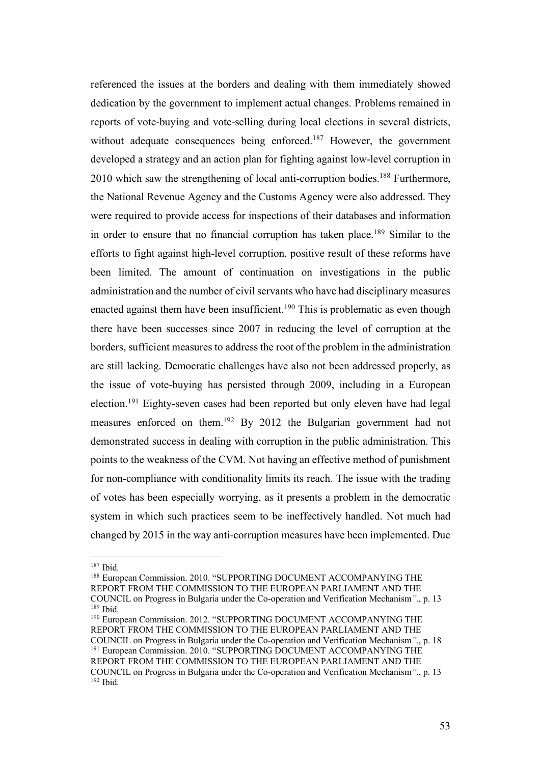referenced the issues at the borders and dealing with them immediately showed dedication by the government to implement actual changes. Problems remained in reports of vote-buying and vote-selling during local elections in several districts, without adequate consequences being enforced.[187] However, the government developed a strategy and an action plan for fighting against low-level corruption in 2010 which saw the strengthening of local anti-corruption bodies.[188] Furthermore, the National Revenue Agency and the Customs Agency were also addressed. They were required to provide access for inspections of their databases and information in order to ensure that no financial corruption has taken place.[189] Similar to the efforts to fight against high-level corruption, positive result of these reforms have been limited. The amount of continuation on investigations in the public administration and the number of civil servants who have had disciplinary measures enacted against them have been insufficient.[190] This is problematic as even though there have been successes since 2007 in reducing the level of corruption at the borders, sufficient measures to address the root of the problem in the administration are still lacking. Democratic challenges have also not been addressed properly, as the issue of vote-buying has persisted through 2009, including in a European election.[191] Eighty-seven cases had been reported but only eleven have had legal measures enforced on them.[192] By 2012 the Bulgarian government had not demonstrated success in dealing with corruption in the public administration. This points to the weakness of the CVM. Not having an effective method of punishment for non-compliance with conditionality limits its reach. The issue with the trading of votes has been especially worrying, as it presents a problem in the democratic system in which such practices seem to be ineffectively handled. Not much had changed by 2015 in the way anti-corruption measures have been implemented. Due

---

[187] Ibid.

[188] European Commission. 2010. "SUPPORTING DOCUMENT ACCOMPANYING THE REPORT FROM THE COMMISSION TO THE EUROPEAN PARLIAMENT AND THE COUNCIL on Progress in Bulgaria under the Co-operation and Verification Mechanism"., p. 13

[189] Ibid.

[190] European Commission. 2012. "SUPPORTING DOCUMENT ACCOMPANYING THE REPORT FROM THE COMMISSION TO THE EUROPEAN PARLIAMENT AND THE COUNCIL on Progress in Bulgaria under the Co-operation and Verification Mechanism"., p. 18

[191] European Commission. 2010. "SUPPORTING DOCUMENT ACCOMPANYING THE REPORT FROM THE COMMISSION TO THE EUROPEAN PARLIAMENT AND THE COUNCIL on Progress in Bulgaria under the Co-operation and Verification Mechanism"., p. 13

[192] Ibid.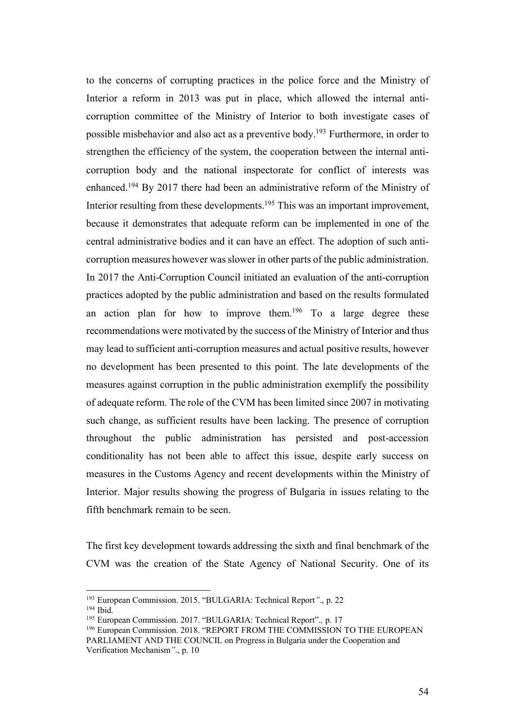to the concerns of corrupting practices in the police force and the Ministry of Interior a reform in 2013 was put in place, which allowed the internal anti-corruption committee of the Ministry of Interior to both investigate cases of possible misbehavior and also act as a preventive body.[193] Furthermore, in order to strengthen the efficiency of the system, the cooperation between the internal anti-corruption body and the national inspectorate for conflict of interests was enhanced.[194] By 2017 there had been an administrative reform of the Ministry of Interior resulting from these developments.[195] This was an important improvement, because it demonstrates that adequate reform can be implemented in one of the central administrative bodies and it can have an effect. The adoption of such anti-corruption measures however was slower in other parts of the public administration. In 2017 the Anti-Corruption Council initiated an evaluation of the anti-corruption practices adopted by the public administration and based on the results formulated an action plan for how to improve them.[196] To a large degree these recommendations were motivated by the success of the Ministry of Interior and thus may lead to sufficient anti-corruption measures and actual positive results, however no development has been presented to this point. The late developments of the measures against corruption in the public administration exemplify the possibility of adequate reform. The role of the CVM has been limited since 2007 in motivating such change, as sufficient results have been lacking. The presence of corruption throughout the public administration has persisted and post-accession conditionality has not been able to affect this issue, despite early success on measures in the Customs Agency and recent developments within the Ministry of Interior. Major results showing the progress of Bulgaria in issues relating to the fifth benchmark remain to be seen.

The first key development towards addressing the sixth and final benchmark of the CVM was the creation of the State Agency of National Security. One of its

[193] European Commission. 2015. "BULGARIA: Technical Report"., p. 22

[194] Ibid.

[195] European Commission. 2017. "BULGARIA: Technical Report"., p. 17

[196] European Commission. 2018. "REPORT FROM THE COMMISSION TO THE EUROPEAN PARLIAMENT AND THE COUNCIL on Progress in Bulgaria under the Cooperation and Verification Mechanism"., p. 10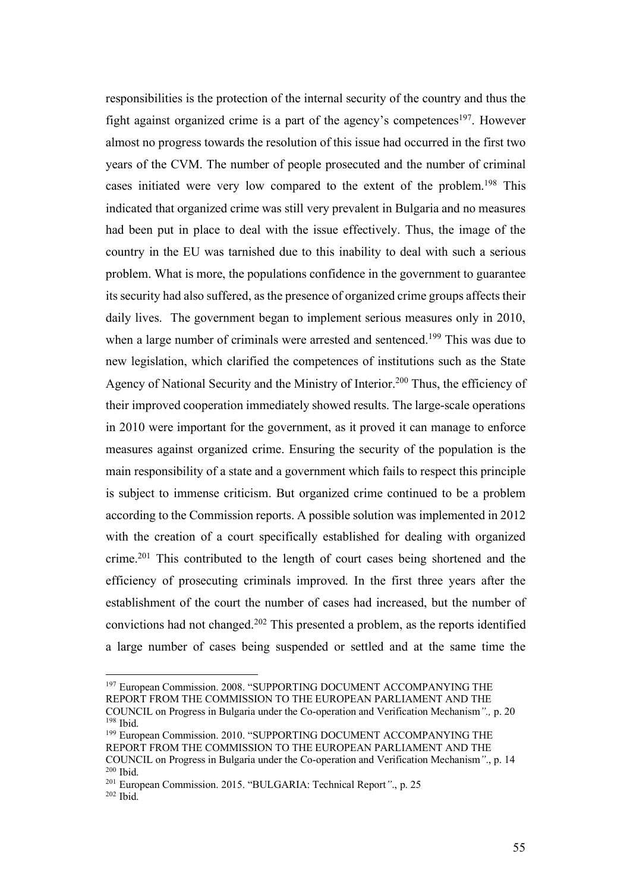responsibilities is the protection of the internal security of the country and thus the fight against organized crime is a part of the agency's competences[197]. However almost no progress towards the resolution of this issue had occurred in the first two years of the CVM. The number of people prosecuted and the number of criminal cases initiated were very low compared to the extent of the problem.[198] This indicated that organized crime was still very prevalent in Bulgaria and no measures had been put in place to deal with the issue effectively. Thus, the image of the country in the EU was tarnished due to this inability to deal with such a serious problem. What is more, the populations confidence in the government to guarantee its security had also suffered, as the presence of organized crime groups affects their daily lives. The government began to implement serious measures only in 2010, when a large number of criminals were arrested and sentenced.[199] This was due to new legislation, which clarified the competences of institutions such as the State Agency of National Security and the Ministry of Interior.[200] Thus, the efficiency of their improved cooperation immediately showed results. The large-scale operations in 2010 were important for the government, as it proved it can manage to enforce measures against organized crime. Ensuring the security of the population is the main responsibility of a state and a government which fails to respect this principle is subject to immense criticism. But organized crime continued to be a problem according to the Commission reports. A possible solution was implemented in 2012 with the creation of a court specifically established for dealing with organized crime.[201] This contributed to the length of court cases being shortened and the efficiency of prosecuting criminals improved. In the first three years after the establishment of the court the number of cases had increased, but the number of convictions had not changed.[202] This presented a problem, as the reports identified a large number of cases being suspended or settled and at the same time the

---

[197] European Commission. 2008. "SUPPORTING DOCUMENT ACCOMPANYING THE REPORT FROM THE COMMISSION TO THE EUROPEAN PARLIAMENT AND THE COUNCIL on Progress in Bulgaria under the Co-operation and Verification Mechanism*"*., p. 20

[198] Ibid.

[199] European Commission. 2010. "SUPPORTING DOCUMENT ACCOMPANYING THE REPORT FROM THE COMMISSION TO THE EUROPEAN PARLIAMENT AND THE COUNCIL on Progress in Bulgaria under the Co-operation and Verification Mechanism*"*., p. 14

[200] Ibid.

[201] European Commission. 2015. "BULGARIA: Technical Report*"*., p. 25

[202] Ibid.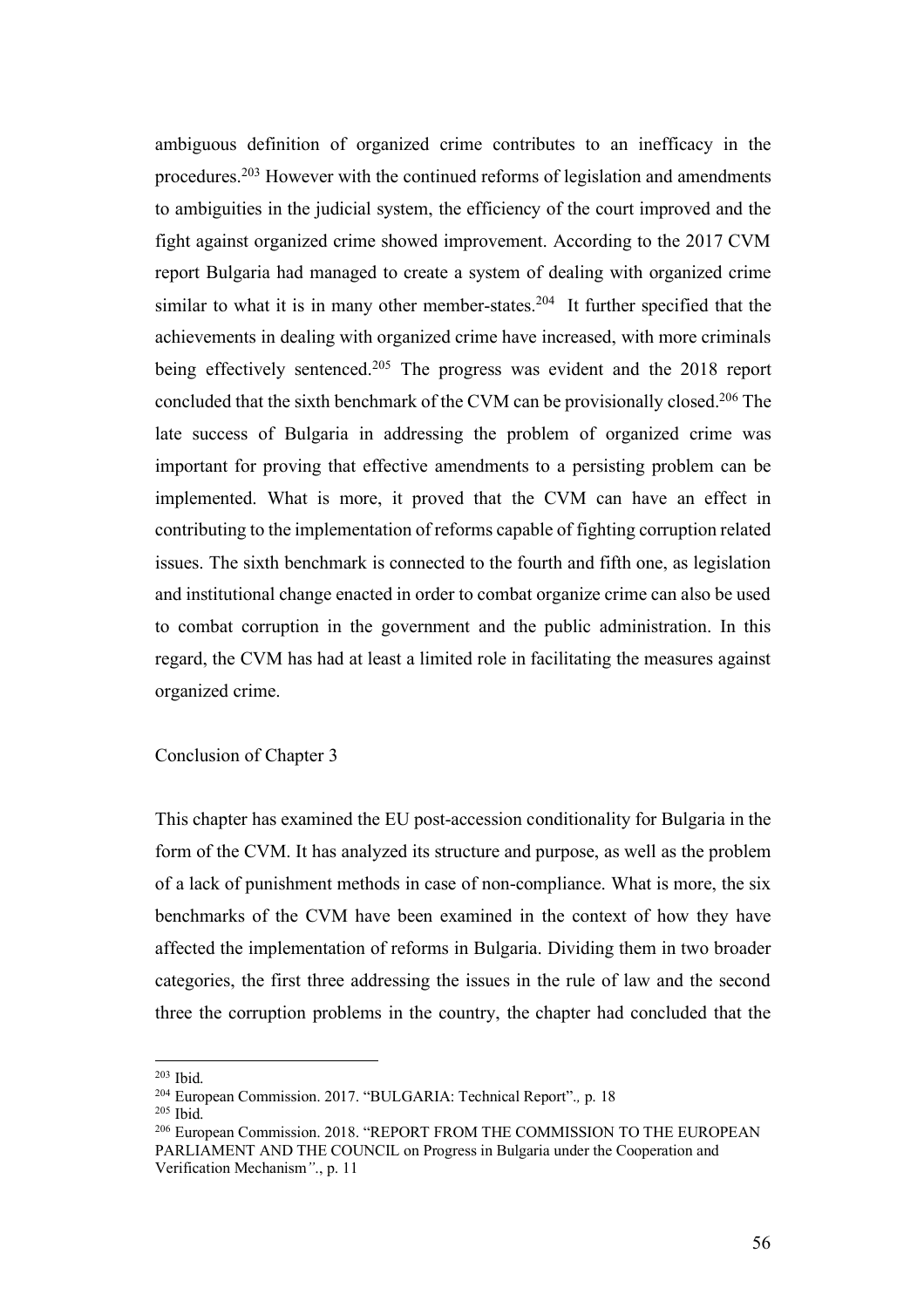ambiguous definition of organized crime contributes to an inefficacy in the procedures.[203] However with the continued reforms of legislation and amendments to ambiguities in the judicial system, the efficiency of the court improved and the fight against organized crime showed improvement. According to the 2017 CVM report Bulgaria had managed to create a system of dealing with organized crime similar to what it is in many other member-states.[204] It further specified that the achievements in dealing with organized crime have increased, with more criminals being effectively sentenced.[205] The progress was evident and the 2018 report concluded that the sixth benchmark of the CVM can be provisionally closed.[206] The late success of Bulgaria in addressing the problem of organized crime was important for proving that effective amendments to a persisting problem can be implemented. What is more, it proved that the CVM can have an effect in contributing to the implementation of reforms capable of fighting corruption related issues. The sixth benchmark is connected to the fourth and fifth one, as legislation and institutional change enacted in order to combat organize crime can also be used to combat corruption in the government and the public administration. In this regard, the CVM has had at least a limited role in facilitating the measures against organized crime.

## Conclusion of Chapter 3

This chapter has examined the EU post-accession conditionality for Bulgaria in the form of the CVM. It has analyzed its structure and purpose, as well as the problem of a lack of punishment methods in case of non-compliance. What is more, the six benchmarks of the CVM have been examined in the context of how they have affected the implementation of reforms in Bulgaria. Dividing them in two broader categories, the first three addressing the issues in the rule of law and the second three the corruption problems in the country, the chapter had concluded that the

---

[203] Ibid.

[204] European Commission. 2017. "BULGARIA: Technical Report"*.,* p. 18

[205] Ibid.

[206] European Commission. 2018. "REPORT FROM THE COMMISSION TO THE EUROPEAN PARLIAMENT AND THE COUNCIL on Progress in Bulgaria under the Cooperation and Verification Mechanism*"*., p. 11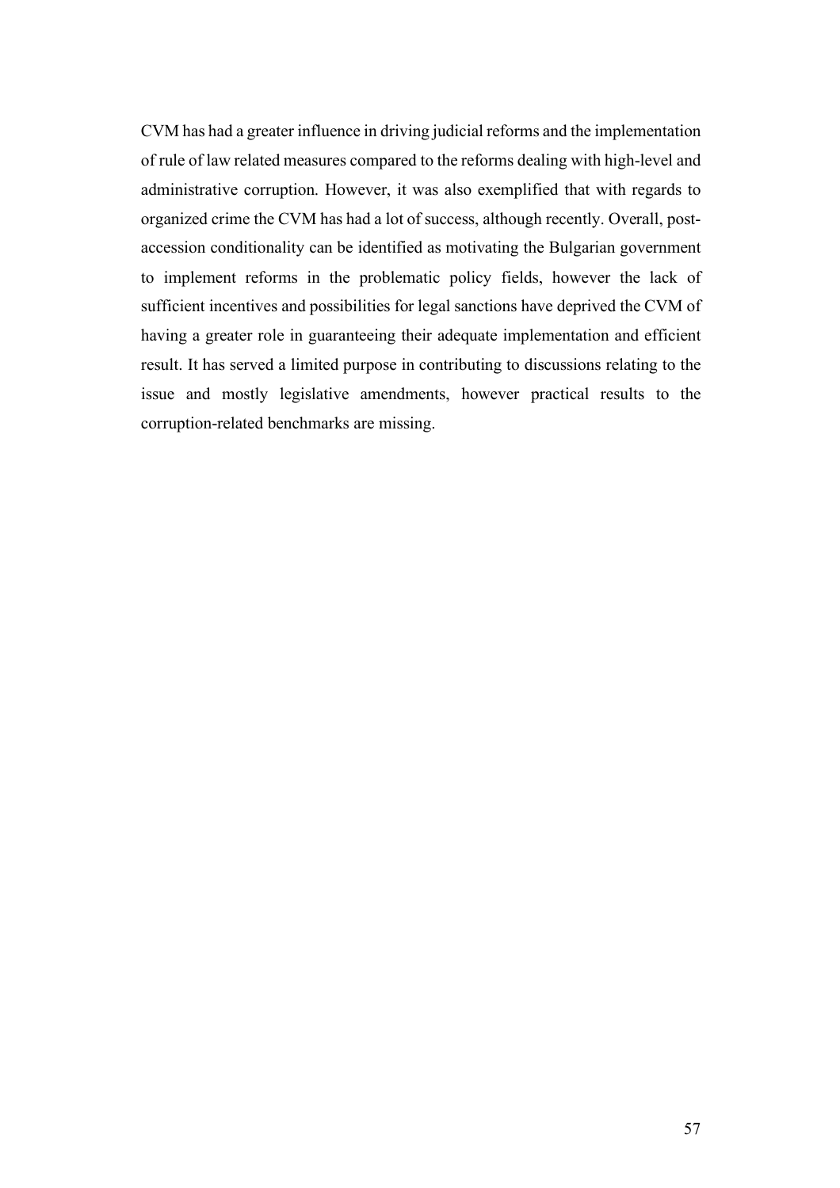CVM has had a greater influence in driving judicial reforms and the implementation of rule of law related measures compared to the reforms dealing with high-level and administrative corruption. However, it was also exemplified that with regards to organized crime the CVM has had a lot of success, although recently. Overall, post-accession conditionality can be identified as motivating the Bulgarian government to implement reforms in the problematic policy fields, however the lack of sufficient incentives and possibilities for legal sanctions have deprived the CVM of having a greater role in guaranteeing their adequate implementation and efficient result. It has served a limited purpose in contributing to discussions relating to the issue and mostly legislative amendments, however practical results to the corruption-related benchmarks are missing.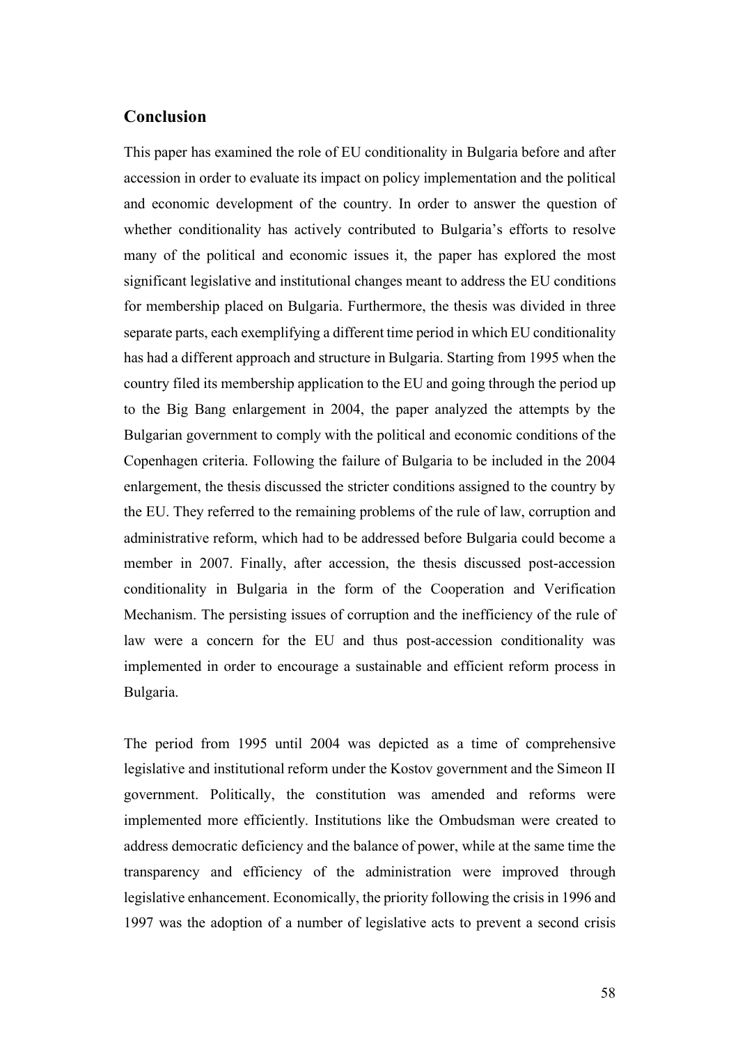## Conclusion

This paper has examined the role of EU conditionality in Bulgaria before and after accession in order to evaluate its impact on policy implementation and the political and economic development of the country. In order to answer the question of whether conditionality has actively contributed to Bulgaria's efforts to resolve many of the political and economic issues it, the paper has explored the most significant legislative and institutional changes meant to address the EU conditions for membership placed on Bulgaria. Furthermore, the thesis was divided in three separate parts, each exemplifying a different time period in which EU conditionality has had a different approach and structure in Bulgaria. Starting from 1995 when the country filed its membership application to the EU and going through the period up to the Big Bang enlargement in 2004, the paper analyzed the attempts by the Bulgarian government to comply with the political and economic conditions of the Copenhagen criteria. Following the failure of Bulgaria to be included in the 2004 enlargement, the thesis discussed the stricter conditions assigned to the country by the EU. They referred to the remaining problems of the rule of law, corruption and administrative reform, which had to be addressed before Bulgaria could become a member in 2007. Finally, after accession, the thesis discussed post-accession conditionality in Bulgaria in the form of the Cooperation and Verification Mechanism. The persisting issues of corruption and the inefficiency of the rule of law were a concern for the EU and thus post-accession conditionality was implemented in order to encourage a sustainable and efficient reform process in Bulgaria.

The period from 1995 until 2004 was depicted as a time of comprehensive legislative and institutional reform under the Kostov government and the Simeon II government. Politically, the constitution was amended and reforms were implemented more efficiently. Institutions like the Ombudsman were created to address democratic deficiency and the balance of power, while at the same time the transparency and efficiency of the administration were improved through legislative enhancement. Economically, the priority following the crisis in 1996 and 1997 was the adoption of a number of legislative acts to prevent a second crisis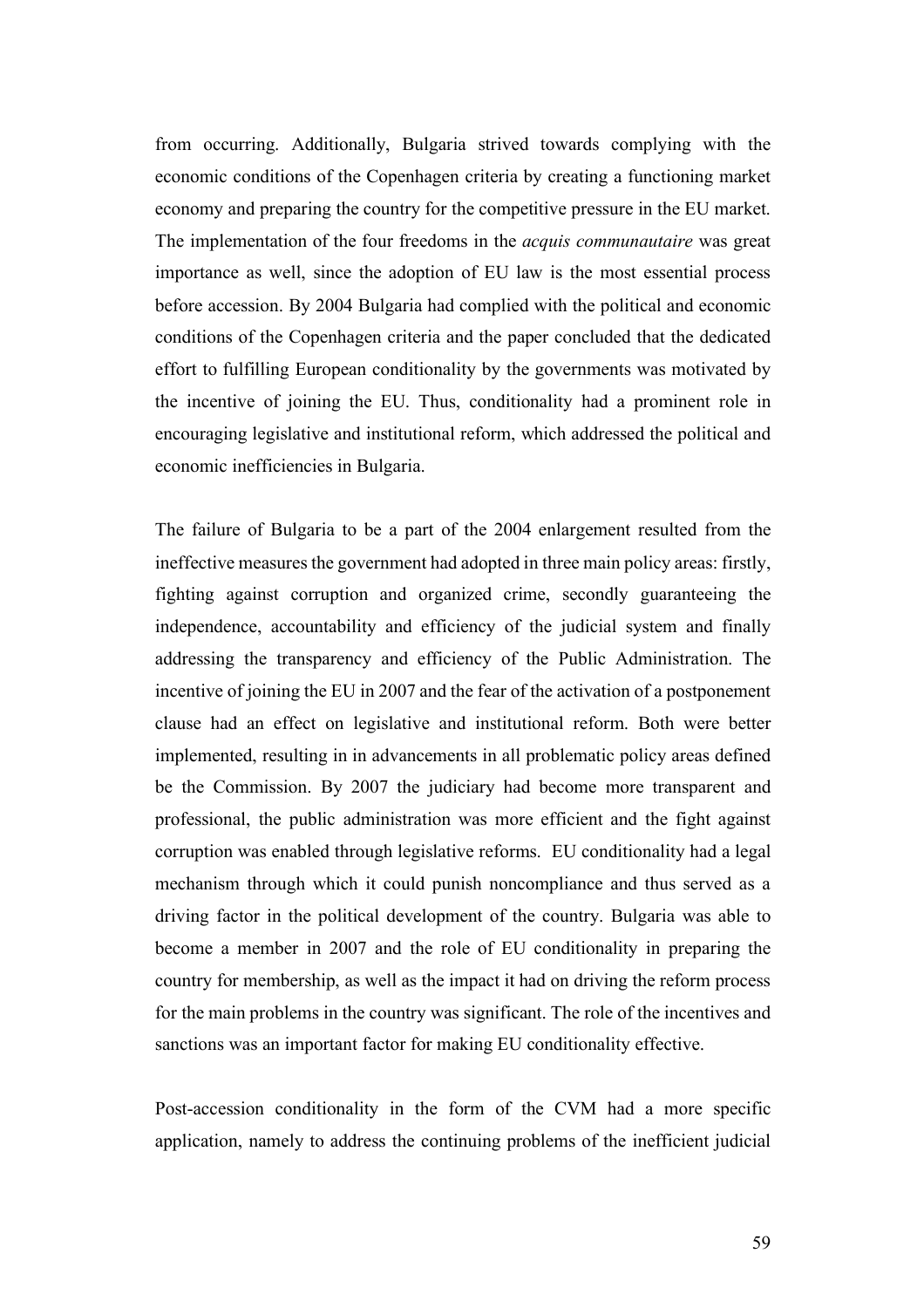from occurring. Additionally, Bulgaria strived towards complying with the economic conditions of the Copenhagen criteria by creating a functioning market economy and preparing the country for the competitive pressure in the EU market. The implementation of the four freedoms in the *acquis communautaire* was great importance as well, since the adoption of EU law is the most essential process before accession. By 2004 Bulgaria had complied with the political and economic conditions of the Copenhagen criteria and the paper concluded that the dedicated effort to fulfilling European conditionality by the governments was motivated by the incentive of joining the EU. Thus, conditionality had a prominent role in encouraging legislative and institutional reform, which addressed the political and economic inefficiencies in Bulgaria.

The failure of Bulgaria to be a part of the 2004 enlargement resulted from the ineffective measures the government had adopted in three main policy areas: firstly, fighting against corruption and organized crime, secondly guaranteeing the independence, accountability and efficiency of the judicial system and finally addressing the transparency and efficiency of the Public Administration. The incentive of joining the EU in 2007 and the fear of the activation of a postponement clause had an effect on legislative and institutional reform. Both were better implemented, resulting in in advancements in all problematic policy areas defined be the Commission. By 2007 the judiciary had become more transparent and professional, the public administration was more efficient and the fight against corruption was enabled through legislative reforms. EU conditionality had a legal mechanism through which it could punish noncompliance and thus served as a driving factor in the political development of the country. Bulgaria was able to become a member in 2007 and the role of EU conditionality in preparing the country for membership, as well as the impact it had on driving the reform process for the main problems in the country was significant. The role of the incentives and sanctions was an important factor for making EU conditionality effective.

Post-accession conditionality in the form of the CVM had a more specific application, namely to address the continuing problems of the inefficient judicial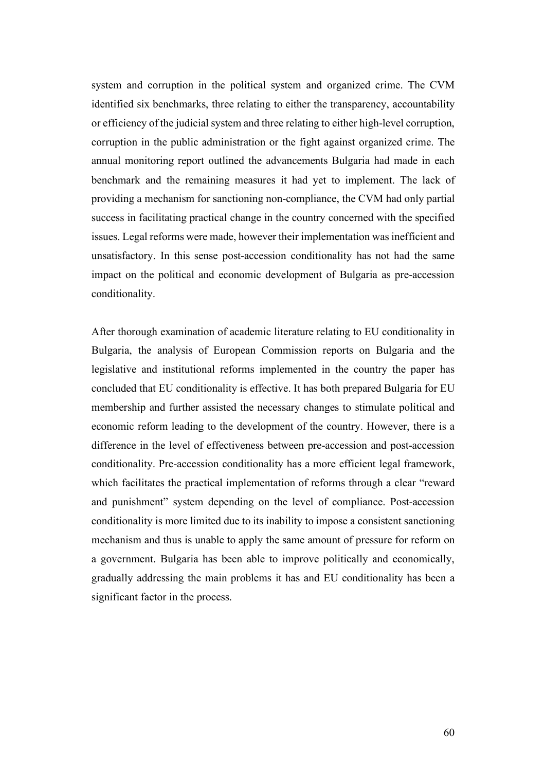system and corruption in the political system and organized crime. The CVM identified six benchmarks, three relating to either the transparency, accountability or efficiency of the judicial system and three relating to either high-level corruption, corruption in the public administration or the fight against organized crime. The annual monitoring report outlined the advancements Bulgaria had made in each benchmark and the remaining measures it had yet to implement. The lack of providing a mechanism for sanctioning non-compliance, the CVM had only partial success in facilitating practical change in the country concerned with the specified issues. Legal reforms were made, however their implementation was inefficient and unsatisfactory. In this sense post-accession conditionality has not had the same impact on the political and economic development of Bulgaria as pre-accession conditionality.

After thorough examination of academic literature relating to EU conditionality in Bulgaria, the analysis of European Commission reports on Bulgaria and the legislative and institutional reforms implemented in the country the paper has concluded that EU conditionality is effective. It has both prepared Bulgaria for EU membership and further assisted the necessary changes to stimulate political and economic reform leading to the development of the country. However, there is a difference in the level of effectiveness between pre-accession and post-accession conditionality. Pre-accession conditionality has a more efficient legal framework, which facilitates the practical implementation of reforms through a clear "reward and punishment" system depending on the level of compliance. Post-accession conditionality is more limited due to its inability to impose a consistent sanctioning mechanism and thus is unable to apply the same amount of pressure for reform on a government. Bulgaria has been able to improve politically and economically, gradually addressing the main problems it has and EU conditionality has been a significant factor in the process.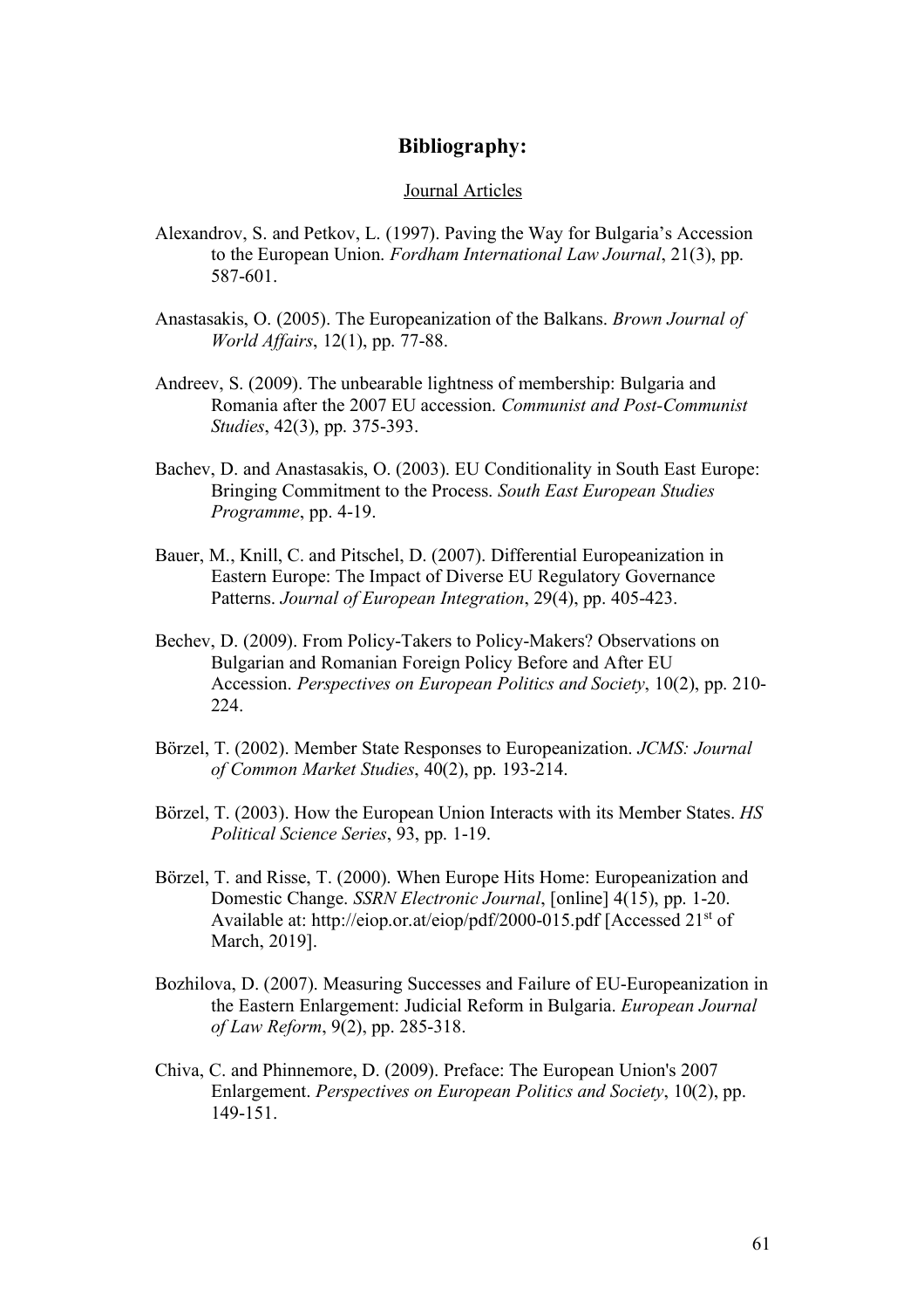# Bibliography:

Journal Articles

Alexandrov, S. and Petkov, L. (1997). Paving the Way for Bulgaria's Accession to the European Union. *Fordham International Law Journal*, 21(3), pp. 587-601.

Anastasakis, O. (2005). The Europeanization of the Balkans. *Brown Journal of World Affairs*, 12(1), pp. 77-88.

Andreev, S. (2009). The unbearable lightness of membership: Bulgaria and Romania after the 2007 EU accession. *Communist and Post-Communist Studies*, 42(3), pp. 375-393.

Bachev, D. and Anastasakis, O. (2003). EU Conditionality in South East Europe: Bringing Commitment to the Process. *South East European Studies Programme*, pp. 4-19.

Bauer, M., Knill, C. and Pitschel, D. (2007). Differential Europeanization in Eastern Europe: The Impact of Diverse EU Regulatory Governance Patterns. *Journal of European Integration*, 29(4), pp. 405-423.

Bechev, D. (2009). From Policy-Takers to Policy-Makers? Observations on Bulgarian and Romanian Foreign Policy Before and After EU Accession. *Perspectives on European Politics and Society*, 10(2), pp. 210-224.

Börzel, T. (2002). Member State Responses to Europeanization. *JCMS: Journal of Common Market Studies*, 40(2), pp. 193-214.

Börzel, T. (2003). How the European Union Interacts with its Member States. *HS Political Science Series*, 93, pp. 1-19.

Börzel, T. and Risse, T. (2000). When Europe Hits Home: Europeanization and Domestic Change. *SSRN Electronic Journal*, [online] 4(15), pp. 1-20. Available at: http://eiop.or.at/eiop/pdf/2000-015.pdf [Accessed 21st of March, 2019].

Bozhilova, D. (2007). Measuring Successes and Failure of EU-Europeanization in the Eastern Enlargement: Judicial Reform in Bulgaria. *European Journal of Law Reform*, 9(2), pp. 285-318.

Chiva, C. and Phinnemore, D. (2009). Preface: The European Union's 2007 Enlargement. *Perspectives on European Politics and Society*, 10(2), pp. 149-151.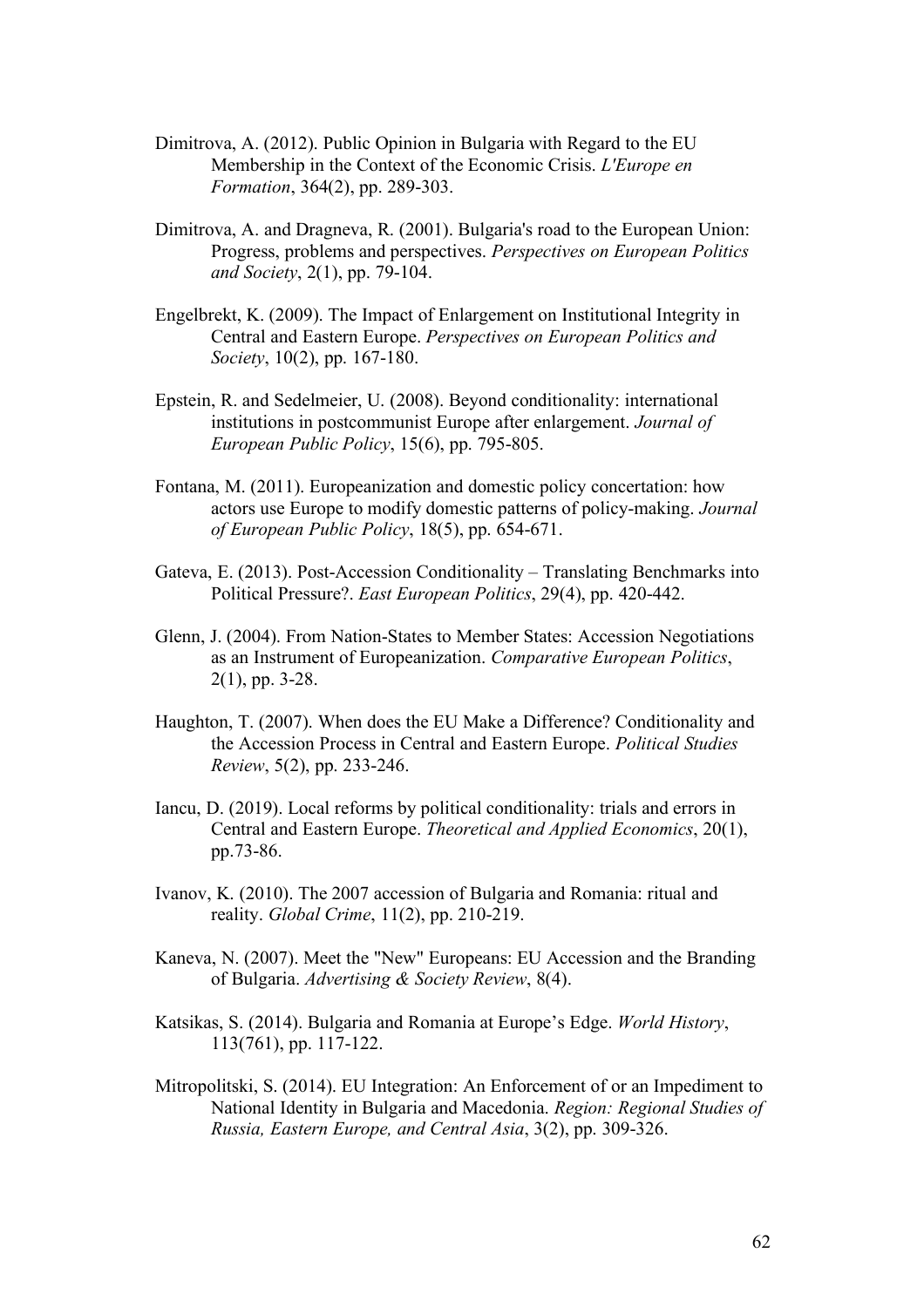Dimitrova, A. (2012). Public Opinion in Bulgaria with Regard to the EU Membership in the Context of the Economic Crisis. *L'Europe en Formation*, 364(2), pp. 289-303.

Dimitrova, A. and Dragneva, R. (2001). Bulgaria's road to the European Union: Progress, problems and perspectives. *Perspectives on European Politics and Society*, 2(1), pp. 79-104.

Engelbrekt, K. (2009). The Impact of Enlargement on Institutional Integrity in Central and Eastern Europe. *Perspectives on European Politics and Society*, 10(2), pp. 167-180.

Epstein, R. and Sedelmeier, U. (2008). Beyond conditionality: international institutions in postcommunist Europe after enlargement. *Journal of European Public Policy*, 15(6), pp. 795-805.

Fontana, M. (2011). Europeanization and domestic policy concertation: how actors use Europe to modify domestic patterns of policy-making. *Journal of European Public Policy*, 18(5), pp. 654-671.

Gateva, E. (2013). Post-Accession Conditionality – Translating Benchmarks into Political Pressure?. *East European Politics*, 29(4), pp. 420-442.

Glenn, J. (2004). From Nation-States to Member States: Accession Negotiations as an Instrument of Europeanization. *Comparative European Politics*, 2(1), pp. 3-28.

Haughton, T. (2007). When does the EU Make a Difference? Conditionality and the Accession Process in Central and Eastern Europe. *Political Studies Review*, 5(2), pp. 233-246.

Iancu, D. (2019). Local reforms by political conditionality: trials and errors in Central and Eastern Europe. *Theoretical and Applied Economics*, 20(1), pp.73-86.

Ivanov, K. (2010). The 2007 accession of Bulgaria and Romania: ritual and reality. *Global Crime*, 11(2), pp. 210-219.

Kaneva, N. (2007). Meet the "New" Europeans: EU Accession and the Branding of Bulgaria. *Advertising & Society Review*, 8(4).

Katsikas, S. (2014). Bulgaria and Romania at Europe's Edge. *World History*, 113(761), pp. 117-122.

Mitropolitski, S. (2014). EU Integration: An Enforcement of or an Impediment to National Identity in Bulgaria and Macedonia. *Region: Regional Studies of Russia, Eastern Europe, and Central Asia*, 3(2), pp. 309-326.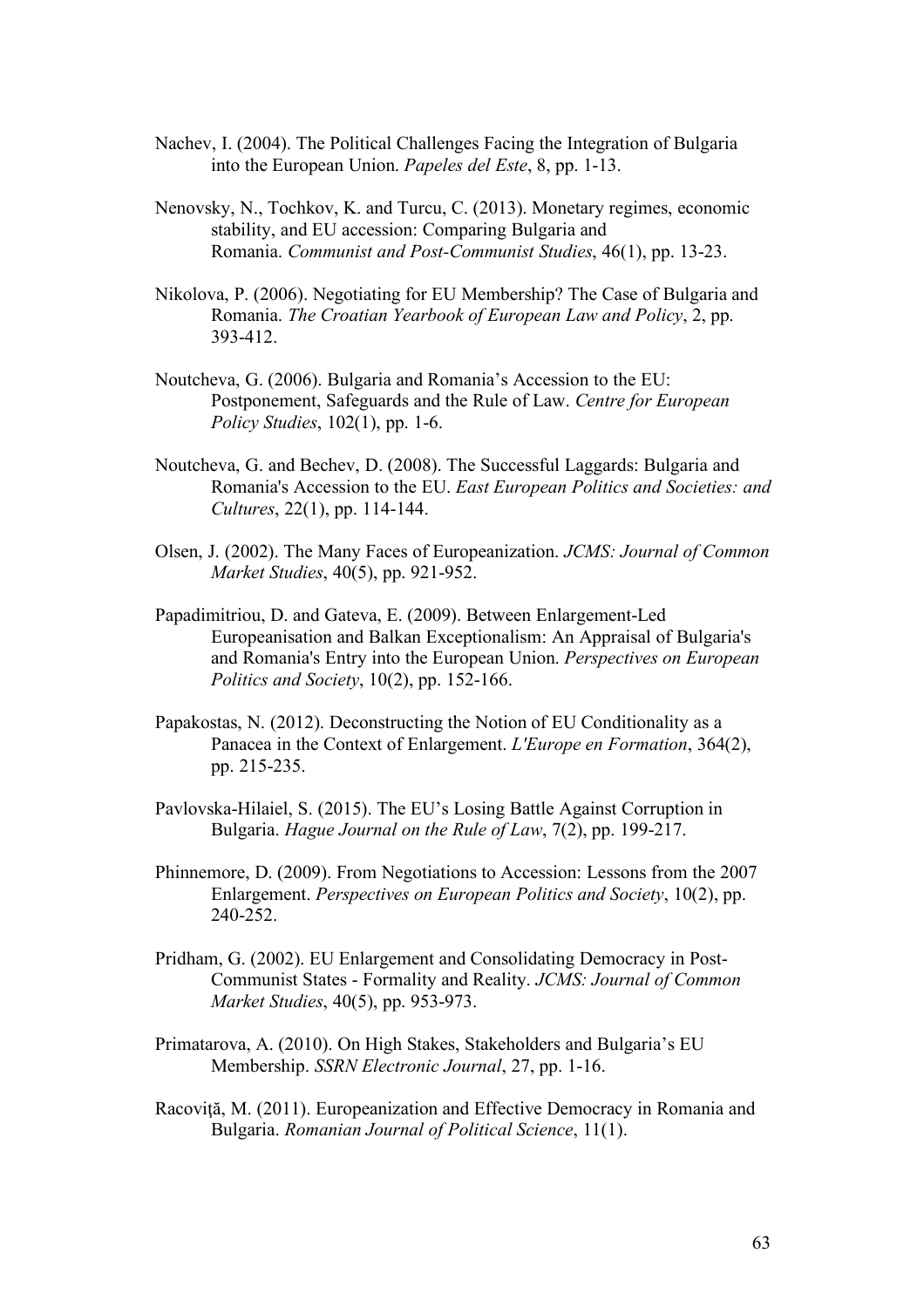Nachev, I. (2004). The Political Challenges Facing the Integration of Bulgaria into the European Union. *Papeles del Este*, 8, pp. 1-13.

Nenovsky, N., Tochkov, K. and Turcu, C. (2013). Monetary regimes, economic stability, and EU accession: Comparing Bulgaria and Romania. *Communist and Post-Communist Studies*, 46(1), pp. 13-23.

Nikolova, P. (2006). Negotiating for EU Membership? The Case of Bulgaria and Romania. *The Croatian Yearbook of European Law and Policy*, 2, pp. 393-412.

Noutcheva, G. (2006). Bulgaria and Romania's Accession to the EU: Postponement, Safeguards and the Rule of Law. *Centre for European Policy Studies*, 102(1), pp. 1-6.

Noutcheva, G. and Bechev, D. (2008). The Successful Laggards: Bulgaria and Romania's Accession to the EU. *East European Politics and Societies: and Cultures*, 22(1), pp. 114-144.

Olsen, J. (2002). The Many Faces of Europeanization. *JCMS: Journal of Common Market Studies*, 40(5), pp. 921-952.

Papadimitriou, D. and Gateva, E. (2009). Between Enlargement-Led Europeanisation and Balkan Exceptionalism: An Appraisal of Bulgaria's and Romania's Entry into the European Union. *Perspectives on European Politics and Society*, 10(2), pp. 152-166.

Papakostas, N. (2012). Deconstructing the Notion of EU Conditionality as a Panacea in the Context of Enlargement. *L'Europe en Formation*, 364(2), pp. 215-235.

Pavlovska-Hilaiel, S. (2015). The EU's Losing Battle Against Corruption in Bulgaria. *Hague Journal on the Rule of Law*, 7(2), pp. 199-217.

Phinnemore, D. (2009). From Negotiations to Accession: Lessons from the 2007 Enlargement. *Perspectives on European Politics and Society*, 10(2), pp. 240-252.

Pridham, G. (2002). EU Enlargement and Consolidating Democracy in Post-Communist States - Formality and Reality. *JCMS: Journal of Common Market Studies*, 40(5), pp. 953-973.

Primatarova, A. (2010). On High Stakes, Stakeholders and Bulgaria's EU Membership. *SSRN Electronic Journal*, 27, pp. 1-16.

Racoviţă, M. (2011). Europeanization and Effective Democracy in Romania and Bulgaria. *Romanian Journal of Political Science*, 11(1).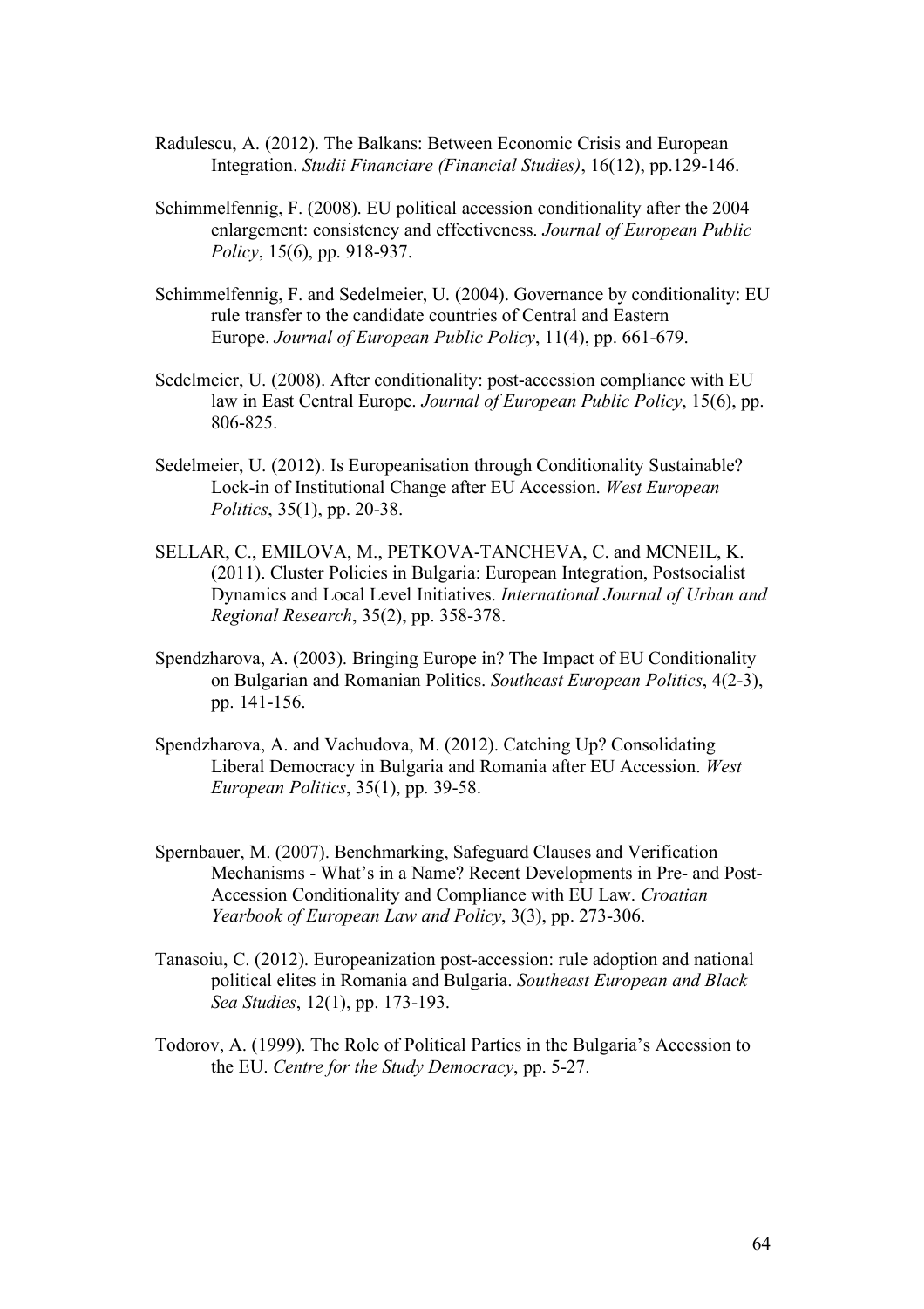Radulescu, A. (2012). The Balkans: Between Economic Crisis and European Integration. *Studii Financiare (Financial Studies)*, 16(12), pp.129-146.

Schimmelfennig, F. (2008). EU political accession conditionality after the 2004 enlargement: consistency and effectiveness. *Journal of European Public Policy*, 15(6), pp. 918-937.

Schimmelfennig, F. and Sedelmeier, U. (2004). Governance by conditionality: EU rule transfer to the candidate countries of Central and Eastern Europe. *Journal of European Public Policy*, 11(4), pp. 661-679.

Sedelmeier, U. (2008). After conditionality: post-accession compliance with EU law in East Central Europe. *Journal of European Public Policy*, 15(6), pp. 806-825.

Sedelmeier, U. (2012). Is Europeanisation through Conditionality Sustainable? Lock-in of Institutional Change after EU Accession. *West European Politics*, 35(1), pp. 20-38.

SELLAR, C., EMILOVA, M., PETKOVA-TANCHEVA, C. and MCNEIL, K. (2011). Cluster Policies in Bulgaria: European Integration, Postsocialist Dynamics and Local Level Initiatives. *International Journal of Urban and Regional Research*, 35(2), pp. 358-378.

Spendzharova, A. (2003). Bringing Europe in? The Impact of EU Conditionality on Bulgarian and Romanian Politics. *Southeast European Politics*, 4(2-3), pp. 141-156.

Spendzharova, A. and Vachudova, M. (2012). Catching Up? Consolidating Liberal Democracy in Bulgaria and Romania after EU Accession. *West European Politics*, 35(1), pp. 39-58.

Spernbauer, M. (2007). Benchmarking, Safeguard Clauses and Verification Mechanisms - What's in a Name? Recent Developments in Pre- and Post-Accession Conditionality and Compliance with EU Law. *Croatian Yearbook of European Law and Policy*, 3(3), pp. 273-306.

Tanasoiu, C. (2012). Europeanization post-accession: rule adoption and national political elites in Romania and Bulgaria. *Southeast European and Black Sea Studies*, 12(1), pp. 173-193.

Todorov, A. (1999). The Role of Political Parties in the Bulgaria's Accession to the EU. *Centre for the Study Democracy*, pp. 5-27.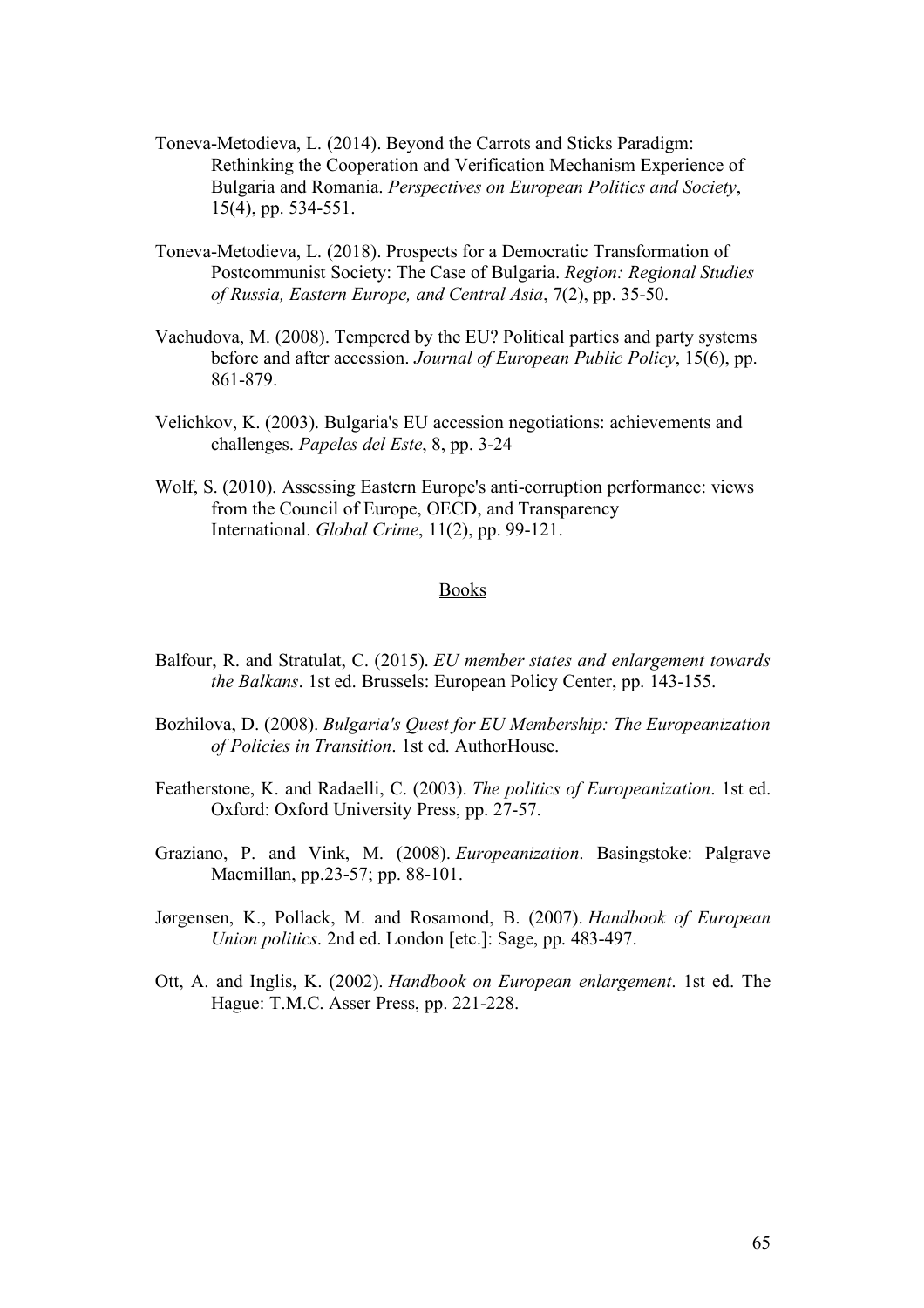Toneva-Metodieva, L. (2014). Beyond the Carrots and Sticks Paradigm: Rethinking the Cooperation and Verification Mechanism Experience of Bulgaria and Romania. *Perspectives on European Politics and Society*, 15(4), pp. 534-551.

Toneva-Metodieva, L. (2018). Prospects for a Democratic Transformation of Postcommunist Society: The Case of Bulgaria. *Region: Regional Studies of Russia, Eastern Europe, and Central Asia*, 7(2), pp. 35-50.

Vachudova, M. (2008). Tempered by the EU? Political parties and party systems before and after accession. *Journal of European Public Policy*, 15(6), pp. 861-879.

Velichkov, K. (2003). Bulgaria's EU accession negotiations: achievements and challenges. *Papeles del Este*, 8, pp. 3-24

Wolf, S. (2010). Assessing Eastern Europe's anti-corruption performance: views from the Council of Europe, OECD, and Transparency International. *Global Crime*, 11(2), pp. 99-121.

## Books

Balfour, R. and Stratulat, C. (2015). *EU member states and enlargement towards the Balkans*. 1st ed. Brussels: European Policy Center, pp. 143-155.

Bozhilova, D. (2008). *Bulgaria's Quest for EU Membership: The Europeanization of Policies in Transition*. 1st ed. AuthorHouse.

Featherstone, K. and Radaelli, C. (2003). *The politics of Europeanization*. 1st ed. Oxford: Oxford University Press, pp. 27-57.

Graziano, P. and Vink, M. (2008). *Europeanization*. Basingstoke: Palgrave Macmillan, pp.23-57; pp. 88-101.

Jørgensen, K., Pollack, M. and Rosamond, B. (2007). *Handbook of European Union politics*. 2nd ed. London [etc.]: Sage, pp. 483-497.

Ott, A. and Inglis, K. (2002). *Handbook on European enlargement*. 1st ed. The Hague: T.M.C. Asser Press, pp. 221-228.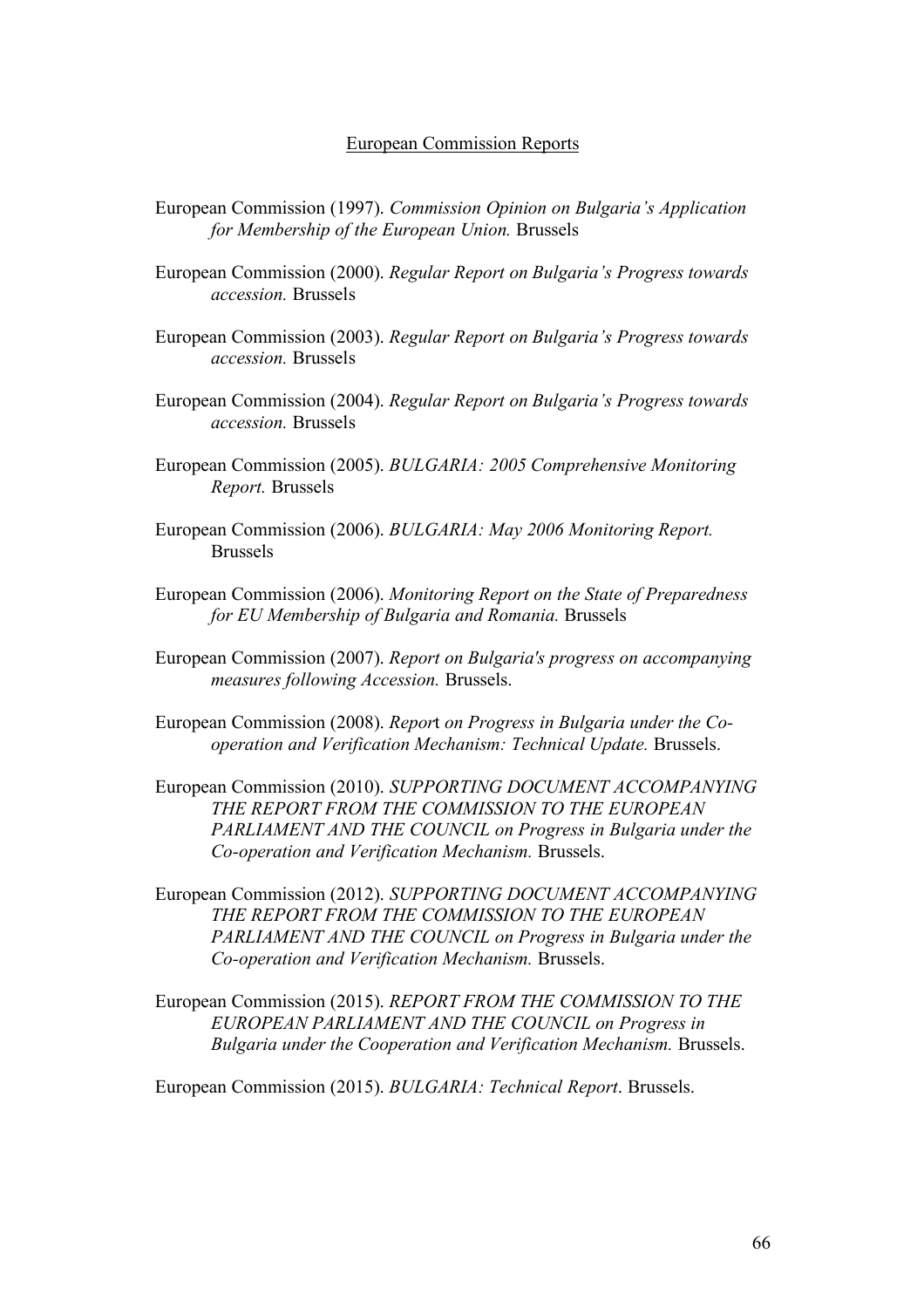## European Commission Reports

European Commission (1997). *Commission Opinion on Bulgaria's Application for Membership of the European Union.* Brussels

European Commission (2000). *Regular Report on Bulgaria's Progress towards accession.* Brussels

European Commission (2003). *Regular Report on Bulgaria's Progress towards accession.* Brussels

European Commission (2004). *Regular Report on Bulgaria's Progress towards accession.* Brussels

European Commission (2005). *BULGARIA: 2005 Comprehensive Monitoring Report.* Brussels

European Commission (2006). *BULGARIA: May 2006 Monitoring Report.* Brussels

European Commission (2006). *Monitoring Report on the State of Preparedness for EU Membership of Bulgaria and Romania.* Brussels

European Commission (2007). *Report on Bulgaria's progress on accompanying measures following Accession.* Brussels.

European Commission (2008). *Report on Progress in Bulgaria under the Co-operation and Verification Mechanism: Technical Update.* Brussels.

European Commission (2010). *SUPPORTING DOCUMENT ACCOMPANYING THE REPORT FROM THE COMMISSION TO THE EUROPEAN PARLIAMENT AND THE COUNCIL on Progress in Bulgaria under the Co-operation and Verification Mechanism.* Brussels.

European Commission (2012). *SUPPORTING DOCUMENT ACCOMPANYING THE REPORT FROM THE COMMISSION TO THE EUROPEAN PARLIAMENT AND THE COUNCIL on Progress in Bulgaria under the Co-operation and Verification Mechanism.* Brussels.

European Commission (2015). *REPORT FROM THE COMMISSION TO THE EUROPEAN PARLIAMENT AND THE COUNCIL on Progress in Bulgaria under the Cooperation and Verification Mechanism.* Brussels.

European Commission (2015). *BULGARIA: Technical Report*. Brussels.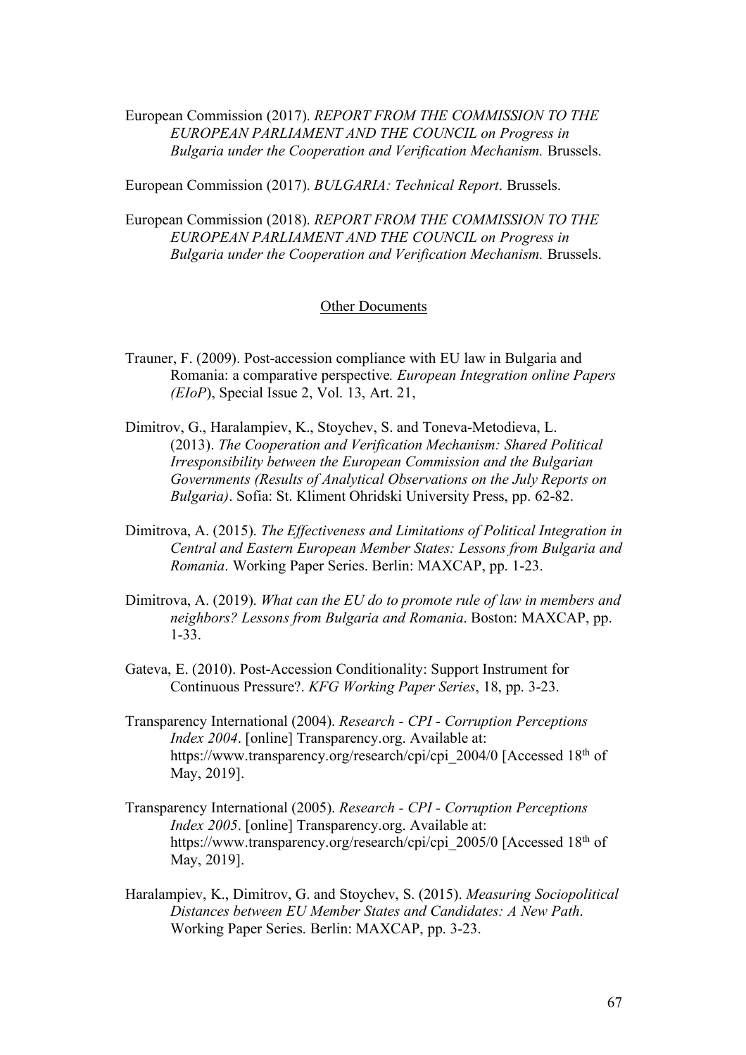European Commission (2017). *REPORT FROM THE COMMISSION TO THE EUROPEAN PARLIAMENT AND THE COUNCIL on Progress in Bulgaria under the Cooperation and Verification Mechanism.* Brussels.

European Commission (2017). *BULGARIA: Technical Report*. Brussels.

European Commission (2018). *REPORT FROM THE COMMISSION TO THE EUROPEAN PARLIAMENT AND THE COUNCIL on Progress in Bulgaria under the Cooperation and Verification Mechanism.* Brussels.

## Other Documents

Trauner, F. (2009). Post-accession compliance with EU law in Bulgaria and Romania: a comparative perspective*. European Integration online Papers (EIoP*), Special Issue 2, Vol. 13, Art. 21,

Dimitrov, G., Haralampiev, K., Stoychev, S. and Toneva-Metodieva, L. (2013). *The Cooperation and Verification Mechanism: Shared Political Irresponsibility between the European Commission and the Bulgarian Governments (Results of Analytical Observations on the July Reports on Bulgaria)*. Sofia: St. Kliment Ohridski University Press, pp. 62-82.

Dimitrova, A. (2015). *The Effectiveness and Limitations of Political Integration in Central and Eastern European Member States: Lessons from Bulgaria and Romania*. Working Paper Series. Berlin: MAXCAP, pp. 1-23.

Dimitrova, A. (2019). *What can the EU do to promote rule of law in members and neighbors? Lessons from Bulgaria and Romania*. Boston: MAXCAP, pp. 1-33.

Gateva, E. (2010). Post-Accession Conditionality: Support Instrument for Continuous Pressure?. *KFG Working Paper Series*, 18, pp. 3-23.

Transparency International (2004). *Research - CPI - Corruption Perceptions Index 2004*. [online] Transparency.org. Available at: https://www.transparency.org/research/cpi/cpi_2004/0 [Accessed 18th of May, 2019].

Transparency International (2005). *Research - CPI - Corruption Perceptions Index 2005*. [online] Transparency.org. Available at: https://www.transparency.org/research/cpi/cpi_2005/0 [Accessed 18th of May, 2019].

Haralampiev, K., Dimitrov, G. and Stoychev, S. (2015). *Measuring Sociopolitical Distances between EU Member States and Candidates: A New Path*. Working Paper Series. Berlin: MAXCAP, pp. 3-23.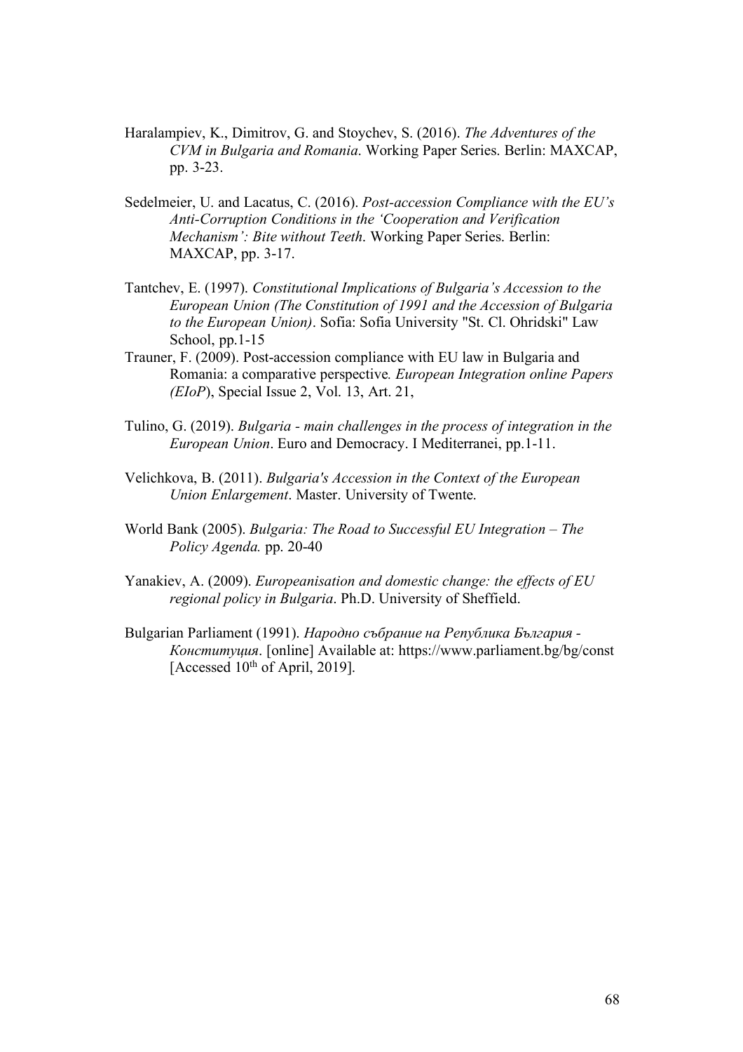Haralampiev, K., Dimitrov, G. and Stoychev, S. (2016). *The Adventures of the CVM in Bulgaria and Romania*. Working Paper Series. Berlin: MAXCAP, pp. 3-23.

Sedelmeier, U. and Lacatus, C. (2016). *Post-accession Compliance with the EU's Anti-Corruption Conditions in the 'Cooperation and Verification Mechanism': Bite without Teeth*. Working Paper Series. Berlin: MAXCAP, pp. 3-17.

Tantchev, E. (1997). *Constitutional Implications of Bulgaria's Accession to the European Union (The Constitution of 1991 and the Accession of Bulgaria to the European Union)*. Sofia: Sofia University "St. Cl. Ohridski" Law School, pp.1-15

Trauner, F. (2009). Post-accession compliance with EU law in Bulgaria and Romania: a comparative perspective*. European Integration online Papers (EIoP*), Special Issue 2, Vol. 13, Art. 21,

Tulino, G. (2019). *Bulgaria - main challenges in the process of integration in the European Union*. Euro and Democracy. I Mediterranei, pp.1-11.

Velichkova, B. (2011). *Bulgaria's Accession in the Context of the European Union Enlargement*. Master. University of Twente.

World Bank (2005). *Bulgaria: The Road to Successful EU Integration – The Policy Agenda.* pp. 20-40

Yanakiev, A. (2009). *Europeanisation and domestic change: the effects of EU regional policy in Bulgaria*. Ph.D. University of Sheffield.

Bulgarian Parliament (1991). *Народно събрание на Република България - Конституция*. [online] Available at: https://www.parliament.bg/bg/const [Accessed 10th of April, 2019].